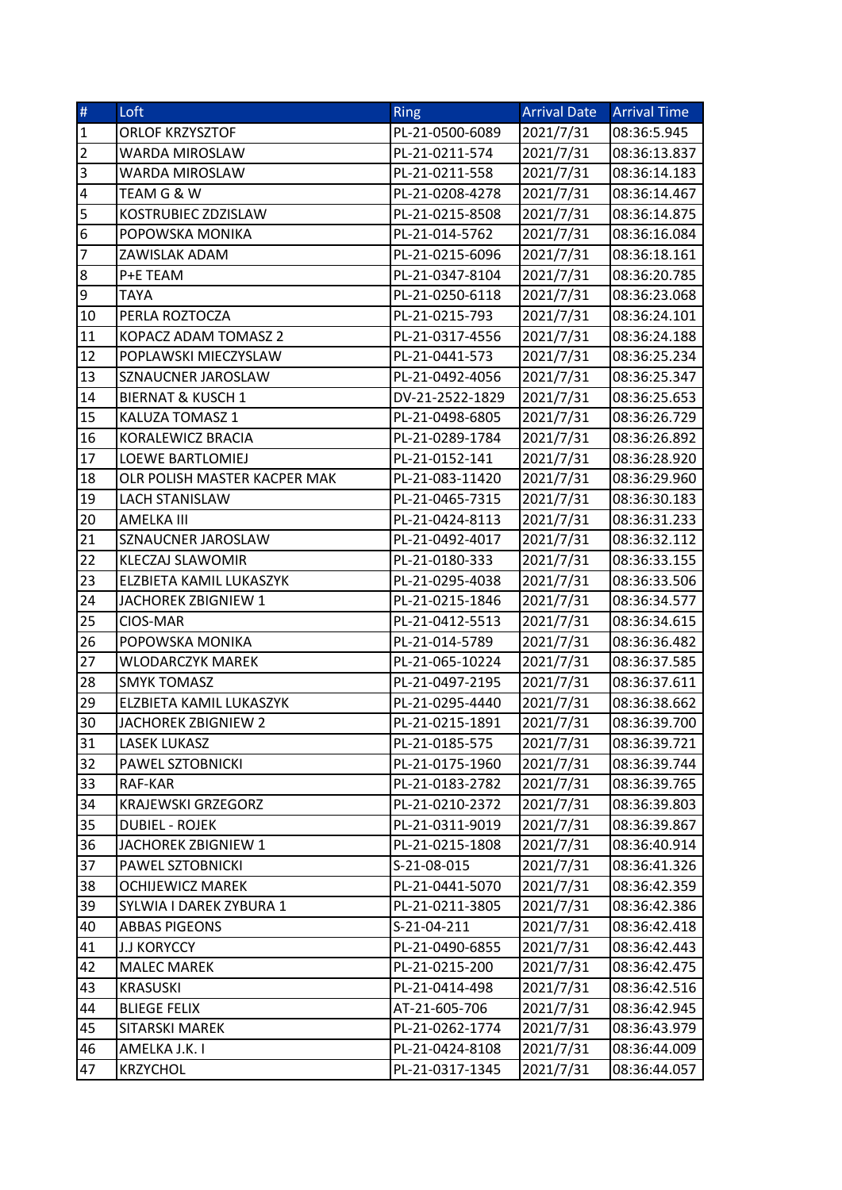| # | Loft | Ring | Arrival Date | Arrival Time |
|---|---|---|---|---|
| 1 | ORLOF KRZYSZTOF | PL-21-0500-6089 | 2021/7/31 | 08:36:5.945 |
| 2 | WARDA MIROSLAW | PL-21-0211-574 | 2021/7/31 | 08:36:13.837 |
| 3 | WARDA MIROSLAW | PL-21-0211-558 | 2021/7/31 | 08:36:14.183 |
| 4 | TEAM G & W | PL-21-0208-4278 | 2021/7/31 | 08:36:14.467 |
| 5 | KOSTRUBIEC ZDZISLAW | PL-21-0215-8508 | 2021/7/31 | 08:36:14.875 |
| 6 | POPOWSKA MONIKA | PL-21-014-5762 | 2021/7/31 | 08:36:16.084 |
| 7 | ZAWISLAK ADAM | PL-21-0215-6096 | 2021/7/31 | 08:36:18.161 |
| 8 | P+E TEAM | PL-21-0347-8104 | 2021/7/31 | 08:36:20.785 |
| 9 | TAYA | PL-21-0250-6118 | 2021/7/31 | 08:36:23.068 |
| 10 | PERLA ROZTOCZA | PL-21-0215-793 | 2021/7/31 | 08:36:24.101 |
| 11 | KOPACZ ADAM TOMASZ 2 | PL-21-0317-4556 | 2021/7/31 | 08:36:24.188 |
| 12 | POPLAWSKI MIECZYSLAW | PL-21-0441-573 | 2021/7/31 | 08:36:25.234 |
| 13 | SZNAUCNER JAROSLAW | PL-21-0492-4056 | 2021/7/31 | 08:36:25.347 |
| 14 | BIERNAT & KUSCH 1 | DV-21-2522-1829 | 2021/7/31 | 08:36:25.653 |
| 15 | KALUZA TOMASZ 1 | PL-21-0498-6805 | 2021/7/31 | 08:36:26.729 |
| 16 | KORALEWICZ BRACIA | PL-21-0289-1784 | 2021/7/31 | 08:36:26.892 |
| 17 | LOEWE BARTLOMIEJ | PL-21-0152-141 | 2021/7/31 | 08:36:28.920 |
| 18 | OLR POLISH MASTER KACPER MAK | PL-21-083-11420 | 2021/7/31 | 08:36:29.960 |
| 19 | LACH STANISLAW | PL-21-0465-7315 | 2021/7/31 | 08:36:30.183 |
| 20 | AMELKA III | PL-21-0424-8113 | 2021/7/31 | 08:36:31.233 |
| 21 | SZNAUCNER JAROSLAW | PL-21-0492-4017 | 2021/7/31 | 08:36:32.112 |
| 22 | KLECZAJ SLAWOMIR | PL-21-0180-333 | 2021/7/31 | 08:36:33.155 |
| 23 | ELZBIETA KAMIL LUKASZYK | PL-21-0295-4038 | 2021/7/31 | 08:36:33.506 |
| 24 | JACHOREK ZBIGNIEW 1 | PL-21-0215-1846 | 2021/7/31 | 08:36:34.577 |
| 25 | CIOS-MAR | PL-21-0412-5513 | 2021/7/31 | 08:36:34.615 |
| 26 | POPOWSKA MONIKA | PL-21-014-5789 | 2021/7/31 | 08:36:36.482 |
| 27 | WLODARCZYK MAREK | PL-21-065-10224 | 2021/7/31 | 08:36:37.585 |
| 28 | SMYK TOMASZ | PL-21-0497-2195 | 2021/7/31 | 08:36:37.611 |
| 29 | ELZBIETA KAMIL LUKASZYK | PL-21-0295-4440 | 2021/7/31 | 08:36:38.662 |
| 30 | JACHOREK ZBIGNIEW 2 | PL-21-0215-1891 | 2021/7/31 | 08:36:39.700 |
| 31 | LASEK LUKASZ | PL-21-0185-575 | 2021/7/31 | 08:36:39.721 |
| 32 | PAWEL SZTOBNICKI | PL-21-0175-1960 | 2021/7/31 | 08:36:39.744 |
| 33 | RAF-KAR | PL-21-0183-2782 | 2021/7/31 | 08:36:39.765 |
| 34 | KRAJEWSKI GRZEGORZ | PL-21-0210-2372 | 2021/7/31 | 08:36:39.803 |
| 35 | DUBIEL - ROJEK | PL-21-0311-9019 | 2021/7/31 | 08:36:39.867 |
| 36 | JACHOREK ZBIGNIEW 1 | PL-21-0215-1808 | 2021/7/31 | 08:36:40.914 |
| 37 | PAWEL SZTOBNICKI | S-21-08-015 | 2021/7/31 | 08:36:41.326 |
| 38 | OCHIJEWICZ MAREK | PL-21-0441-5070 | 2021/7/31 | 08:36:42.359 |
| 39 | SYLWIA I DAREK ZYBURA 1 | PL-21-0211-3805 | 2021/7/31 | 08:36:42.386 |
| 40 | ABBAS PIGEONS | S-21-04-211 | 2021/7/31 | 08:36:42.418 |
| 41 | J.J KORYCCY | PL-21-0490-6855 | 2021/7/31 | 08:36:42.443 |
| 42 | MALEC MAREK | PL-21-0215-200 | 2021/7/31 | 08:36:42.475 |
| 43 | KRASUSKI | PL-21-0414-498 | 2021/7/31 | 08:36:42.516 |
| 44 | BLIEGE FELIX | AT-21-605-706 | 2021/7/31 | 08:36:42.945 |
| 45 | SITARSKI MAREK | PL-21-0262-1774 | 2021/7/31 | 08:36:43.979 |
| 46 | AMELKA J.K. I | PL-21-0424-8108 | 2021/7/31 | 08:36:44.009 |
| 47 | KRZYCHOL | PL-21-0317-1345 | 2021/7/31 | 08:36:44.057 |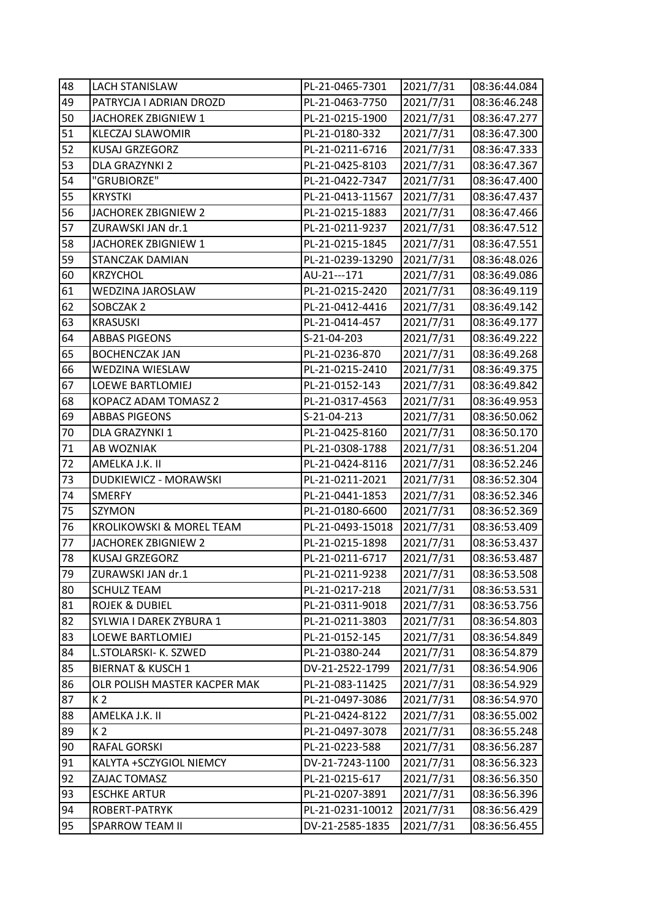| 48 | LACH STANISLAW | PL-21-0465-7301 | 2021/7/31 | 08:36:44.084 |
|---|---|---|---|---|
| 49 | PATRYCJA I ADRIAN DROZD | PL-21-0463-7750 | 2021/7/31 | 08:36:46.248 |
| 50 | JACHOREK ZBIGNIEW 1 | PL-21-0215-1900 | 2021/7/31 | 08:36:47.277 |
| 51 | KLECZAJ SLAWOMIR | PL-21-0180-332 | 2021/7/31 | 08:36:47.300 |
| 52 | KUSAJ GRZEGORZ | PL-21-0211-6716 | 2021/7/31 | 08:36:47.333 |
| 53 | DLA GRAZYNKI 2 | PL-21-0425-8103 | 2021/7/31 | 08:36:47.367 |
| 54 | "GRUBIORZE" | PL-21-0422-7347 | 2021/7/31 | 08:36:47.400 |
| 55 | KRYSTKI | PL-21-0413-11567 | 2021/7/31 | 08:36:47.437 |
| 56 | JACHOREK ZBIGNIEW 2 | PL-21-0215-1883 | 2021/7/31 | 08:36:47.466 |
| 57 | ZURAWSKI JAN dr.1 | PL-21-0211-9237 | 2021/7/31 | 08:36:47.512 |
| 58 | JACHOREK ZBIGNIEW 1 | PL-21-0215-1845 | 2021/7/31 | 08:36:47.551 |
| 59 | STANCZAK DAMIAN | PL-21-0239-13290 | 2021/7/31 | 08:36:48.026 |
| 60 | KRZYCHOL | AU-21---171 | 2021/7/31 | 08:36:49.086 |
| 61 | WEDZINA JAROSLAW | PL-21-0215-2420 | 2021/7/31 | 08:36:49.119 |
| 62 | SOBCZAK 2 | PL-21-0412-4416 | 2021/7/31 | 08:36:49.142 |
| 63 | KRASUSKI | PL-21-0414-457 | 2021/7/31 | 08:36:49.177 |
| 64 | ABBAS PIGEONS | S-21-04-203 | 2021/7/31 | 08:36:49.222 |
| 65 | BOCHENCZAK JAN | PL-21-0236-870 | 2021/7/31 | 08:36:49.268 |
| 66 | WEDZINA WIESLAW | PL-21-0215-2410 | 2021/7/31 | 08:36:49.375 |
| 67 | LOEWE BARTLOMIEJ | PL-21-0152-143 | 2021/7/31 | 08:36:49.842 |
| 68 | KOPACZ ADAM TOMASZ 2 | PL-21-0317-4563 | 2021/7/31 | 08:36:49.953 |
| 69 | ABBAS PIGEONS | S-21-04-213 | 2021/7/31 | 08:36:50.062 |
| 70 | DLA GRAZYNKI 1 | PL-21-0425-8160 | 2021/7/31 | 08:36:50.170 |
| 71 | AB WOZNIAK | PL-21-0308-1788 | 2021/7/31 | 08:36:51.204 |
| 72 | AMELKA J.K. II | PL-21-0424-8116 | 2021/7/31 | 08:36:52.246 |
| 73 | DUDKIEWICZ - MORAWSKI | PL-21-0211-2021 | 2021/7/31 | 08:36:52.304 |
| 74 | SMERFY | PL-21-0441-1853 | 2021/7/31 | 08:36:52.346 |
| 75 | SZYMON | PL-21-0180-6600 | 2021/7/31 | 08:36:52.369 |
| 76 | KROLIKOWSKI & MOREL TEAM | PL-21-0493-15018 | 2021/7/31 | 08:36:53.409 |
| 77 | JACHOREK ZBIGNIEW 2 | PL-21-0215-1898 | 2021/7/31 | 08:36:53.437 |
| 78 | KUSAJ GRZEGORZ | PL-21-0211-6717 | 2021/7/31 | 08:36:53.487 |
| 79 | ZURAWSKI JAN dr.1 | PL-21-0211-9238 | 2021/7/31 | 08:36:53.508 |
| 80 | SCHULZ TEAM | PL-21-0217-218 | 2021/7/31 | 08:36:53.531 |
| 81 | ROJEK & DUBIEL | PL-21-0311-9018 | 2021/7/31 | 08:36:53.756 |
| 82 | SYLWIA I DAREK ZYBURA 1 | PL-21-0211-3803 | 2021/7/31 | 08:36:54.803 |
| 83 | LOEWE BARTLOMIEJ | PL-21-0152-145 | 2021/7/31 | 08:36:54.849 |
| 84 | L.STOLARSKI- K. SZWED | PL-21-0380-244 | 2021/7/31 | 08:36:54.879 |
| 85 | BIERNAT & KUSCH 1 | DV-21-2522-1799 | 2021/7/31 | 08:36:54.906 |
| 86 | OLR POLISH MASTER KACPER MAK | PL-21-083-11425 | 2021/7/31 | 08:36:54.929 |
| 87 | K 2 | PL-21-0497-3086 | 2021/7/31 | 08:36:54.970 |
| 88 | AMELKA J.K. II | PL-21-0424-8122 | 2021/7/31 | 08:36:55.002 |
| 89 | K 2 | PL-21-0497-3078 | 2021/7/31 | 08:36:55.248 |
| 90 | RAFAL GORSKI | PL-21-0223-588 | 2021/7/31 | 08:36:56.287 |
| 91 | KALYTA +SCZYGIOL NIEMCY | DV-21-7243-1100 | 2021/7/31 | 08:36:56.323 |
| 92 | ZAJAC TOMASZ | PL-21-0215-617 | 2021/7/31 | 08:36:56.350 |
| 93 | ESCHKE ARTUR | PL-21-0207-3891 | 2021/7/31 | 08:36:56.396 |
| 94 | ROBERT-PATRYK | PL-21-0231-10012 | 2021/7/31 | 08:36:56.429 |
| 95 | SPARROW TEAM II | DV-21-2585-1835 | 2021/7/31 | 08:36:56.455 |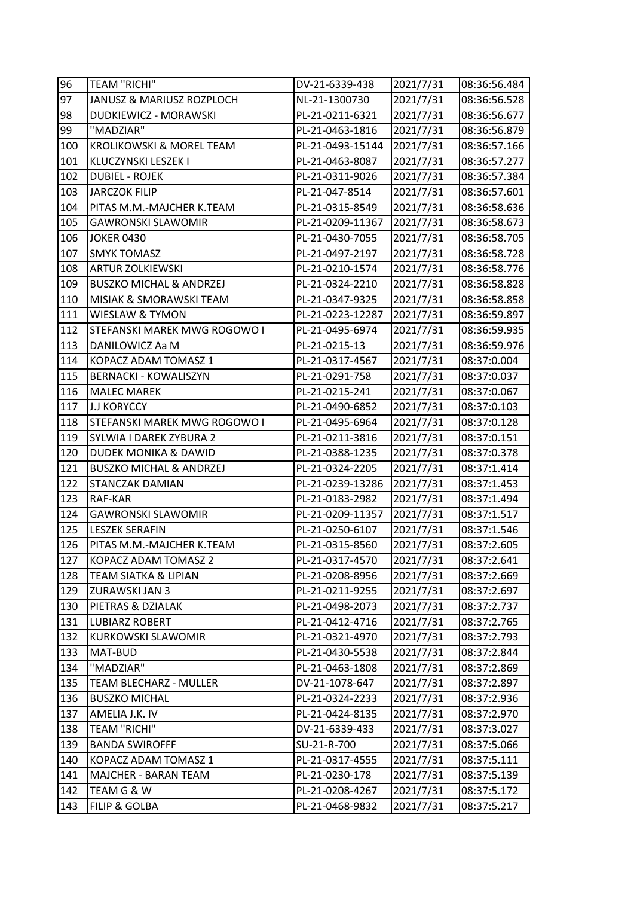| 96 | TEAM "RICHI" | DV-21-6339-438 | 2021/7/31 | 08:36:56.484 |
|---|---|---|---|---|
| 97 | JANUSZ & MARIUSZ ROZPLOCH | NL-21-1300730 | 2021/7/31 | 08:36:56.528 |
| 98 | DUDKIEWICZ - MORAWSKI | PL-21-0211-6321 | 2021/7/31 | 08:36:56.677 |
| 99 | "MADZIAR" | PL-21-0463-1816 | 2021/7/31 | 08:36:56.879 |
| 100 | KROLIKOWSKI & MOREL TEAM | PL-21-0493-15144 | 2021/7/31 | 08:36:57.166 |
| 101 | KLUCZYNSKI LESZEK I | PL-21-0463-8087 | 2021/7/31 | 08:36:57.277 |
| 102 | DUBIEL - ROJEK | PL-21-0311-9026 | 2021/7/31 | 08:36:57.384 |
| 103 | JARCZOK FILIP | PL-21-047-8514 | 2021/7/31 | 08:36:57.601 |
| 104 | PITAS M.M.-MAJCHER K.TEAM | PL-21-0315-8549 | 2021/7/31 | 08:36:58.636 |
| 105 | GAWRONSKI SLAWOMIR | PL-21-0209-11367 | 2021/7/31 | 08:36:58.673 |
| 106 | JOKER 0430 | PL-21-0430-7055 | 2021/7/31 | 08:36:58.705 |
| 107 | SMYK TOMASZ | PL-21-0497-2197 | 2021/7/31 | 08:36:58.728 |
| 108 | ARTUR ZOLKIEWSKI | PL-21-0210-1574 | 2021/7/31 | 08:36:58.776 |
| 109 | BUSZKO MICHAL & ANDRZEJ | PL-21-0324-2210 | 2021/7/31 | 08:36:58.828 |
| 110 | MISIAK & SMORAWSKI TEAM | PL-21-0347-9325 | 2021/7/31 | 08:36:58.858 |
| 111 | WIESLAW & TYMON | PL-21-0223-12287 | 2021/7/31 | 08:36:59.897 |
| 112 | STEFANSKI MAREK MWG ROGOWO I | PL-21-0495-6974 | 2021/7/31 | 08:36:59.935 |
| 113 | DANILOWICZ Aa M | PL-21-0215-13 | 2021/7/31 | 08:36:59.976 |
| 114 | KOPACZ ADAM TOMASZ 1 | PL-21-0317-4567 | 2021/7/31 | 08:37:0.004 |
| 115 | BERNACKI - KOWALISZYN | PL-21-0291-758 | 2021/7/31 | 08:37:0.037 |
| 116 | MALEC MAREK | PL-21-0215-241 | 2021/7/31 | 08:37:0.067 |
| 117 | J.J KORYCCY | PL-21-0490-6852 | 2021/7/31 | 08:37:0.103 |
| 118 | STEFANSKI MAREK MWG ROGOWO I | PL-21-0495-6964 | 2021/7/31 | 08:37:0.128 |
| 119 | SYLWIA I DAREK ZYBURA 2 | PL-21-0211-3816 | 2021/7/31 | 08:37:0.151 |
| 120 | DUDEK MONIKA & DAWID | PL-21-0388-1235 | 2021/7/31 | 08:37:0.378 |
| 121 | BUSZKO MICHAL & ANDRZEJ | PL-21-0324-2205 | 2021/7/31 | 08:37:1.414 |
| 122 | STANCZAK DAMIAN | PL-21-0239-13286 | 2021/7/31 | 08:37:1.453 |
| 123 | RAF-KAR | PL-21-0183-2982 | 2021/7/31 | 08:37:1.494 |
| 124 | GAWRONSKI SLAWOMIR | PL-21-0209-11357 | 2021/7/31 | 08:37:1.517 |
| 125 | LESZEK SERAFIN | PL-21-0250-6107 | 2021/7/31 | 08:37:1.546 |
| 126 | PITAS M.M.-MAJCHER K.TEAM | PL-21-0315-8560 | 2021/7/31 | 08:37:2.605 |
| 127 | KOPACZ ADAM TOMASZ 2 | PL-21-0317-4570 | 2021/7/31 | 08:37:2.641 |
| 128 | TEAM SIATKA & LIPIAN | PL-21-0208-8956 | 2021/7/31 | 08:37:2.669 |
| 129 | ZURAWSKI JAN 3 | PL-21-0211-9255 | 2021/7/31 | 08:37:2.697 |
| 130 | PIETRAS & DZIALAK | PL-21-0498-2073 | 2021/7/31 | 08:37:2.737 |
| 131 | LUBIARZ ROBERT | PL-21-0412-4716 | 2021/7/31 | 08:37:2.765 |
| 132 | KURKOWSKI SLAWOMIR | PL-21-0321-4970 | 2021/7/31 | 08:37:2.793 |
| 133 | MAT-BUD | PL-21-0430-5538 | 2021/7/31 | 08:37:2.844 |
| 134 | "MADZIAR" | PL-21-0463-1808 | 2021/7/31 | 08:37:2.869 |
| 135 | TEAM BLECHARZ - MULLER | DV-21-1078-647 | 2021/7/31 | 08:37:2.897 |
| 136 | BUSZKO MICHAL | PL-21-0324-2233 | 2021/7/31 | 08:37:2.936 |
| 137 | AMELIA J.K. IV | PL-21-0424-8135 | 2021/7/31 | 08:37:2.970 |
| 138 | TEAM "RICHI" | DV-21-6339-433 | 2021/7/31 | 08:37:3.027 |
| 139 | BANDA SWIROFFF | SU-21-R-700 | 2021/7/31 | 08:37:5.066 |
| 140 | KOPACZ ADAM TOMASZ 1 | PL-21-0317-4555 | 2021/7/31 | 08:37:5.111 |
| 141 | MAJCHER - BARAN TEAM | PL-21-0230-178 | 2021/7/31 | 08:37:5.139 |
| 142 | TEAM G & W | PL-21-0208-4267 | 2021/7/31 | 08:37:5.172 |
| 143 | FILIP & GOLBA | PL-21-0468-9832 | 2021/7/31 | 08:37:5.217 |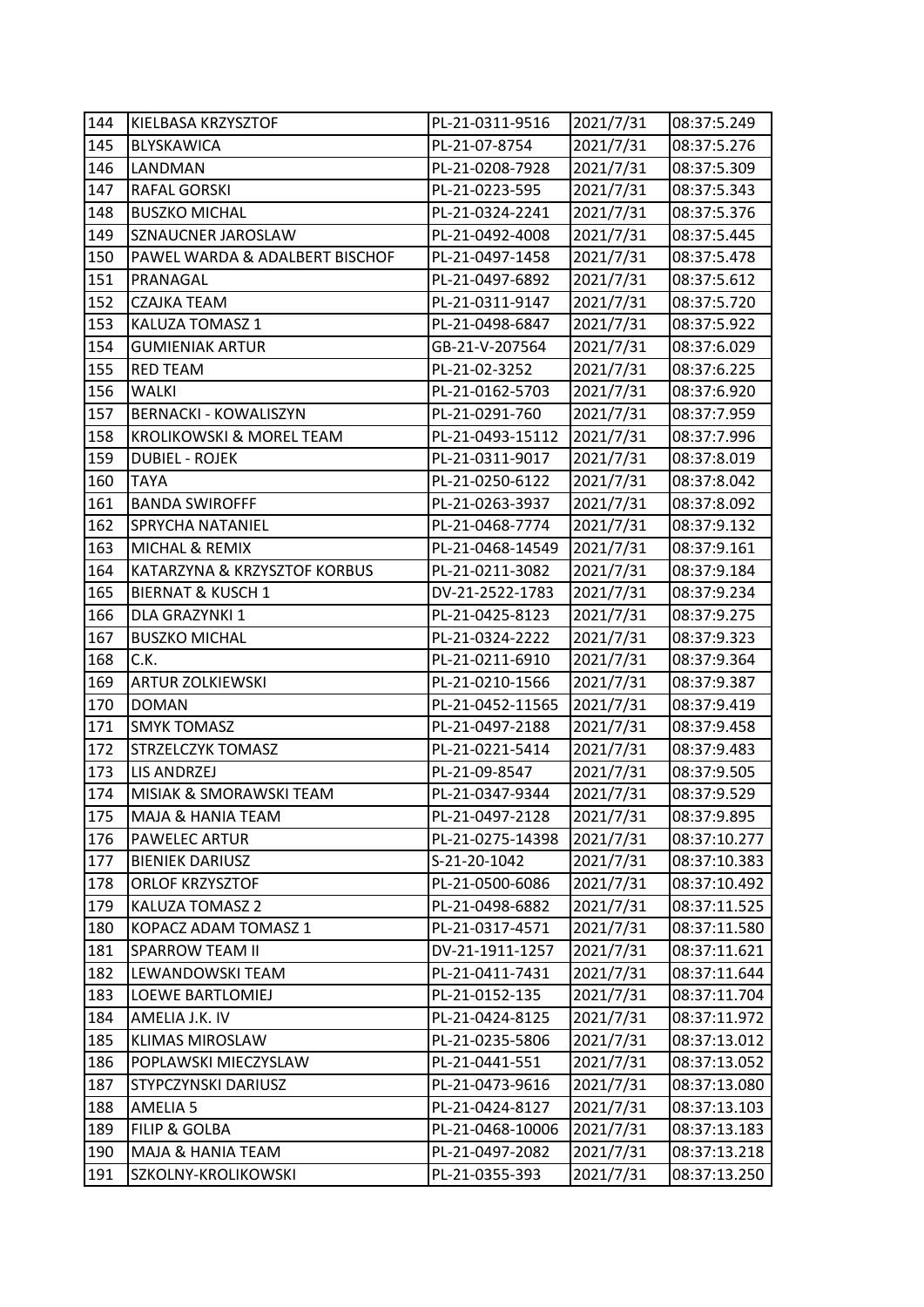| 144 | KIELBASA KRZYSZTOF | PL-21-0311-9516 | 2021/7/31 | 08:37:5.249 |
|---|---|---|---|---|
| 145 | BLYSKAWICA | PL-21-07-8754 | 2021/7/31 | 08:37:5.276 |
| 146 | LANDMAN | PL-21-0208-7928 | 2021/7/31 | 08:37:5.309 |
| 147 | RAFAL GORSKI | PL-21-0223-595 | 2021/7/31 | 08:37:5.343 |
| 148 | BUSZKO MICHAL | PL-21-0324-2241 | 2021/7/31 | 08:37:5.376 |
| 149 | SZNAUCNER JAROSLAW | PL-21-0492-4008 | 2021/7/31 | 08:37:5.445 |
| 150 | PAWEL WARDA & ADALBERT BISCHOF | PL-21-0497-1458 | 2021/7/31 | 08:37:5.478 |
| 151 | PRANAGAL | PL-21-0497-6892 | 2021/7/31 | 08:37:5.612 |
| 152 | CZAJKA TEAM | PL-21-0311-9147 | 2021/7/31 | 08:37:5.720 |
| 153 | KALUZA TOMASZ 1 | PL-21-0498-6847 | 2021/7/31 | 08:37:5.922 |
| 154 | GUMIENIAK ARTUR | GB-21-V-207564 | 2021/7/31 | 08:37:6.029 |
| 155 | RED TEAM | PL-21-02-3252 | 2021/7/31 | 08:37:6.225 |
| 156 | WALKI | PL-21-0162-5703 | 2021/7/31 | 08:37:6.920 |
| 157 | BERNACKI - KOWALISZYN | PL-21-0291-760 | 2021/7/31 | 08:37:7.959 |
| 158 | KROLIKOWSKI & MOREL TEAM | PL-21-0493-15112 | 2021/7/31 | 08:37:7.996 |
| 159 | DUBIEL - ROJEK | PL-21-0311-9017 | 2021/7/31 | 08:37:8.019 |
| 160 | TAYA | PL-21-0250-6122 | 2021/7/31 | 08:37:8.042 |
| 161 | BANDA SWIROFFF | PL-21-0263-3937 | 2021/7/31 | 08:37:8.092 |
| 162 | SPRYCHA NATANIEL | PL-21-0468-7774 | 2021/7/31 | 08:37:9.132 |
| 163 | MICHAL & REMIX | PL-21-0468-14549 | 2021/7/31 | 08:37:9.161 |
| 164 | KATARZYNA & KRZYSZTOF KORBUS | PL-21-0211-3082 | 2021/7/31 | 08:37:9.184 |
| 165 | BIERNAT & KUSCH 1 | DV-21-2522-1783 | 2021/7/31 | 08:37:9.234 |
| 166 | DLA GRAZYNKI 1 | PL-21-0425-8123 | 2021/7/31 | 08:37:9.275 |
| 167 | BUSZKO MICHAL | PL-21-0324-2222 | 2021/7/31 | 08:37:9.323 |
| 168 | C.K. | PL-21-0211-6910 | 2021/7/31 | 08:37:9.364 |
| 169 | ARTUR ZOLKIEWSKI | PL-21-0210-1566 | 2021/7/31 | 08:37:9.387 |
| 170 | DOMAN | PL-21-0452-11565 | 2021/7/31 | 08:37:9.419 |
| 171 | SMYK TOMASZ | PL-21-0497-2188 | 2021/7/31 | 08:37:9.458 |
| 172 | STRZELCZYK TOMASZ | PL-21-0221-5414 | 2021/7/31 | 08:37:9.483 |
| 173 | LIS ANDRZEJ | PL-21-09-8547 | 2021/7/31 | 08:37:9.505 |
| 174 | MISIAK & SMORAWSKI TEAM | PL-21-0347-9344 | 2021/7/31 | 08:37:9.529 |
| 175 | MAJA & HANIA TEAM | PL-21-0497-2128 | 2021/7/31 | 08:37:9.895 |
| 176 | PAWELEC ARTUR | PL-21-0275-14398 | 2021/7/31 | 08:37:10.277 |
| 177 | BIENIEK DARIUSZ | S-21-20-1042 | 2021/7/31 | 08:37:10.383 |
| 178 | ORLOF KRZYSZTOF | PL-21-0500-6086 | 2021/7/31 | 08:37:10.492 |
| 179 | KALUZA TOMASZ 2 | PL-21-0498-6882 | 2021/7/31 | 08:37:11.525 |
| 180 | KOPACZ ADAM TOMASZ 1 | PL-21-0317-4571 | 2021/7/31 | 08:37:11.580 |
| 181 | SPARROW TEAM II | DV-21-1911-1257 | 2021/7/31 | 08:37:11.621 |
| 182 | LEWANDOWSKI TEAM | PL-21-0411-7431 | 2021/7/31 | 08:37:11.644 |
| 183 | LOEWE BARTLOMIEJ | PL-21-0152-135 | 2021/7/31 | 08:37:11.704 |
| 184 | AMELIA J.K. IV | PL-21-0424-8125 | 2021/7/31 | 08:37:11.972 |
| 185 | KLIMAS MIROSLAW | PL-21-0235-5806 | 2021/7/31 | 08:37:13.012 |
| 186 | POPLAWSKI MIECZYSLAW | PL-21-0441-551 | 2021/7/31 | 08:37:13.052 |
| 187 | STYPCZYNSKI DARIUSZ | PL-21-0473-9616 | 2021/7/31 | 08:37:13.080 |
| 188 | AMELIA 5 | PL-21-0424-8127 | 2021/7/31 | 08:37:13.103 |
| 189 | FILIP & GOLBA | PL-21-0468-10006 | 2021/7/31 | 08:37:13.183 |
| 190 | MAJA & HANIA TEAM | PL-21-0497-2082 | 2021/7/31 | 08:37:13.218 |
| 191 | SZKOLNY-KROLIKOWSKI | PL-21-0355-393 | 2021/7/31 | 08:37:13.250 |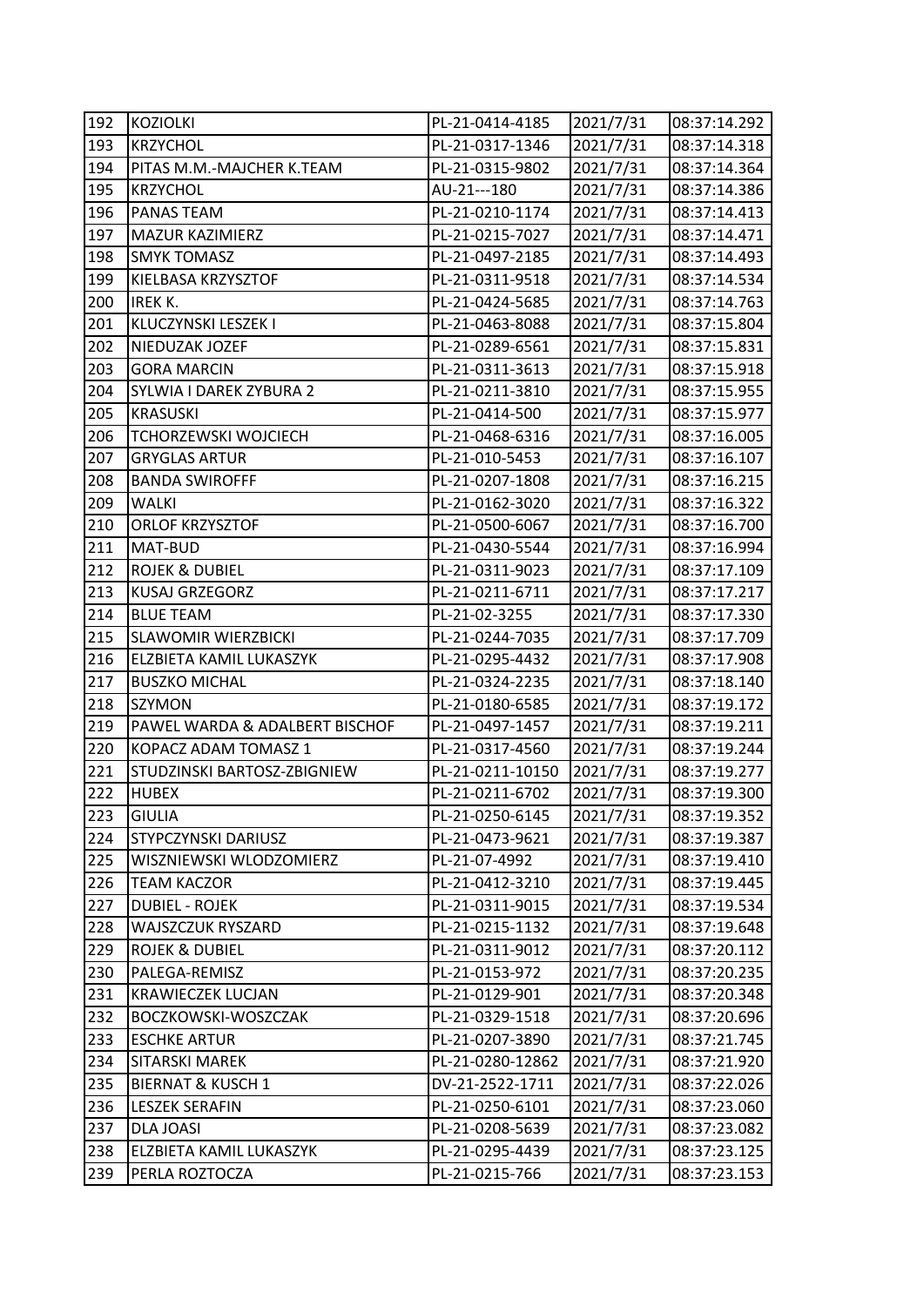| 192 | KOZIOLKI | PL-21-0414-4185 | 2021/7/31 | 08:37:14.292 |
|---|---|---|---|---|
| 193 | KRZYCHOL | PL-21-0317-1346 | 2021/7/31 | 08:37:14.318 |
| 194 | PITAS M.M.-MAJCHER K.TEAM | PL-21-0315-9802 | 2021/7/31 | 08:37:14.364 |
| 195 | KRZYCHOL | AU-21---180 | 2021/7/31 | 08:37:14.386 |
| 196 | PANAS TEAM | PL-21-0210-1174 | 2021/7/31 | 08:37:14.413 |
| 197 | MAZUR KAZIMIERZ | PL-21-0215-7027 | 2021/7/31 | 08:37:14.471 |
| 198 | SMYK TOMASZ | PL-21-0497-2185 | 2021/7/31 | 08:37:14.493 |
| 199 | KIELBASA KRZYSZTOF | PL-21-0311-9518 | 2021/7/31 | 08:37:14.534 |
| 200 | IREK K. | PL-21-0424-5685 | 2021/7/31 | 08:37:14.763 |
| 201 | KLUCZYNSKI LESZEK I | PL-21-0463-8088 | 2021/7/31 | 08:37:15.804 |
| 202 | NIEDUZAK JOZEF | PL-21-0289-6561 | 2021/7/31 | 08:37:15.831 |
| 203 | GORA MARCIN | PL-21-0311-3613 | 2021/7/31 | 08:37:15.918 |
| 204 | SYLWIA I DAREK ZYBURA 2 | PL-21-0211-3810 | 2021/7/31 | 08:37:15.955 |
| 205 | KRASUSKI | PL-21-0414-500 | 2021/7/31 | 08:37:15.977 |
| 206 | TCHORZEWSKI WOJCIECH | PL-21-0468-6316 | 2021/7/31 | 08:37:16.005 |
| 207 | GRYGLAS ARTUR | PL-21-010-5453 | 2021/7/31 | 08:37:16.107 |
| 208 | BANDA SWIROFFF | PL-21-0207-1808 | 2021/7/31 | 08:37:16.215 |
| 209 | WALKI | PL-21-0162-3020 | 2021/7/31 | 08:37:16.322 |
| 210 | ORLOF KRZYSZTOF | PL-21-0500-6067 | 2021/7/31 | 08:37:16.700 |
| 211 | MAT-BUD | PL-21-0430-5544 | 2021/7/31 | 08:37:16.994 |
| 212 | ROJEK & DUBIEL | PL-21-0311-9023 | 2021/7/31 | 08:37:17.109 |
| 213 | KUSAJ GRZEGORZ | PL-21-0211-6711 | 2021/7/31 | 08:37:17.217 |
| 214 | BLUE TEAM | PL-21-02-3255 | 2021/7/31 | 08:37:17.330 |
| 215 | SLAWOMIR WIERZBICKI | PL-21-0244-7035 | 2021/7/31 | 08:37:17.709 |
| 216 | ELZBIETA KAMIL LUKASZYK | PL-21-0295-4432 | 2021/7/31 | 08:37:17.908 |
| 217 | BUSZKO MICHAL | PL-21-0324-2235 | 2021/7/31 | 08:37:18.140 |
| 218 | SZYMON | PL-21-0180-6585 | 2021/7/31 | 08:37:19.172 |
| 219 | PAWEL WARDA & ADALBERT BISCHOF | PL-21-0497-1457 | 2021/7/31 | 08:37:19.211 |
| 220 | KOPACZ ADAM TOMASZ 1 | PL-21-0317-4560 | 2021/7/31 | 08:37:19.244 |
| 221 | STUDZINSKI BARTOSZ-ZBIGNIEW | PL-21-0211-10150 | 2021/7/31 | 08:37:19.277 |
| 222 | HUBEX | PL-21-0211-6702 | 2021/7/31 | 08:37:19.300 |
| 223 | GIULIA | PL-21-0250-6145 | 2021/7/31 | 08:37:19.352 |
| 224 | STYPCZYNSKI DARIUSZ | PL-21-0473-9621 | 2021/7/31 | 08:37:19.387 |
| 225 | WISZNIEWSKI WLODZOMIERZ | PL-21-07-4992 | 2021/7/31 | 08:37:19.410 |
| 226 | TEAM KACZOR | PL-21-0412-3210 | 2021/7/31 | 08:37:19.445 |
| 227 | DUBIEL - ROJEK | PL-21-0311-9015 | 2021/7/31 | 08:37:19.534 |
| 228 | WAJSZCZUK RYSZARD | PL-21-0215-1132 | 2021/7/31 | 08:37:19.648 |
| 229 | ROJEK & DUBIEL | PL-21-0311-9012 | 2021/7/31 | 08:37:20.112 |
| 230 | PALEGA-REMISZ | PL-21-0153-972 | 2021/7/31 | 08:37:20.235 |
| 231 | KRAWIECZEK LUCJAN | PL-21-0129-901 | 2021/7/31 | 08:37:20.348 |
| 232 | BOCZKOWSKI-WOSZCZAK | PL-21-0329-1518 | 2021/7/31 | 08:37:20.696 |
| 233 | ESCHKE ARTUR | PL-21-0207-3890 | 2021/7/31 | 08:37:21.745 |
| 234 | SITARSKI MAREK | PL-21-0280-12862 | 2021/7/31 | 08:37:21.920 |
| 235 | BIERNAT & KUSCH 1 | DV-21-2522-1711 | 2021/7/31 | 08:37:22.026 |
| 236 | LESZEK SERAFIN | PL-21-0250-6101 | 2021/7/31 | 08:37:23.060 |
| 237 | DLA JOASI | PL-21-0208-5639 | 2021/7/31 | 08:37:23.082 |
| 238 | ELZBIETA KAMIL LUKASZYK | PL-21-0295-4439 | 2021/7/31 | 08:37:23.125 |
| 239 | PERLA ROZTOCZA | PL-21-0215-766 | 2021/7/31 | 08:37:23.153 |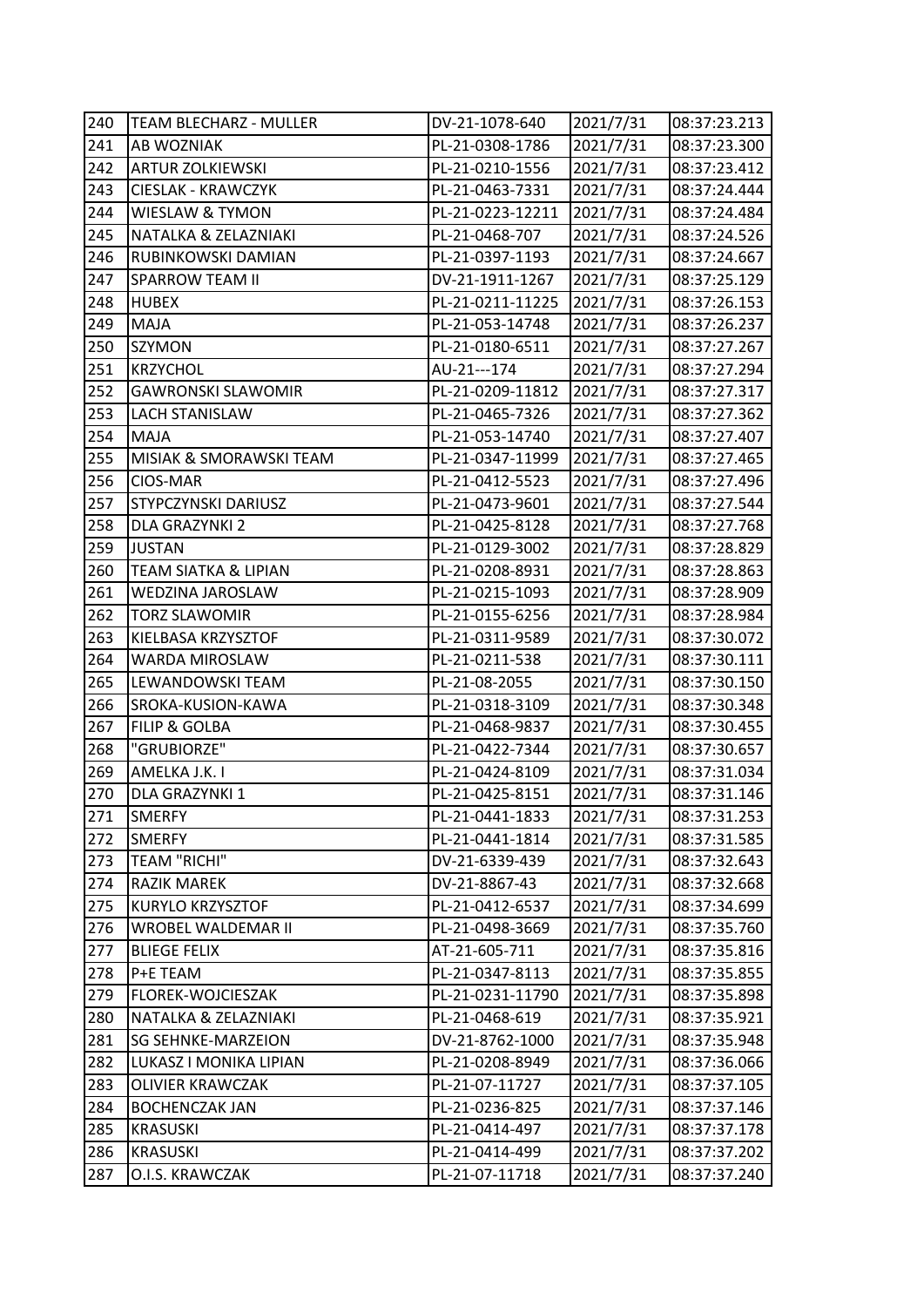| 240 | TEAM BLECHARZ - MULLER | DV-21-1078-640 | 2021/7/31 | 08:37:23.213 |
|---|---|---|---|---|
| 241 | AB WOZNIAK | PL-21-0308-1786 | 2021/7/31 | 08:37:23.300 |
| 242 | ARTUR ZOLKIEWSKI | PL-21-0210-1556 | 2021/7/31 | 08:37:23.412 |
| 243 | CIESLAK - KRAWCZYK | PL-21-0463-7331 | 2021/7/31 | 08:37:24.444 |
| 244 | WIESLAW & TYMON | PL-21-0223-12211 | 2021/7/31 | 08:37:24.484 |
| 245 | NATALKA & ZELAZNIAKI | PL-21-0468-707 | 2021/7/31 | 08:37:24.526 |
| 246 | RUBINKOWSKI DAMIAN | PL-21-0397-1193 | 2021/7/31 | 08:37:24.667 |
| 247 | SPARROW TEAM II | DV-21-1911-1267 | 2021/7/31 | 08:37:25.129 |
| 248 | HUBEX | PL-21-0211-11225 | 2021/7/31 | 08:37:26.153 |
| 249 | MAJA | PL-21-053-14748 | 2021/7/31 | 08:37:26.237 |
| 250 | SZYMON | PL-21-0180-6511 | 2021/7/31 | 08:37:27.267 |
| 251 | KRZYCHOL | AU-21---174 | 2021/7/31 | 08:37:27.294 |
| 252 | GAWRONSKI SLAWOMIR | PL-21-0209-11812 | 2021/7/31 | 08:37:27.317 |
| 253 | LACH STANISLAW | PL-21-0465-7326 | 2021/7/31 | 08:37:27.362 |
| 254 | MAJA | PL-21-053-14740 | 2021/7/31 | 08:37:27.407 |
| 255 | MISIAK & SMORAWSKI TEAM | PL-21-0347-11999 | 2021/7/31 | 08:37:27.465 |
| 256 | CIOS-MAR | PL-21-0412-5523 | 2021/7/31 | 08:37:27.496 |
| 257 | STYPCZYNSKI DARIUSZ | PL-21-0473-9601 | 2021/7/31 | 08:37:27.544 |
| 258 | DLA GRAZYNKI 2 | PL-21-0425-8128 | 2021/7/31 | 08:37:27.768 |
| 259 | JUSTAN | PL-21-0129-3002 | 2021/7/31 | 08:37:28.829 |
| 260 | TEAM SIATKA & LIPIAN | PL-21-0208-8931 | 2021/7/31 | 08:37:28.863 |
| 261 | WEDZINA JAROSLAW | PL-21-0215-1093 | 2021/7/31 | 08:37:28.909 |
| 262 | TORZ SLAWOMIR | PL-21-0155-6256 | 2021/7/31 | 08:37:28.984 |
| 263 | KIELBASA KRZYSZTOF | PL-21-0311-9589 | 2021/7/31 | 08:37:30.072 |
| 264 | WARDA MIROSLAW | PL-21-0211-538 | 2021/7/31 | 08:37:30.111 |
| 265 | LEWANDOWSKI TEAM | PL-21-08-2055 | 2021/7/31 | 08:37:30.150 |
| 266 | SROKA-KUSION-KAWA | PL-21-0318-3109 | 2021/7/31 | 08:37:30.348 |
| 267 | FILIP & GOLBA | PL-21-0468-9837 | 2021/7/31 | 08:37:30.455 |
| 268 | "GRUBIORZE" | PL-21-0422-7344 | 2021/7/31 | 08:37:30.657 |
| 269 | AMELKA J.K. I | PL-21-0424-8109 | 2021/7/31 | 08:37:31.034 |
| 270 | DLA GRAZYNKI 1 | PL-21-0425-8151 | 2021/7/31 | 08:37:31.146 |
| 271 | SMERFY | PL-21-0441-1833 | 2021/7/31 | 08:37:31.253 |
| 272 | SMERFY | PL-21-0441-1814 | 2021/7/31 | 08:37:31.585 |
| 273 | TEAM "RICHI" | DV-21-6339-439 | 2021/7/31 | 08:37:32.643 |
| 274 | RAZIK MAREK | DV-21-8867-43 | 2021/7/31 | 08:37:32.668 |
| 275 | KURYLO KRZYSZTOF | PL-21-0412-6537 | 2021/7/31 | 08:37:34.699 |
| 276 | WROBEL WALDEMAR II | PL-21-0498-3669 | 2021/7/31 | 08:37:35.760 |
| 277 | BLIEGE FELIX | AT-21-605-711 | 2021/7/31 | 08:37:35.816 |
| 278 | P+E TEAM | PL-21-0347-8113 | 2021/7/31 | 08:37:35.855 |
| 279 | FLOREK-WOJCIESZAK | PL-21-0231-11790 | 2021/7/31 | 08:37:35.898 |
| 280 | NATALKA & ZELAZNIAKI | PL-21-0468-619 | 2021/7/31 | 08:37:35.921 |
| 281 | SG SEHNKE-MARZEION | DV-21-8762-1000 | 2021/7/31 | 08:37:35.948 |
| 282 | LUKASZ I MONIKA LIPIAN | PL-21-0208-8949 | 2021/7/31 | 08:37:36.066 |
| 283 | OLIVIER KRAWCZAK | PL-21-07-11727 | 2021/7/31 | 08:37:37.105 |
| 284 | BOCHENCZAK JAN | PL-21-0236-825 | 2021/7/31 | 08:37:37.146 |
| 285 | KRASUSKI | PL-21-0414-497 | 2021/7/31 | 08:37:37.178 |
| 286 | KRASUSKI | PL-21-0414-499 | 2021/7/31 | 08:37:37.202 |
| 287 | O.I.S. KRAWCZAK | PL-21-07-11718 | 2021/7/31 | 08:37:37.240 |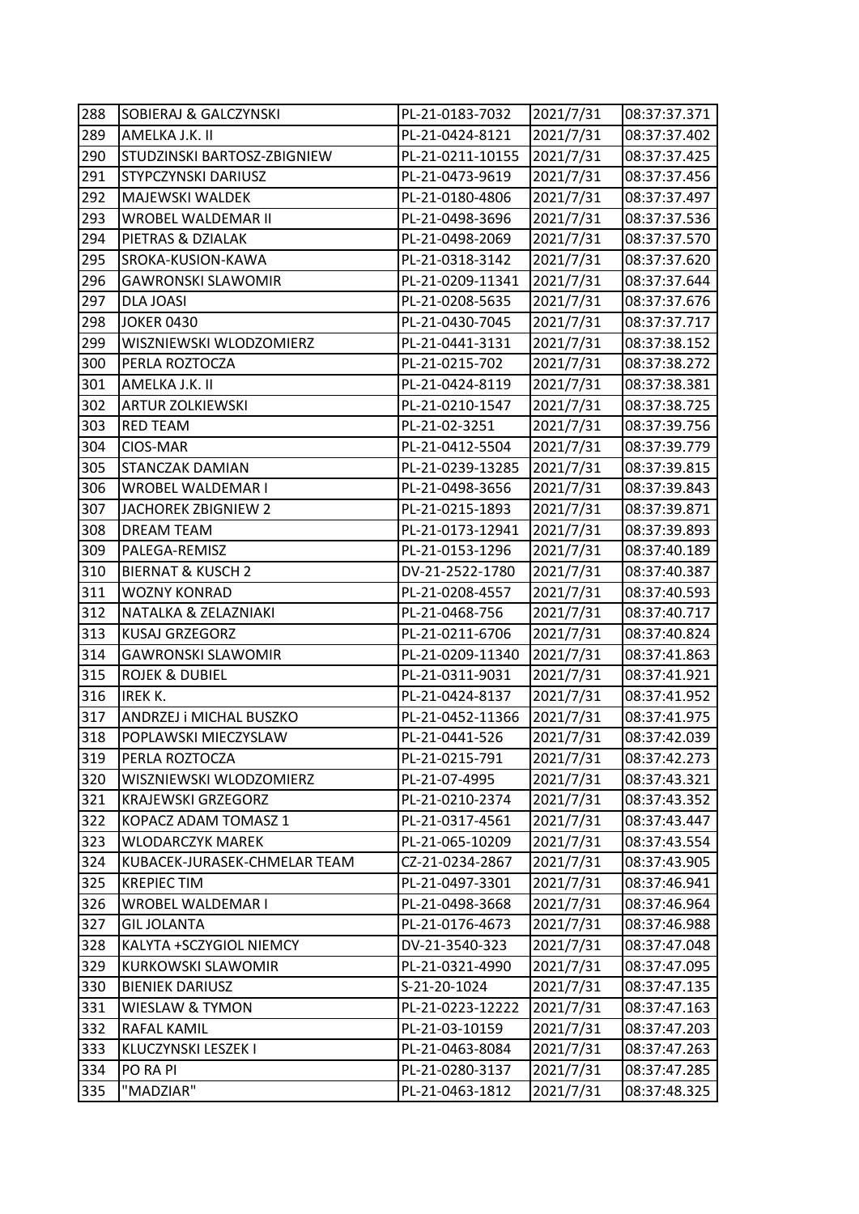| 288 | SOBIERAJ & GALCZYNSKI | PL-21-0183-7032 | 2021/7/31 | 08:37:37.371 |
|---|---|---|---|---|
| 289 | AMELKA J.K. II | PL-21-0424-8121 | 2021/7/31 | 08:37:37.402 |
| 290 | STUDZINSKI BARTOSZ-ZBIGNIEW | PL-21-0211-10155 | 2021/7/31 | 08:37:37.425 |
| 291 | STYPCZYNSKI DARIUSZ | PL-21-0473-9619 | 2021/7/31 | 08:37:37.456 |
| 292 | MAJEWSKI WALDEK | PL-21-0180-4806 | 2021/7/31 | 08:37:37.497 |
| 293 | WROBEL WALDEMAR II | PL-21-0498-3696 | 2021/7/31 | 08:37:37.536 |
| 294 | PIETRAS & DZIALAK | PL-21-0498-2069 | 2021/7/31 | 08:37:37.570 |
| 295 | SROKA-KUSION-KAWA | PL-21-0318-3142 | 2021/7/31 | 08:37:37.620 |
| 296 | GAWRONSKI SLAWOMIR | PL-21-0209-11341 | 2021/7/31 | 08:37:37.644 |
| 297 | DLA JOASI | PL-21-0208-5635 | 2021/7/31 | 08:37:37.676 |
| 298 | JOKER 0430 | PL-21-0430-7045 | 2021/7/31 | 08:37:37.717 |
| 299 | WISZNIEWSKI WLODZOMIERZ | PL-21-0441-3131 | 2021/7/31 | 08:37:38.152 |
| 300 | PERLA ROZTOCZA | PL-21-0215-702 | 2021/7/31 | 08:37:38.272 |
| 301 | AMELKA J.K. II | PL-21-0424-8119 | 2021/7/31 | 08:37:38.381 |
| 302 | ARTUR ZOLKIEWSKI | PL-21-0210-1547 | 2021/7/31 | 08:37:38.725 |
| 303 | RED TEAM | PL-21-02-3251 | 2021/7/31 | 08:37:39.756 |
| 304 | CIOS-MAR | PL-21-0412-5504 | 2021/7/31 | 08:37:39.779 |
| 305 | STANCZAK DAMIAN | PL-21-0239-13285 | 2021/7/31 | 08:37:39.815 |
| 306 | WROBEL WALDEMAR I | PL-21-0498-3656 | 2021/7/31 | 08:37:39.843 |
| 307 | JACHOREK ZBIGNIEW 2 | PL-21-0215-1893 | 2021/7/31 | 08:37:39.871 |
| 308 | DREAM TEAM | PL-21-0173-12941 | 2021/7/31 | 08:37:39.893 |
| 309 | PALEGA-REMISZ | PL-21-0153-1296 | 2021/7/31 | 08:37:40.189 |
| 310 | BIERNAT & KUSCH 2 | DV-21-2522-1780 | 2021/7/31 | 08:37:40.387 |
| 311 | WOZNY KONRAD | PL-21-0208-4557 | 2021/7/31 | 08:37:40.593 |
| 312 | NATALKA & ZELAZNIAKI | PL-21-0468-756 | 2021/7/31 | 08:37:40.717 |
| 313 | KUSAJ GRZEGORZ | PL-21-0211-6706 | 2021/7/31 | 08:37:40.824 |
| 314 | GAWRONSKI SLAWOMIR | PL-21-0209-11340 | 2021/7/31 | 08:37:41.863 |
| 315 | ROJEK & DUBIEL | PL-21-0311-9031 | 2021/7/31 | 08:37:41.921 |
| 316 | IREK K. | PL-21-0424-8137 | 2021/7/31 | 08:37:41.952 |
| 317 | ANDRZEJ i MICHAL BUSZKO | PL-21-0452-11366 | 2021/7/31 | 08:37:41.975 |
| 318 | POPLAWSKI MIECZYSLAW | PL-21-0441-526 | 2021/7/31 | 08:37:42.039 |
| 319 | PERLA ROZTOCZA | PL-21-0215-791 | 2021/7/31 | 08:37:42.273 |
| 320 | WISZNIEWSKI WLODZOMIERZ | PL-21-07-4995 | 2021/7/31 | 08:37:43.321 |
| 321 | KRAJEWSKI GRZEGORZ | PL-21-0210-2374 | 2021/7/31 | 08:37:43.352 |
| 322 | KOPACZ ADAM TOMASZ 1 | PL-21-0317-4561 | 2021/7/31 | 08:37:43.447 |
| 323 | WLODARCZYK MAREK | PL-21-065-10209 | 2021/7/31 | 08:37:43.554 |
| 324 | KUBACEK-JURASEK-CHMELAR TEAM | CZ-21-0234-2867 | 2021/7/31 | 08:37:43.905 |
| 325 | KREPIEC TIM | PL-21-0497-3301 | 2021/7/31 | 08:37:46.941 |
| 326 | WROBEL WALDEMAR I | PL-21-0498-3668 | 2021/7/31 | 08:37:46.964 |
| 327 | GIL JOLANTA | PL-21-0176-4673 | 2021/7/31 | 08:37:46.988 |
| 328 | KALYTA +SCZYGIOL NIEMCY | DV-21-3540-323 | 2021/7/31 | 08:37:47.048 |
| 329 | KURKOWSKI SLAWOMIR | PL-21-0321-4990 | 2021/7/31 | 08:37:47.095 |
| 330 | BIENIEK DARIUSZ | S-21-20-1024 | 2021/7/31 | 08:37:47.135 |
| 331 | WIESLAW & TYMON | PL-21-0223-12222 | 2021/7/31 | 08:37:47.163 |
| 332 | RAFAL KAMIL | PL-21-03-10159 | 2021/7/31 | 08:37:47.203 |
| 333 | KLUCZYNSKI LESZEK I | PL-21-0463-8084 | 2021/7/31 | 08:37:47.263 |
| 334 | PO RA PI | PL-21-0280-3137 | 2021/7/31 | 08:37:47.285 |
| 335 | "MADZIAR" | PL-21-0463-1812 | 2021/7/31 | 08:37:48.325 |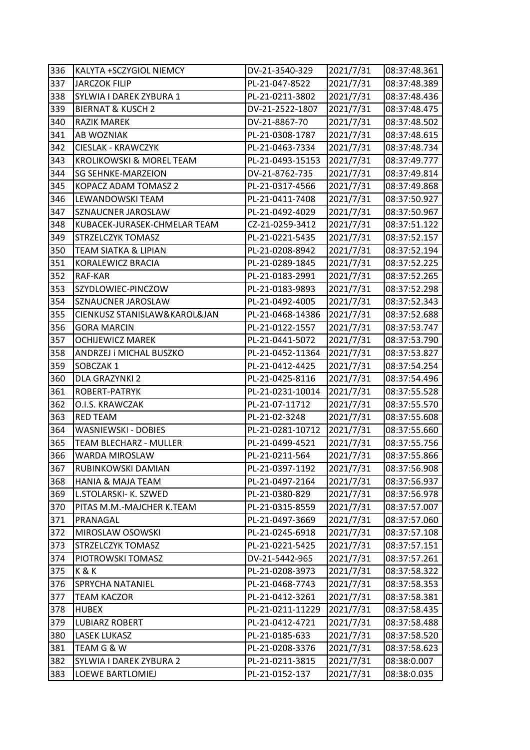| 336 | KALYTA +SCZYGIOL NIEMCY | DV-21-3540-329 | 2021/7/31 | 08:37:48.361 |
|---|---|---|---|---|
| 337 | JARCZOK FILIP | PL-21-047-8522 | 2021/7/31 | 08:37:48.389 |
| 338 | SYLWIA I DAREK ZYBURA 1 | PL-21-0211-3802 | 2021/7/31 | 08:37:48.436 |
| 339 | BIERNAT & KUSCH 2 | DV-21-2522-1807 | 2021/7/31 | 08:37:48.475 |
| 340 | RAZIK MAREK | DV-21-8867-70 | 2021/7/31 | 08:37:48.502 |
| 341 | AB WOZNIAK | PL-21-0308-1787 | 2021/7/31 | 08:37:48.615 |
| 342 | CIESLAK - KRAWCZYK | PL-21-0463-7334 | 2021/7/31 | 08:37:48.734 |
| 343 | KROLIKOWSKI & MOREL TEAM | PL-21-0493-15153 | 2021/7/31 | 08:37:49.777 |
| 344 | SG SEHNKE-MARZEION | DV-21-8762-735 | 2021/7/31 | 08:37:49.814 |
| 345 | KOPACZ ADAM TOMASZ 2 | PL-21-0317-4566 | 2021/7/31 | 08:37:49.868 |
| 346 | LEWANDOWSKI TEAM | PL-21-0411-7408 | 2021/7/31 | 08:37:50.927 |
| 347 | SZNAUCNER JAROSLAW | PL-21-0492-4029 | 2021/7/31 | 08:37:50.967 |
| 348 | KUBACEK-JURASEK-CHMELAR TEAM | CZ-21-0259-3412 | 2021/7/31 | 08:37:51.122 |
| 349 | STRZELCZYK TOMASZ | PL-21-0221-5435 | 2021/7/31 | 08:37:52.157 |
| 350 | TEAM SIATKA & LIPIAN | PL-21-0208-8942 | 2021/7/31 | 08:37:52.194 |
| 351 | KORALEWICZ BRACIA | PL-21-0289-1845 | 2021/7/31 | 08:37:52.225 |
| 352 | RAF-KAR | PL-21-0183-2991 | 2021/7/31 | 08:37:52.265 |
| 353 | SZYDLOWIEC-PINCZOW | PL-21-0183-9893 | 2021/7/31 | 08:37:52.298 |
| 354 | SZNAUCNER JAROSLAW | PL-21-0492-4005 | 2021/7/31 | 08:37:52.343 |
| 355 | CIENKUSZ STANISLAW&KAROL&JAN | PL-21-0468-14386 | 2021/7/31 | 08:37:52.688 |
| 356 | GORA MARCIN | PL-21-0122-1557 | 2021/7/31 | 08:37:53.747 |
| 357 | OCHIJEWICZ MAREK | PL-21-0441-5072 | 2021/7/31 | 08:37:53.790 |
| 358 | ANDRZEJ i MICHAL BUSZKO | PL-21-0452-11364 | 2021/7/31 | 08:37:53.827 |
| 359 | SOBCZAK 1 | PL-21-0412-4425 | 2021/7/31 | 08:37:54.254 |
| 360 | DLA GRAZYNKI 2 | PL-21-0425-8116 | 2021/7/31 | 08:37:54.496 |
| 361 | ROBERT-PATRYK | PL-21-0231-10014 | 2021/7/31 | 08:37:55.528 |
| 362 | O.I.S. KRAWCZAK | PL-21-07-11712 | 2021/7/31 | 08:37:55.570 |
| 363 | RED TEAM | PL-21-02-3248 | 2021/7/31 | 08:37:55.608 |
| 364 | WASNIEWSKI - DOBIES | PL-21-0281-10712 | 2021/7/31 | 08:37:55.660 |
| 365 | TEAM BLECHARZ - MULLER | PL-21-0499-4521 | 2021/7/31 | 08:37:55.756 |
| 366 | WARDA MIROSLAW | PL-21-0211-564 | 2021/7/31 | 08:37:55.866 |
| 367 | RUBINKOWSKI DAMIAN | PL-21-0397-1192 | 2021/7/31 | 08:37:56.908 |
| 368 | HANIA & MAJA TEAM | PL-21-0497-2164 | 2021/7/31 | 08:37:56.937 |
| 369 | L.STOLARSKI- K. SZWED | PL-21-0380-829 | 2021/7/31 | 08:37:56.978 |
| 370 | PITAS M.M.-MAJCHER K.TEAM | PL-21-0315-8559 | 2021/7/31 | 08:37:57.007 |
| 371 | PRANAGAL | PL-21-0497-3669 | 2021/7/31 | 08:37:57.060 |
| 372 | MIROSLAW OSOWSKI | PL-21-0245-6918 | 2021/7/31 | 08:37:57.108 |
| 373 | STRZELCZYK TOMASZ | PL-21-0221-5425 | 2021/7/31 | 08:37:57.151 |
| 374 | PIOTROWSKI TOMASZ | DV-21-5442-965 | 2021/7/31 | 08:37:57.261 |
| 375 | K & K | PL-21-0208-3973 | 2021/7/31 | 08:37:58.322 |
| 376 | SPRYCHA NATANIEL | PL-21-0468-7743 | 2021/7/31 | 08:37:58.353 |
| 377 | TEAM KACZOR | PL-21-0412-3261 | 2021/7/31 | 08:37:58.381 |
| 378 | HUBEX | PL-21-0211-11229 | 2021/7/31 | 08:37:58.435 |
| 379 | LUBIARZ ROBERT | PL-21-0412-4721 | 2021/7/31 | 08:37:58.488 |
| 380 | LASEK LUKASZ | PL-21-0185-633 | 2021/7/31 | 08:37:58.520 |
| 381 | TEAM G & W | PL-21-0208-3376 | 2021/7/31 | 08:37:58.623 |
| 382 | SYLWIA I DAREK ZYBURA 2 | PL-21-0211-3815 | 2021/7/31 | 08:38:0.007 |
| 383 | LOEWE BARTLOMIEJ | PL-21-0152-137 | 2021/7/31 | 08:38:0.035 |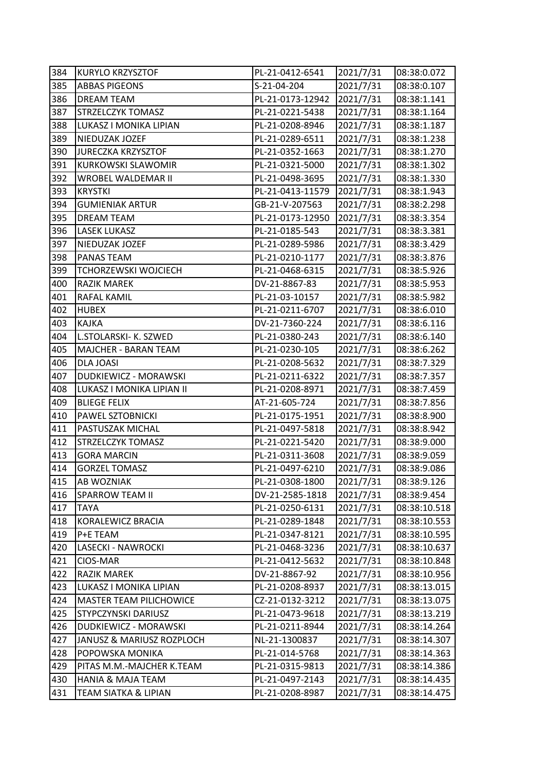| 384 | KURYLO KRZYSZTOF | PL-21-0412-6541 | 2021/7/31 | 08:38:0.072 |
|---|---|---|---|---|
| 385 | ABBAS PIGEONS | S-21-04-204 | 2021/7/31 | 08:38:0.107 |
| 386 | DREAM TEAM | PL-21-0173-12942 | 2021/7/31 | 08:38:1.141 |
| 387 | STRZELCZYK TOMASZ | PL-21-0221-5438 | 2021/7/31 | 08:38:1.164 |
| 388 | LUKASZ I MONIKA LIPIAN | PL-21-0208-8946 | 2021/7/31 | 08:38:1.187 |
| 389 | NIEDUZAK JOZEF | PL-21-0289-6511 | 2021/7/31 | 08:38:1.238 |
| 390 | JURECZKA KRZYSZTOF | PL-21-0352-1663 | 2021/7/31 | 08:38:1.270 |
| 391 | KURKOWSKI SLAWOMIR | PL-21-0321-5000 | 2021/7/31 | 08:38:1.302 |
| 392 | WROBEL WALDEMAR II | PL-21-0498-3695 | 2021/7/31 | 08:38:1.330 |
| 393 | KRYSTKI | PL-21-0413-11579 | 2021/7/31 | 08:38:1.943 |
| 394 | GUMIENIAK ARTUR | GB-21-V-207563 | 2021/7/31 | 08:38:2.298 |
| 395 | DREAM TEAM | PL-21-0173-12950 | 2021/7/31 | 08:38:3.354 |
| 396 | LASEK LUKASZ | PL-21-0185-543 | 2021/7/31 | 08:38:3.381 |
| 397 | NIEDUZAK JOZEF | PL-21-0289-5986 | 2021/7/31 | 08:38:3.429 |
| 398 | PANAS TEAM | PL-21-0210-1177 | 2021/7/31 | 08:38:3.876 |
| 399 | TCHORZEWSKI WOJCIECH | PL-21-0468-6315 | 2021/7/31 | 08:38:5.926 |
| 400 | RAZIK MAREK | DV-21-8867-83 | 2021/7/31 | 08:38:5.953 |
| 401 | RAFAL KAMIL | PL-21-03-10157 | 2021/7/31 | 08:38:5.982 |
| 402 | HUBEX | PL-21-0211-6707 | 2021/7/31 | 08:38:6.010 |
| 403 | KAJKA | DV-21-7360-224 | 2021/7/31 | 08:38:6.116 |
| 404 | L.STOLARSKI- K. SZWED | PL-21-0380-243 | 2021/7/31 | 08:38:6.140 |
| 405 | MAJCHER - BARAN TEAM | PL-21-0230-105 | 2021/7/31 | 08:38:6.262 |
| 406 | DLA JOASI | PL-21-0208-5632 | 2021/7/31 | 08:38:7.329 |
| 407 | DUDKIEWICZ - MORAWSKI | PL-21-0211-6322 | 2021/7/31 | 08:38:7.357 |
| 408 | LUKASZ I MONIKA LIPIAN II | PL-21-0208-8971 | 2021/7/31 | 08:38:7.459 |
| 409 | BLIEGE FELIX | AT-21-605-724 | 2021/7/31 | 08:38:7.856 |
| 410 | PAWEL SZTOBNICKI | PL-21-0175-1951 | 2021/7/31 | 08:38:8.900 |
| 411 | PASTUSZAK MICHAL | PL-21-0497-5818 | 2021/7/31 | 08:38:8.942 |
| 412 | STRZELCZYK TOMASZ | PL-21-0221-5420 | 2021/7/31 | 08:38:9.000 |
| 413 | GORA MARCIN | PL-21-0311-3608 | 2021/7/31 | 08:38:9.059 |
| 414 | GORZEL TOMASZ | PL-21-0497-6210 | 2021/7/31 | 08:38:9.086 |
| 415 | AB WOZNIAK | PL-21-0308-1800 | 2021/7/31 | 08:38:9.126 |
| 416 | SPARROW TEAM II | DV-21-2585-1818 | 2021/7/31 | 08:38:9.454 |
| 417 | TAYA | PL-21-0250-6131 | 2021/7/31 | 08:38:10.518 |
| 418 | KORALEWICZ BRACIA | PL-21-0289-1848 | 2021/7/31 | 08:38:10.553 |
| 419 | P+E TEAM | PL-21-0347-8121 | 2021/7/31 | 08:38:10.595 |
| 420 | LASECKI - NAWROCKI | PL-21-0468-3236 | 2021/7/31 | 08:38:10.637 |
| 421 | CIOS-MAR | PL-21-0412-5632 | 2021/7/31 | 08:38:10.848 |
| 422 | RAZIK MAREK | DV-21-8867-92 | 2021/7/31 | 08:38:10.956 |
| 423 | LUKASZ I MONIKA LIPIAN | PL-21-0208-8937 | 2021/7/31 | 08:38:13.015 |
| 424 | MASTER TEAM PILICHOWICE | CZ-21-0132-3212 | 2021/7/31 | 08:38:13.075 |
| 425 | STYPCZYNSKI DARIUSZ | PL-21-0473-9618 | 2021/7/31 | 08:38:13.219 |
| 426 | DUDKIEWICZ - MORAWSKI | PL-21-0211-8944 | 2021/7/31 | 08:38:14.264 |
| 427 | JANUSZ & MARIUSZ ROZPLOCH | NL-21-1300837 | 2021/7/31 | 08:38:14.307 |
| 428 | POPOWSKA MONIKA | PL-21-014-5768 | 2021/7/31 | 08:38:14.363 |
| 429 | PITAS M.M.-MAJCHER K.TEAM | PL-21-0315-9813 | 2021/7/31 | 08:38:14.386 |
| 430 | HANIA & MAJA TEAM | PL-21-0497-2143 | 2021/7/31 | 08:38:14.435 |
| 431 | TEAM SIATKA & LIPIAN | PL-21-0208-8987 | 2021/7/31 | 08:38:14.475 |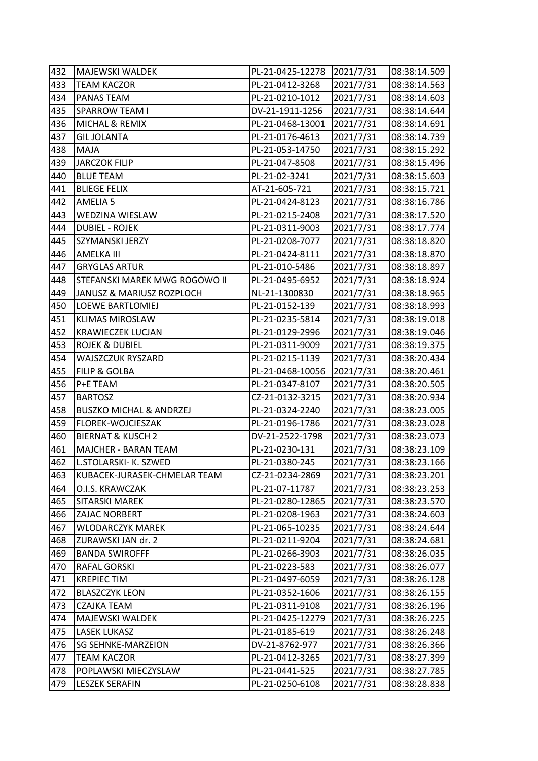| 432 | MAJEWSKI WALDEK | PL-21-0425-12278 | 2021/7/31 | 08:38:14.509 |
|---|---|---|---|---|
| 433 | TEAM KACZOR | PL-21-0412-3268 | 2021/7/31 | 08:38:14.563 |
| 434 | PANAS TEAM | PL-21-0210-1012 | 2021/7/31 | 08:38:14.603 |
| 435 | SPARROW TEAM I | DV-21-1911-1256 | 2021/7/31 | 08:38:14.644 |
| 436 | MICHAL & REMIX | PL-21-0468-13001 | 2021/7/31 | 08:38:14.691 |
| 437 | GIL JOLANTA | PL-21-0176-4613 | 2021/7/31 | 08:38:14.739 |
| 438 | MAJA | PL-21-053-14750 | 2021/7/31 | 08:38:15.292 |
| 439 | JARCZOK FILIP | PL-21-047-8508 | 2021/7/31 | 08:38:15.496 |
| 440 | BLUE TEAM | PL-21-02-3241 | 2021/7/31 | 08:38:15.603 |
| 441 | BLIEGE FELIX | AT-21-605-721 | 2021/7/31 | 08:38:15.721 |
| 442 | AMELIA 5 | PL-21-0424-8123 | 2021/7/31 | 08:38:16.786 |
| 443 | WEDZINA WIESLAW | PL-21-0215-2408 | 2021/7/31 | 08:38:17.520 |
| 444 | DUBIEL - ROJEK | PL-21-0311-9003 | 2021/7/31 | 08:38:17.774 |
| 445 | SZYMANSKI JERZY | PL-21-0208-7077 | 2021/7/31 | 08:38:18.820 |
| 446 | AMELKA III | PL-21-0424-8111 | 2021/7/31 | 08:38:18.870 |
| 447 | GRYGLAS ARTUR | PL-21-010-5486 | 2021/7/31 | 08:38:18.897 |
| 448 | STEFANSKI MAREK MWG ROGOWO II | PL-21-0495-6952 | 2021/7/31 | 08:38:18.924 |
| 449 | JANUSZ & MARIUSZ ROZPLOCH | NL-21-1300830 | 2021/7/31 | 08:38:18.965 |
| 450 | LOEWE BARTLOMIEJ | PL-21-0152-139 | 2021/7/31 | 08:38:18.993 |
| 451 | KLIMAS MIROSLAW | PL-21-0235-5814 | 2021/7/31 | 08:38:19.018 |
| 452 | KRAWIECZEK LUCJAN | PL-21-0129-2996 | 2021/7/31 | 08:38:19.046 |
| 453 | ROJEK & DUBIEL | PL-21-0311-9009 | 2021/7/31 | 08:38:19.375 |
| 454 | WAJSZCZUK RYSZARD | PL-21-0215-1139 | 2021/7/31 | 08:38:20.434 |
| 455 | FILIP & GOLBA | PL-21-0468-10056 | 2021/7/31 | 08:38:20.461 |
| 456 | P+E TEAM | PL-21-0347-8107 | 2021/7/31 | 08:38:20.505 |
| 457 | BARTOSZ | CZ-21-0132-3215 | 2021/7/31 | 08:38:20.934 |
| 458 | BUSZKO MICHAL & ANDRZEJ | PL-21-0324-2240 | 2021/7/31 | 08:38:23.005 |
| 459 | FLOREK-WOJCIESZAK | PL-21-0196-1786 | 2021/7/31 | 08:38:23.028 |
| 460 | BIERNAT & KUSCH 2 | DV-21-2522-1798 | 2021/7/31 | 08:38:23.073 |
| 461 | MAJCHER - BARAN TEAM | PL-21-0230-131 | 2021/7/31 | 08:38:23.109 |
| 462 | L.STOLARSKI- K. SZWED | PL-21-0380-245 | 2021/7/31 | 08:38:23.166 |
| 463 | KUBACEK-JURASEK-CHMELAR TEAM | CZ-21-0234-2869 | 2021/7/31 | 08:38:23.201 |
| 464 | O.I.S. KRAWCZAK | PL-21-07-11787 | 2021/7/31 | 08:38:23.253 |
| 465 | SITARSKI MAREK | PL-21-0280-12865 | 2021/7/31 | 08:38:23.570 |
| 466 | ZAJAC NORBERT | PL-21-0208-1963 | 2021/7/31 | 08:38:24.603 |
| 467 | WLODARCZYK MAREK | PL-21-065-10235 | 2021/7/31 | 08:38:24.644 |
| 468 | ZURAWSKI JAN dr. 2 | PL-21-0211-9204 | 2021/7/31 | 08:38:24.681 |
| 469 | BANDA SWIROFFF | PL-21-0266-3903 | 2021/7/31 | 08:38:26.035 |
| 470 | RAFAL GORSKI | PL-21-0223-583 | 2021/7/31 | 08:38:26.077 |
| 471 | KREPIEC TIM | PL-21-0497-6059 | 2021/7/31 | 08:38:26.128 |
| 472 | BLASZCZYK LEON | PL-21-0352-1606 | 2021/7/31 | 08:38:26.155 |
| 473 | CZAJKA TEAM | PL-21-0311-9108 | 2021/7/31 | 08:38:26.196 |
| 474 | MAJEWSKI WALDEK | PL-21-0425-12279 | 2021/7/31 | 08:38:26.225 |
| 475 | LASEK LUKASZ | PL-21-0185-619 | 2021/7/31 | 08:38:26.248 |
| 476 | SG SEHNKE-MARZEION | DV-21-8762-977 | 2021/7/31 | 08:38:26.366 |
| 477 | TEAM KACZOR | PL-21-0412-3265 | 2021/7/31 | 08:38:27.399 |
| 478 | POPLAWSKI MIECZYSLAW | PL-21-0441-525 | 2021/7/31 | 08:38:27.785 |
| 479 | LESZEK SERAFIN | PL-21-0250-6108 | 2021/7/31 | 08:38:28.838 |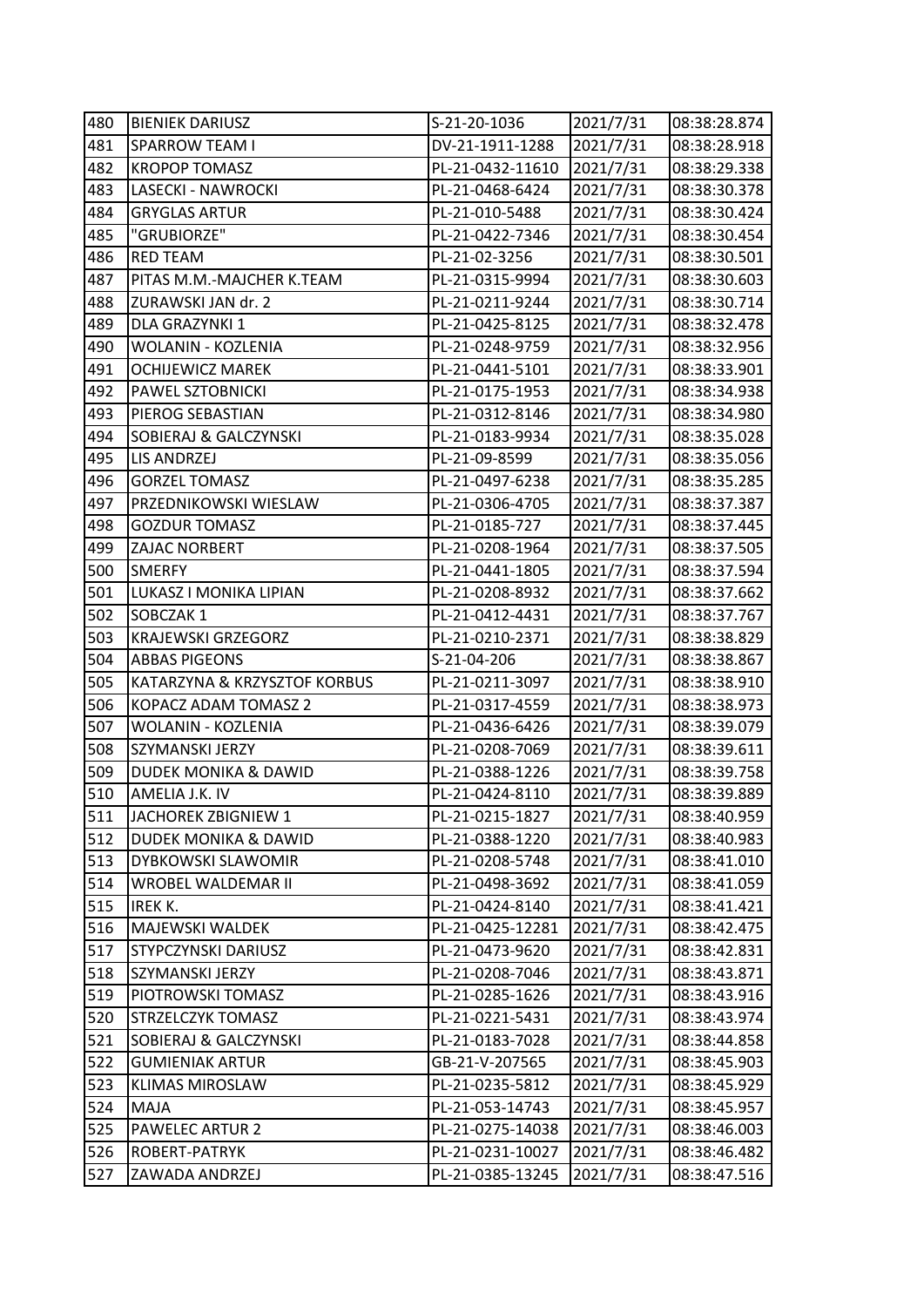| 480 | BIENIEK DARIUSZ | S-21-20-1036 | 2021/7/31 | 08:38:28.874 |
|---|---|---|---|---|
| 481 | SPARROW TEAM I | DV-21-1911-1288 | 2021/7/31 | 08:38:28.918 |
| 482 | KROPOP TOMASZ | PL-21-0432-11610 | 2021/7/31 | 08:38:29.338 |
| 483 | LASECKI - NAWROCKI | PL-21-0468-6424 | 2021/7/31 | 08:38:30.378 |
| 484 | GRYGLAS ARTUR | PL-21-010-5488 | 2021/7/31 | 08:38:30.424 |
| 485 | "GRUBIORZE" | PL-21-0422-7346 | 2021/7/31 | 08:38:30.454 |
| 486 | RED TEAM | PL-21-02-3256 | 2021/7/31 | 08:38:30.501 |
| 487 | PITAS M.M.-MAJCHER K.TEAM | PL-21-0315-9994 | 2021/7/31 | 08:38:30.603 |
| 488 | ZURAWSKI JAN dr. 2 | PL-21-0211-9244 | 2021/7/31 | 08:38:30.714 |
| 489 | DLA GRAZYNKI 1 | PL-21-0425-8125 | 2021/7/31 | 08:38:32.478 |
| 490 | WOLANIN - KOZLENIA | PL-21-0248-9759 | 2021/7/31 | 08:38:32.956 |
| 491 | OCHIJEWICZ MAREK | PL-21-0441-5101 | 2021/7/31 | 08:38:33.901 |
| 492 | PAWEL SZTOBNICKI | PL-21-0175-1953 | 2021/7/31 | 08:38:34.938 |
| 493 | PIEROG SEBASTIAN | PL-21-0312-8146 | 2021/7/31 | 08:38:34.980 |
| 494 | SOBIERAJ & GALCZYNSKI | PL-21-0183-9934 | 2021/7/31 | 08:38:35.028 |
| 495 | LIS ANDRZEJ | PL-21-09-8599 | 2021/7/31 | 08:38:35.056 |
| 496 | GORZEL TOMASZ | PL-21-0497-6238 | 2021/7/31 | 08:38:35.285 |
| 497 | PRZEDNIKOWSKI WIESLAW | PL-21-0306-4705 | 2021/7/31 | 08:38:37.387 |
| 498 | GOZDUR TOMASZ | PL-21-0185-727 | 2021/7/31 | 08:38:37.445 |
| 499 | ZAJAC NORBERT | PL-21-0208-1964 | 2021/7/31 | 08:38:37.505 |
| 500 | SMERFY | PL-21-0441-1805 | 2021/7/31 | 08:38:37.594 |
| 501 | LUKASZ I MONIKA LIPIAN | PL-21-0208-8932 | 2021/7/31 | 08:38:37.662 |
| 502 | SOBCZAK 1 | PL-21-0412-4431 | 2021/7/31 | 08:38:37.767 |
| 503 | KRAJEWSKI GRZEGORZ | PL-21-0210-2371 | 2021/7/31 | 08:38:38.829 |
| 504 | ABBAS PIGEONS | S-21-04-206 | 2021/7/31 | 08:38:38.867 |
| 505 | KATARZYNA & KRZYSZTOF KORBUS | PL-21-0211-3097 | 2021/7/31 | 08:38:38.910 |
| 506 | KOPACZ ADAM TOMASZ 2 | PL-21-0317-4559 | 2021/7/31 | 08:38:38.973 |
| 507 | WOLANIN - KOZLENIA | PL-21-0436-6426 | 2021/7/31 | 08:38:39.079 |
| 508 | SZYMANSKI JERZY | PL-21-0208-7069 | 2021/7/31 | 08:38:39.611 |
| 509 | DUDEK MONIKA & DAWID | PL-21-0388-1226 | 2021/7/31 | 08:38:39.758 |
| 510 | AMELIA J.K. IV | PL-21-0424-8110 | 2021/7/31 | 08:38:39.889 |
| 511 | JACHOREK ZBIGNIEW 1 | PL-21-0215-1827 | 2021/7/31 | 08:38:40.959 |
| 512 | DUDEK MONIKA & DAWID | PL-21-0388-1220 | 2021/7/31 | 08:38:40.983 |
| 513 | DYBKOWSKI SLAWOMIR | PL-21-0208-5748 | 2021/7/31 | 08:38:41.010 |
| 514 | WROBEL WALDEMAR II | PL-21-0498-3692 | 2021/7/31 | 08:38:41.059 |
| 515 | IREK K. | PL-21-0424-8140 | 2021/7/31 | 08:38:41.421 |
| 516 | MAJEWSKI WALDEK | PL-21-0425-12281 | 2021/7/31 | 08:38:42.475 |
| 517 | STYPCZYNSKI DARIUSZ | PL-21-0473-9620 | 2021/7/31 | 08:38:42.831 |
| 518 | SZYMANSKI JERZY | PL-21-0208-7046 | 2021/7/31 | 08:38:43.871 |
| 519 | PIOTROWSKI TOMASZ | PL-21-0285-1626 | 2021/7/31 | 08:38:43.916 |
| 520 | STRZELCZYK TOMASZ | PL-21-0221-5431 | 2021/7/31 | 08:38:43.974 |
| 521 | SOBIERAJ & GALCZYNSKI | PL-21-0183-7028 | 2021/7/31 | 08:38:44.858 |
| 522 | GUMIENIAK ARTUR | GB-21-V-207565 | 2021/7/31 | 08:38:45.903 |
| 523 | KLIMAS MIROSLAW | PL-21-0235-5812 | 2021/7/31 | 08:38:45.929 |
| 524 | MAJA | PL-21-053-14743 | 2021/7/31 | 08:38:45.957 |
| 525 | PAWELEC ARTUR 2 | PL-21-0275-14038 | 2021/7/31 | 08:38:46.003 |
| 526 | ROBERT-PATRYK | PL-21-0231-10027 | 2021/7/31 | 08:38:46.482 |
| 527 | ZAWADA ANDRZEJ | PL-21-0385-13245 | 2021/7/31 | 08:38:47.516 |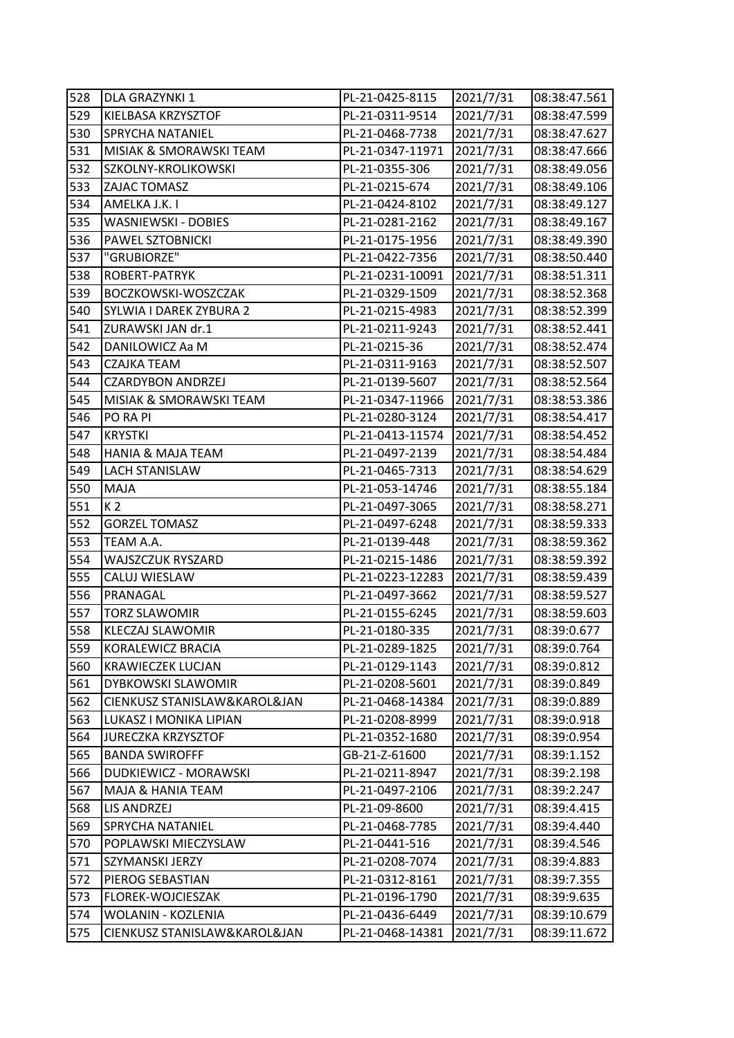| 528 | DLA GRAZYNKI 1 | PL-21-0425-8115 | 2021/7/31 | 08:38:47.561 |
|---|---|---|---|---|
| 529 | KIELBASA KRZYSZTOF | PL-21-0311-9514 | 2021/7/31 | 08:38:47.599 |
| 530 | SPRYCHA NATANIEL | PL-21-0468-7738 | 2021/7/31 | 08:38:47.627 |
| 531 | MISIAK & SMORAWSKI TEAM | PL-21-0347-11971 | 2021/7/31 | 08:38:47.666 |
| 532 | SZKOLNY-KROLIKOWSKI | PL-21-0355-306 | 2021/7/31 | 08:38:49.056 |
| 533 | ZAJAC TOMASZ | PL-21-0215-674 | 2021/7/31 | 08:38:49.106 |
| 534 | AMELKA J.K. I | PL-21-0424-8102 | 2021/7/31 | 08:38:49.127 |
| 535 | WASNIEWSKI - DOBIES | PL-21-0281-2162 | 2021/7/31 | 08:38:49.167 |
| 536 | PAWEL SZTOBNICKI | PL-21-0175-1956 | 2021/7/31 | 08:38:49.390 |
| 537 | "GRUBIORZE" | PL-21-0422-7356 | 2021/7/31 | 08:38:50.440 |
| 538 | ROBERT-PATRYK | PL-21-0231-10091 | 2021/7/31 | 08:38:51.311 |
| 539 | BOCZKOWSKI-WOSZCZAK | PL-21-0329-1509 | 2021/7/31 | 08:38:52.368 |
| 540 | SYLWIA I DAREK ZYBURA 2 | PL-21-0215-4983 | 2021/7/31 | 08:38:52.399 |
| 541 | ZURAWSKI JAN dr.1 | PL-21-0211-9243 | 2021/7/31 | 08:38:52.441 |
| 542 | DANILOWICZ Aa M | PL-21-0215-36 | 2021/7/31 | 08:38:52.474 |
| 543 | CZAJKA TEAM | PL-21-0311-9163 | 2021/7/31 | 08:38:52.507 |
| 544 | CZARDYBON ANDRZEJ | PL-21-0139-5607 | 2021/7/31 | 08:38:52.564 |
| 545 | MISIAK & SMORAWSKI TEAM | PL-21-0347-11966 | 2021/7/31 | 08:38:53.386 |
| 546 | PO RA PI | PL-21-0280-3124 | 2021/7/31 | 08:38:54.417 |
| 547 | KRYSTKI | PL-21-0413-11574 | 2021/7/31 | 08:38:54.452 |
| 548 | HANIA & MAJA TEAM | PL-21-0497-2139 | 2021/7/31 | 08:38:54.484 |
| 549 | LACH STANISLAW | PL-21-0465-7313 | 2021/7/31 | 08:38:54.629 |
| 550 | MAJA | PL-21-053-14746 | 2021/7/31 | 08:38:55.184 |
| 551 | K 2 | PL-21-0497-3065 | 2021/7/31 | 08:38:58.271 |
| 552 | GORZEL TOMASZ | PL-21-0497-6248 | 2021/7/31 | 08:38:59.333 |
| 553 | TEAM A.A. | PL-21-0139-448 | 2021/7/31 | 08:38:59.362 |
| 554 | WAJSZCZUK RYSZARD | PL-21-0215-1486 | 2021/7/31 | 08:38:59.392 |
| 555 | CALUJ WIESLAW | PL-21-0223-12283 | 2021/7/31 | 08:38:59.439 |
| 556 | PRANAGAL | PL-21-0497-3662 | 2021/7/31 | 08:38:59.527 |
| 557 | TORZ SLAWOMIR | PL-21-0155-6245 | 2021/7/31 | 08:38:59.603 |
| 558 | KLECZAJ SLAWOMIR | PL-21-0180-335 | 2021/7/31 | 08:39:0.677 |
| 559 | KORALEWICZ BRACIA | PL-21-0289-1825 | 2021/7/31 | 08:39:0.764 |
| 560 | KRAWIECZEK LUCJAN | PL-21-0129-1143 | 2021/7/31 | 08:39:0.812 |
| 561 | DYBKOWSKI SLAWOMIR | PL-21-0208-5601 | 2021/7/31 | 08:39:0.849 |
| 562 | CIENKUSZ STANISLAW&KAROL&JAN | PL-21-0468-14384 | 2021/7/31 | 08:39:0.889 |
| 563 | LUKASZ I MONIKA LIPIAN | PL-21-0208-8999 | 2021/7/31 | 08:39:0.918 |
| 564 | JURECZKA KRZYSZTOF | PL-21-0352-1680 | 2021/7/31 | 08:39:0.954 |
| 565 | BANDA SWIROFFF | GB-21-Z-61600 | 2021/7/31 | 08:39:1.152 |
| 566 | DUDKIEWICZ - MORAWSKI | PL-21-0211-8947 | 2021/7/31 | 08:39:2.198 |
| 567 | MAJA & HANIA TEAM | PL-21-0497-2106 | 2021/7/31 | 08:39:2.247 |
| 568 | LIS ANDRZEJ | PL-21-09-8600 | 2021/7/31 | 08:39:4.415 |
| 569 | SPRYCHA NATANIEL | PL-21-0468-7785 | 2021/7/31 | 08:39:4.440 |
| 570 | POPLAWSKI MIECZYSLAW | PL-21-0441-516 | 2021/7/31 | 08:39:4.546 |
| 571 | SZYMANSKI JERZY | PL-21-0208-7074 | 2021/7/31 | 08:39:4.883 |
| 572 | PIEROG SEBASTIAN | PL-21-0312-8161 | 2021/7/31 | 08:39:7.355 |
| 573 | FLOREK-WOJCIESZAK | PL-21-0196-1790 | 2021/7/31 | 08:39:9.635 |
| 574 | WOLANIN - KOZLENIA | PL-21-0436-6449 | 2021/7/31 | 08:39:10.679 |
| 575 | CIENKUSZ STANISLAW&KAROL&JAN | PL-21-0468-14381 | 2021/7/31 | 08:39:11.672 |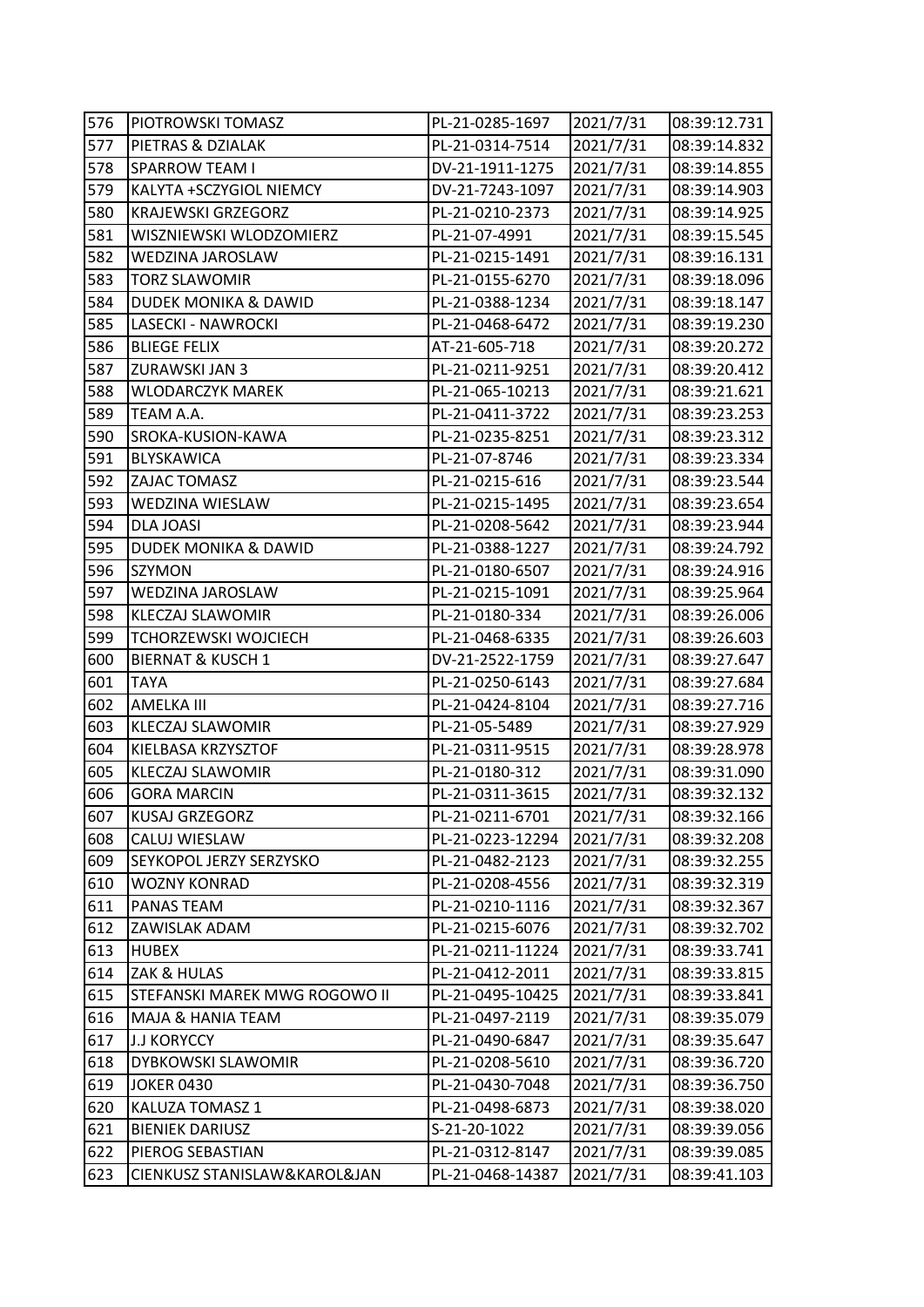| 576 | PIOTROWSKI TOMASZ | PL-21-0285-1697 | 2021/7/31 | 08:39:12.731 |
|---|---|---|---|---|
| 577 | PIETRAS & DZIALAK | PL-21-0314-7514 | 2021/7/31 | 08:39:14.832 |
| 578 | SPARROW TEAM I | DV-21-1911-1275 | 2021/7/31 | 08:39:14.855 |
| 579 | KALYTA +SCZYGIOL NIEMCY | DV-21-7243-1097 | 2021/7/31 | 08:39:14.903 |
| 580 | KRAJEWSKI GRZEGORZ | PL-21-0210-2373 | 2021/7/31 | 08:39:14.925 |
| 581 | WISZNIEWSKI WLODZOMIERZ | PL-21-07-4991 | 2021/7/31 | 08:39:15.545 |
| 582 | WEDZINA JAROSLAW | PL-21-0215-1491 | 2021/7/31 | 08:39:16.131 |
| 583 | TORZ SLAWOMIR | PL-21-0155-6270 | 2021/7/31 | 08:39:18.096 |
| 584 | DUDEK MONIKA & DAWID | PL-21-0388-1234 | 2021/7/31 | 08:39:18.147 |
| 585 | LASECKI - NAWROCKI | PL-21-0468-6472 | 2021/7/31 | 08:39:19.230 |
| 586 | BLIEGE FELIX | AT-21-605-718 | 2021/7/31 | 08:39:20.272 |
| 587 | ZURAWSKI JAN 3 | PL-21-0211-9251 | 2021/7/31 | 08:39:20.412 |
| 588 | WLODARCZYK MAREK | PL-21-065-10213 | 2021/7/31 | 08:39:21.621 |
| 589 | TEAM A.A. | PL-21-0411-3722 | 2021/7/31 | 08:39:23.253 |
| 590 | SROKA-KUSION-KAWA | PL-21-0235-8251 | 2021/7/31 | 08:39:23.312 |
| 591 | BLYSKAWICA | PL-21-07-8746 | 2021/7/31 | 08:39:23.334 |
| 592 | ZAJAC TOMASZ | PL-21-0215-616 | 2021/7/31 | 08:39:23.544 |
| 593 | WEDZINA WIESLAW | PL-21-0215-1495 | 2021/7/31 | 08:39:23.654 |
| 594 | DLA JOASI | PL-21-0208-5642 | 2021/7/31 | 08:39:23.944 |
| 595 | DUDEK MONIKA & DAWID | PL-21-0388-1227 | 2021/7/31 | 08:39:24.792 |
| 596 | SZYMON | PL-21-0180-6507 | 2021/7/31 | 08:39:24.916 |
| 597 | WEDZINA JAROSLAW | PL-21-0215-1091 | 2021/7/31 | 08:39:25.964 |
| 598 | KLECZAJ SLAWOMIR | PL-21-0180-334 | 2021/7/31 | 08:39:26.006 |
| 599 | TCHORZEWSKI WOJCIECH | PL-21-0468-6335 | 2021/7/31 | 08:39:26.603 |
| 600 | BIERNAT & KUSCH 1 | DV-21-2522-1759 | 2021/7/31 | 08:39:27.647 |
| 601 | TAYA | PL-21-0250-6143 | 2021/7/31 | 08:39:27.684 |
| 602 | AMELKA III | PL-21-0424-8104 | 2021/7/31 | 08:39:27.716 |
| 603 | KLECZAJ SLAWOMIR | PL-21-05-5489 | 2021/7/31 | 08:39:27.929 |
| 604 | KIELBASA KRZYSZTOF | PL-21-0311-9515 | 2021/7/31 | 08:39:28.978 |
| 605 | KLECZAJ SLAWOMIR | PL-21-0180-312 | 2021/7/31 | 08:39:31.090 |
| 606 | GORA MARCIN | PL-21-0311-3615 | 2021/7/31 | 08:39:32.132 |
| 607 | KUSAJ GRZEGORZ | PL-21-0211-6701 | 2021/7/31 | 08:39:32.166 |
| 608 | CALUJ WIESLAW | PL-21-0223-12294 | 2021/7/31 | 08:39:32.208 |
| 609 | SEYKOPOL JERZY SERZYSKO | PL-21-0482-2123 | 2021/7/31 | 08:39:32.255 |
| 610 | WOZNY KONRAD | PL-21-0208-4556 | 2021/7/31 | 08:39:32.319 |
| 611 | PANAS TEAM | PL-21-0210-1116 | 2021/7/31 | 08:39:32.367 |
| 612 | ZAWISLAK ADAM | PL-21-0215-6076 | 2021/7/31 | 08:39:32.702 |
| 613 | HUBEX | PL-21-0211-11224 | 2021/7/31 | 08:39:33.741 |
| 614 | ZAK & HULAS | PL-21-0412-2011 | 2021/7/31 | 08:39:33.815 |
| 615 | STEFANSKI MAREK MWG ROGOWO II | PL-21-0495-10425 | 2021/7/31 | 08:39:33.841 |
| 616 | MAJA & HANIA TEAM | PL-21-0497-2119 | 2021/7/31 | 08:39:35.079 |
| 617 | J.J KORYCCY | PL-21-0490-6847 | 2021/7/31 | 08:39:35.647 |
| 618 | DYBKOWSKI SLAWOMIR | PL-21-0208-5610 | 2021/7/31 | 08:39:36.720 |
| 619 | JOKER 0430 | PL-21-0430-7048 | 2021/7/31 | 08:39:36.750 |
| 620 | KALUZA TOMASZ 1 | PL-21-0498-6873 | 2021/7/31 | 08:39:38.020 |
| 621 | BIENIEK DARIUSZ | S-21-20-1022 | 2021/7/31 | 08:39:39.056 |
| 622 | PIEROG SEBASTIAN | PL-21-0312-8147 | 2021/7/31 | 08:39:39.085 |
| 623 | CIENKUSZ STANISLAW&KAROL&JAN | PL-21-0468-14387 | 2021/7/31 | 08:39:41.103 |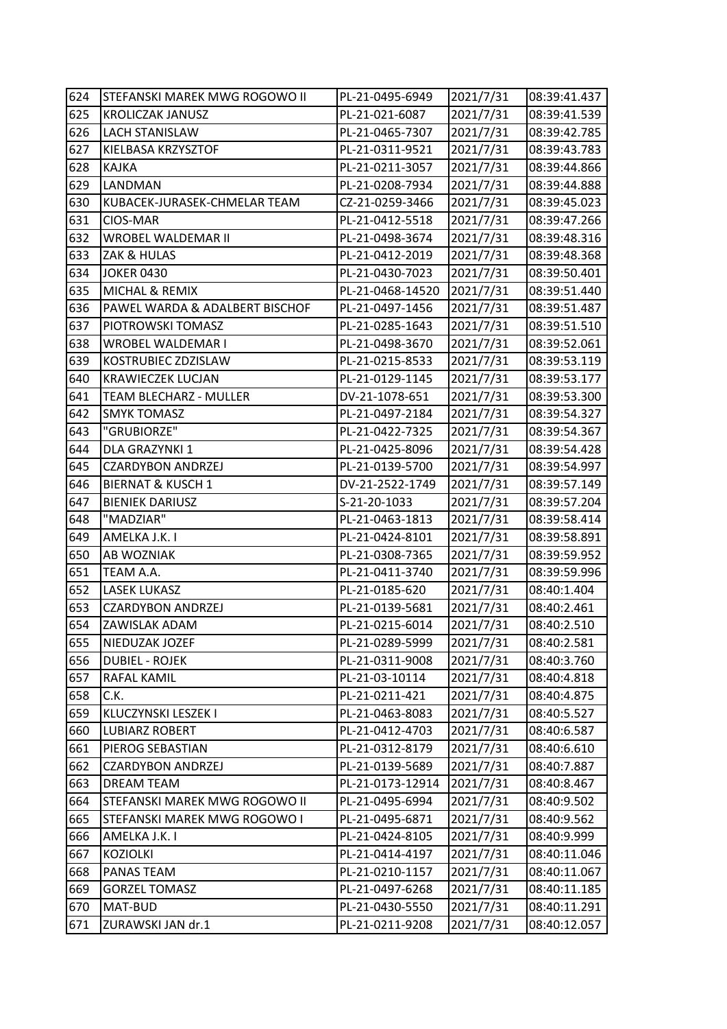| 624 | STEFANSKI MAREK MWG ROGOWO II | PL-21-0495-6949 | 2021/7/31 | 08:39:41.437 |
|---|---|---|---|---|
| 625 | KROLICZAK JANUSZ | PL-21-021-6087 | 2021/7/31 | 08:39:41.539 |
| 626 | LACH STANISLAW | PL-21-0465-7307 | 2021/7/31 | 08:39:42.785 |
| 627 | KIELBASA KRZYSZTOF | PL-21-0311-9521 | 2021/7/31 | 08:39:43.783 |
| 628 | KAJKA | PL-21-0211-3057 | 2021/7/31 | 08:39:44.866 |
| 629 | LANDMAN | PL-21-0208-7934 | 2021/7/31 | 08:39:44.888 |
| 630 | KUBACEK-JURASEK-CHMELAR TEAM | CZ-21-0259-3466 | 2021/7/31 | 08:39:45.023 |
| 631 | CIOS-MAR | PL-21-0412-5518 | 2021/7/31 | 08:39:47.266 |
| 632 | WROBEL WALDEMAR II | PL-21-0498-3674 | 2021/7/31 | 08:39:48.316 |
| 633 | ZAK & HULAS | PL-21-0412-2019 | 2021/7/31 | 08:39:48.368 |
| 634 | JOKER 0430 | PL-21-0430-7023 | 2021/7/31 | 08:39:50.401 |
| 635 | MICHAL & REMIX | PL-21-0468-14520 | 2021/7/31 | 08:39:51.440 |
| 636 | PAWEL WARDA & ADALBERT BISCHOF | PL-21-0497-1456 | 2021/7/31 | 08:39:51.487 |
| 637 | PIOTROWSKI TOMASZ | PL-21-0285-1643 | 2021/7/31 | 08:39:51.510 |
| 638 | WROBEL WALDEMAR I | PL-21-0498-3670 | 2021/7/31 | 08:39:52.061 |
| 639 | KOSTRUBIEC ZDZISLAW | PL-21-0215-8533 | 2021/7/31 | 08:39:53.119 |
| 640 | KRAWIECZEK LUCJAN | PL-21-0129-1145 | 2021/7/31 | 08:39:53.177 |
| 641 | TEAM BLECHARZ - MULLER | DV-21-1078-651 | 2021/7/31 | 08:39:53.300 |
| 642 | SMYK TOMASZ | PL-21-0497-2184 | 2021/7/31 | 08:39:54.327 |
| 643 | "GRUBIORZE" | PL-21-0422-7325 | 2021/7/31 | 08:39:54.367 |
| 644 | DLA GRAZYNKI 1 | PL-21-0425-8096 | 2021/7/31 | 08:39:54.428 |
| 645 | CZARDYBON ANDRZEJ | PL-21-0139-5700 | 2021/7/31 | 08:39:54.997 |
| 646 | BIERNAT & KUSCH 1 | DV-21-2522-1749 | 2021/7/31 | 08:39:57.149 |
| 647 | BIENIEK DARIUSZ | S-21-20-1033 | 2021/7/31 | 08:39:57.204 |
| 648 | "MADZIAR" | PL-21-0463-1813 | 2021/7/31 | 08:39:58.414 |
| 649 | AMELKA J.K. I | PL-21-0424-8101 | 2021/7/31 | 08:39:58.891 |
| 650 | AB WOZNIAK | PL-21-0308-7365 | 2021/7/31 | 08:39:59.952 |
| 651 | TEAM A.A. | PL-21-0411-3740 | 2021/7/31 | 08:39:59.996 |
| 652 | LASEK LUKASZ | PL-21-0185-620 | 2021/7/31 | 08:40:1.404 |
| 653 | CZARDYBON ANDRZEJ | PL-21-0139-5681 | 2021/7/31 | 08:40:2.461 |
| 654 | ZAWISLAK ADAM | PL-21-0215-6014 | 2021/7/31 | 08:40:2.510 |
| 655 | NIEDUZAK JOZEF | PL-21-0289-5999 | 2021/7/31 | 08:40:2.581 |
| 656 | DUBIEL - ROJEK | PL-21-0311-9008 | 2021/7/31 | 08:40:3.760 |
| 657 | RAFAL KAMIL | PL-21-03-10114 | 2021/7/31 | 08:40:4.818 |
| 658 | C.K. | PL-21-0211-421 | 2021/7/31 | 08:40:4.875 |
| 659 | KLUCZYNSKI LESZEK I | PL-21-0463-8083 | 2021/7/31 | 08:40:5.527 |
| 660 | LUBIARZ ROBERT | PL-21-0412-4703 | 2021/7/31 | 08:40:6.587 |
| 661 | PIEROG SEBASTIAN | PL-21-0312-8179 | 2021/7/31 | 08:40:6.610 |
| 662 | CZARDYBON ANDRZEJ | PL-21-0139-5689 | 2021/7/31 | 08:40:7.887 |
| 663 | DREAM TEAM | PL-21-0173-12914 | 2021/7/31 | 08:40:8.467 |
| 664 | STEFANSKI MAREK MWG ROGOWO II | PL-21-0495-6994 | 2021/7/31 | 08:40:9.502 |
| 665 | STEFANSKI MAREK MWG ROGOWO I | PL-21-0495-6871 | 2021/7/31 | 08:40:9.562 |
| 666 | AMELKA J.K. I | PL-21-0424-8105 | 2021/7/31 | 08:40:9.999 |
| 667 | KOZIOLKI | PL-21-0414-4197 | 2021/7/31 | 08:40:11.046 |
| 668 | PANAS TEAM | PL-21-0210-1157 | 2021/7/31 | 08:40:11.067 |
| 669 | GORZEL TOMASZ | PL-21-0497-6268 | 2021/7/31 | 08:40:11.185 |
| 670 | MAT-BUD | PL-21-0430-5550 | 2021/7/31 | 08:40:11.291 |
| 671 | ZURAWSKI JAN dr.1 | PL-21-0211-9208 | 2021/7/31 | 08:40:12.057 |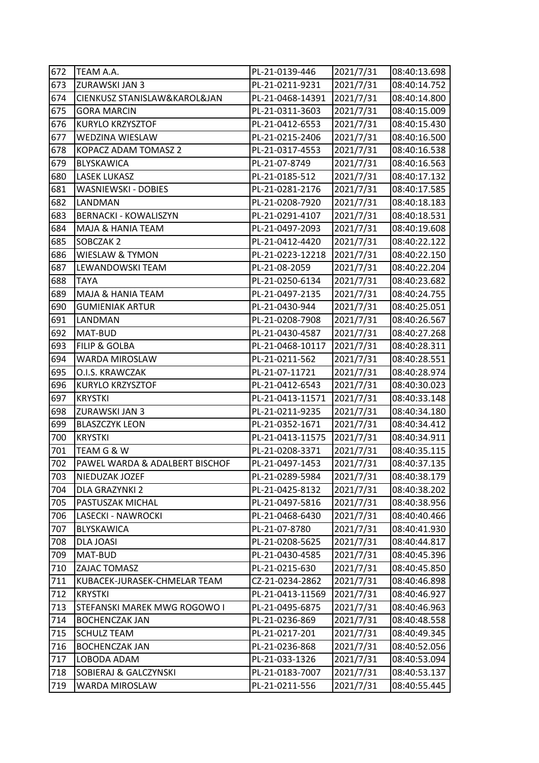| 672 | TEAM A.A. | PL-21-0139-446 | 2021/7/31 | 08:40:13.698 |
|---|---|---|---|---|
| 673 | ZURAWSKI JAN 3 | PL-21-0211-9231 | 2021/7/31 | 08:40:14.752 |
| 674 | CIENKUSZ STANISLAW&KAROL&JAN | PL-21-0468-14391 | 2021/7/31 | 08:40:14.800 |
| 675 | GORA MARCIN | PL-21-0311-3603 | 2021/7/31 | 08:40:15.009 |
| 676 | KURYLO KRZYSZTOF | PL-21-0412-6553 | 2021/7/31 | 08:40:15.430 |
| 677 | WEDZINA WIESLAW | PL-21-0215-2406 | 2021/7/31 | 08:40:16.500 |
| 678 | KOPACZ ADAM TOMASZ 2 | PL-21-0317-4553 | 2021/7/31 | 08:40:16.538 |
| 679 | BLYSKAWICA | PL-21-07-8749 | 2021/7/31 | 08:40:16.563 |
| 680 | LASEK LUKASZ | PL-21-0185-512 | 2021/7/31 | 08:40:17.132 |
| 681 | WASNIEWSKI - DOBIES | PL-21-0281-2176 | 2021/7/31 | 08:40:17.585 |
| 682 | LANDMAN | PL-21-0208-7920 | 2021/7/31 | 08:40:18.183 |
| 683 | BERNACKI - KOWALISZYN | PL-21-0291-4107 | 2021/7/31 | 08:40:18.531 |
| 684 | MAJA & HANIA TEAM | PL-21-0497-2093 | 2021/7/31 | 08:40:19.608 |
| 685 | SOBCZAK 2 | PL-21-0412-4420 | 2021/7/31 | 08:40:22.122 |
| 686 | WIESLAW & TYMON | PL-21-0223-12218 | 2021/7/31 | 08:40:22.150 |
| 687 | LEWANDOWSKI TEAM | PL-21-08-2059 | 2021/7/31 | 08:40:22.204 |
| 688 | TAYA | PL-21-0250-6134 | 2021/7/31 | 08:40:23.682 |
| 689 | MAJA & HANIA TEAM | PL-21-0497-2135 | 2021/7/31 | 08:40:24.755 |
| 690 | GUMIENIAK ARTUR | PL-21-0430-944 | 2021/7/31 | 08:40:25.051 |
| 691 | LANDMAN | PL-21-0208-7908 | 2021/7/31 | 08:40:26.567 |
| 692 | MAT-BUD | PL-21-0430-4587 | 2021/7/31 | 08:40:27.268 |
| 693 | FILIP & GOLBA | PL-21-0468-10117 | 2021/7/31 | 08:40:28.311 |
| 694 | WARDA MIROSLAW | PL-21-0211-562 | 2021/7/31 | 08:40:28.551 |
| 695 | O.I.S. KRAWCZAK | PL-21-07-11721 | 2021/7/31 | 08:40:28.974 |
| 696 | KURYLO KRZYSZTOF | PL-21-0412-6543 | 2021/7/31 | 08:40:30.023 |
| 697 | KRYSTKI | PL-21-0413-11571 | 2021/7/31 | 08:40:33.148 |
| 698 | ZURAWSKI JAN 3 | PL-21-0211-9235 | 2021/7/31 | 08:40:34.180 |
| 699 | BLASZCZYK LEON | PL-21-0352-1671 | 2021/7/31 | 08:40:34.412 |
| 700 | KRYSTKI | PL-21-0413-11575 | 2021/7/31 | 08:40:34.911 |
| 701 | TEAM G & W | PL-21-0208-3371 | 2021/7/31 | 08:40:35.115 |
| 702 | PAWEL WARDA & ADALBERT BISCHOF | PL-21-0497-1453 | 2021/7/31 | 08:40:37.135 |
| 703 | NIEDUZAK JOZEF | PL-21-0289-5984 | 2021/7/31 | 08:40:38.179 |
| 704 | DLA GRAZYNKI 2 | PL-21-0425-8132 | 2021/7/31 | 08:40:38.202 |
| 705 | PASTUSZAK MICHAL | PL-21-0497-5816 | 2021/7/31 | 08:40:38.956 |
| 706 | LASECKI - NAWROCKI | PL-21-0468-6430 | 2021/7/31 | 08:40:40.466 |
| 707 | BLYSKAWICA | PL-21-07-8780 | 2021/7/31 | 08:40:41.930 |
| 708 | DLA JOASI | PL-21-0208-5625 | 2021/7/31 | 08:40:44.817 |
| 709 | MAT-BUD | PL-21-0430-4585 | 2021/7/31 | 08:40:45.396 |
| 710 | ZAJAC TOMASZ | PL-21-0215-630 | 2021/7/31 | 08:40:45.850 |
| 711 | KUBACEK-JURASEK-CHMELAR TEAM | CZ-21-0234-2862 | 2021/7/31 | 08:40:46.898 |
| 712 | KRYSTKI | PL-21-0413-11569 | 2021/7/31 | 08:40:46.927 |
| 713 | STEFANSKI MAREK MWG ROGOWO I | PL-21-0495-6875 | 2021/7/31 | 08:40:46.963 |
| 714 | BOCHENCZAK JAN | PL-21-0236-869 | 2021/7/31 | 08:40:48.558 |
| 715 | SCHULZ TEAM | PL-21-0217-201 | 2021/7/31 | 08:40:49.345 |
| 716 | BOCHENCZAK JAN | PL-21-0236-868 | 2021/7/31 | 08:40:52.056 |
| 717 | LOBODA ADAM | PL-21-033-1326 | 2021/7/31 | 08:40:53.094 |
| 718 | SOBIERAJ & GALCZYNSKI | PL-21-0183-7007 | 2021/7/31 | 08:40:53.137 |
| 719 | WARDA MIROSLAW | PL-21-0211-556 | 2021/7/31 | 08:40:55.445 |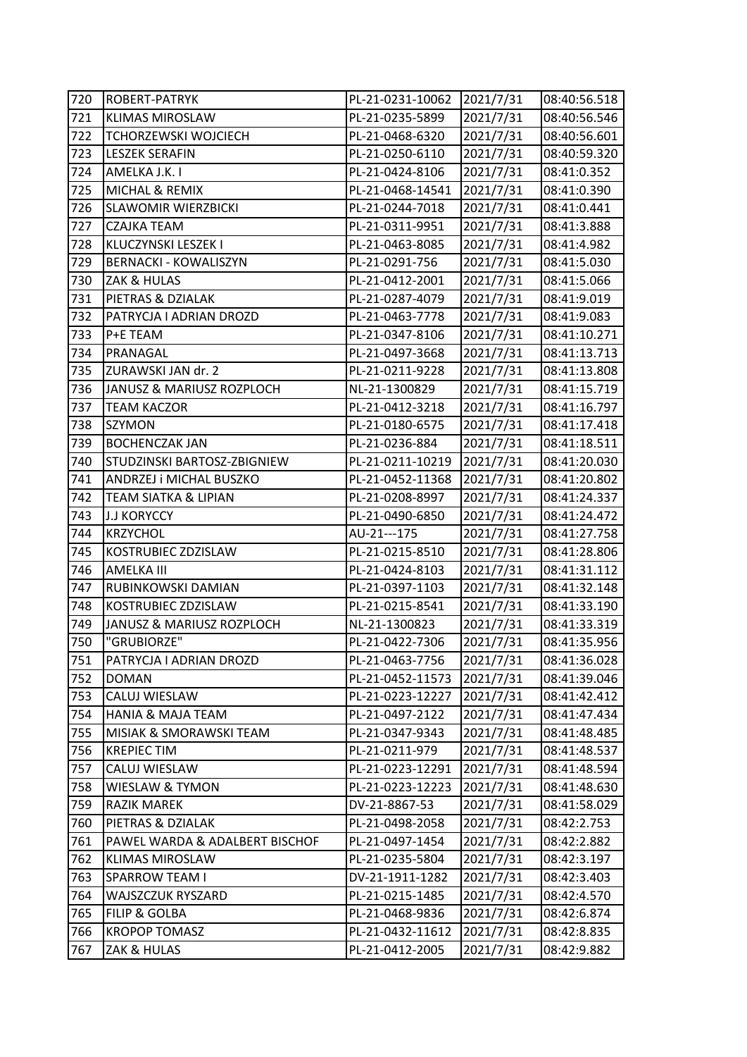| 720 | ROBERT-PATRYK | PL-21-0231-10062 | 2021/7/31 | 08:40:56.518 |
|---|---|---|---|---|
| 721 | KLIMAS MIROSLAW | PL-21-0235-5899 | 2021/7/31 | 08:40:56.546 |
| 722 | TCHORZEWSKI WOJCIECH | PL-21-0468-6320 | 2021/7/31 | 08:40:56.601 |
| 723 | LESZEK SERAFIN | PL-21-0250-6110 | 2021/7/31 | 08:40:59.320 |
| 724 | AMELKA J.K. I | PL-21-0424-8106 | 2021/7/31 | 08:41:0.352 |
| 725 | MICHAL & REMIX | PL-21-0468-14541 | 2021/7/31 | 08:41:0.390 |
| 726 | SLAWOMIR WIERZBICKI | PL-21-0244-7018 | 2021/7/31 | 08:41:0.441 |
| 727 | CZAJKA TEAM | PL-21-0311-9951 | 2021/7/31 | 08:41:3.888 |
| 728 | KLUCZYNSKI LESZEK I | PL-21-0463-8085 | 2021/7/31 | 08:41:4.982 |
| 729 | BERNACKI - KOWALISZYN | PL-21-0291-756 | 2021/7/31 | 08:41:5.030 |
| 730 | ZAK & HULAS | PL-21-0412-2001 | 2021/7/31 | 08:41:5.066 |
| 731 | PIETRAS & DZIALAK | PL-21-0287-4079 | 2021/7/31 | 08:41:9.019 |
| 732 | PATRYCJA I ADRIAN DROZD | PL-21-0463-7778 | 2021/7/31 | 08:41:9.083 |
| 733 | P+E TEAM | PL-21-0347-8106 | 2021/7/31 | 08:41:10.271 |
| 734 | PRANAGAL | PL-21-0497-3668 | 2021/7/31 | 08:41:13.713 |
| 735 | ZURAWSKI JAN dr. 2 | PL-21-0211-9228 | 2021/7/31 | 08:41:13.808 |
| 736 | JANUSZ & MARIUSZ ROZPLOCH | NL-21-1300829 | 2021/7/31 | 08:41:15.719 |
| 737 | TEAM KACZOR | PL-21-0412-3218 | 2021/7/31 | 08:41:16.797 |
| 738 | SZYMON | PL-21-0180-6575 | 2021/7/31 | 08:41:17.418 |
| 739 | BOCHENCZAK JAN | PL-21-0236-884 | 2021/7/31 | 08:41:18.511 |
| 740 | STUDZINSKI BARTOSZ-ZBIGNIEW | PL-21-0211-10219 | 2021/7/31 | 08:41:20.030 |
| 741 | ANDRZEJ i MICHAL BUSZKO | PL-21-0452-11368 | 2021/7/31 | 08:41:20.802 |
| 742 | TEAM SIATKA & LIPIAN | PL-21-0208-8997 | 2021/7/31 | 08:41:24.337 |
| 743 | J.J KORYCCY | PL-21-0490-6850 | 2021/7/31 | 08:41:24.472 |
| 744 | KRZYCHOL | AU-21---175 | 2021/7/31 | 08:41:27.758 |
| 745 | KOSTRUBIEC ZDZISLAW | PL-21-0215-8510 | 2021/7/31 | 08:41:28.806 |
| 746 | AMELKA III | PL-21-0424-8103 | 2021/7/31 | 08:41:31.112 |
| 747 | RUBINKOWSKI DAMIAN | PL-21-0397-1103 | 2021/7/31 | 08:41:32.148 |
| 748 | KOSTRUBIEC ZDZISLAW | PL-21-0215-8541 | 2021/7/31 | 08:41:33.190 |
| 749 | JANUSZ & MARIUSZ ROZPLOCH | NL-21-1300823 | 2021/7/31 | 08:41:33.319 |
| 750 | "GRUBIORZE" | PL-21-0422-7306 | 2021/7/31 | 08:41:35.956 |
| 751 | PATRYCJA I ADRIAN DROZD | PL-21-0463-7756 | 2021/7/31 | 08:41:36.028 |
| 752 | DOMAN | PL-21-0452-11573 | 2021/7/31 | 08:41:39.046 |
| 753 | CALUJ WIESLAW | PL-21-0223-12227 | 2021/7/31 | 08:41:42.412 |
| 754 | HANIA & MAJA TEAM | PL-21-0497-2122 | 2021/7/31 | 08:41:47.434 |
| 755 | MISIAK & SMORAWSKI TEAM | PL-21-0347-9343 | 2021/7/31 | 08:41:48.485 |
| 756 | KREPIEC TIM | PL-21-0211-979 | 2021/7/31 | 08:41:48.537 |
| 757 | CALUJ WIESLAW | PL-21-0223-12291 | 2021/7/31 | 08:41:48.594 |
| 758 | WIESLAW & TYMON | PL-21-0223-12223 | 2021/7/31 | 08:41:48.630 |
| 759 | RAZIK MAREK | DV-21-8867-53 | 2021/7/31 | 08:41:58.029 |
| 760 | PIETRAS & DZIALAK | PL-21-0498-2058 | 2021/7/31 | 08:42:2.753 |
| 761 | PAWEL WARDA & ADALBERT BISCHOF | PL-21-0497-1454 | 2021/7/31 | 08:42:2.882 |
| 762 | KLIMAS MIROSLAW | PL-21-0235-5804 | 2021/7/31 | 08:42:3.197 |
| 763 | SPARROW TEAM I | DV-21-1911-1282 | 2021/7/31 | 08:42:3.403 |
| 764 | WAJSZCZUK RYSZARD | PL-21-0215-1485 | 2021/7/31 | 08:42:4.570 |
| 765 | FILIP & GOLBA | PL-21-0468-9836 | 2021/7/31 | 08:42:6.874 |
| 766 | KROPOP TOMASZ | PL-21-0432-11612 | 2021/7/31 | 08:42:8.835 |
| 767 | ZAK & HULAS | PL-21-0412-2005 | 2021/7/31 | 08:42:9.882 |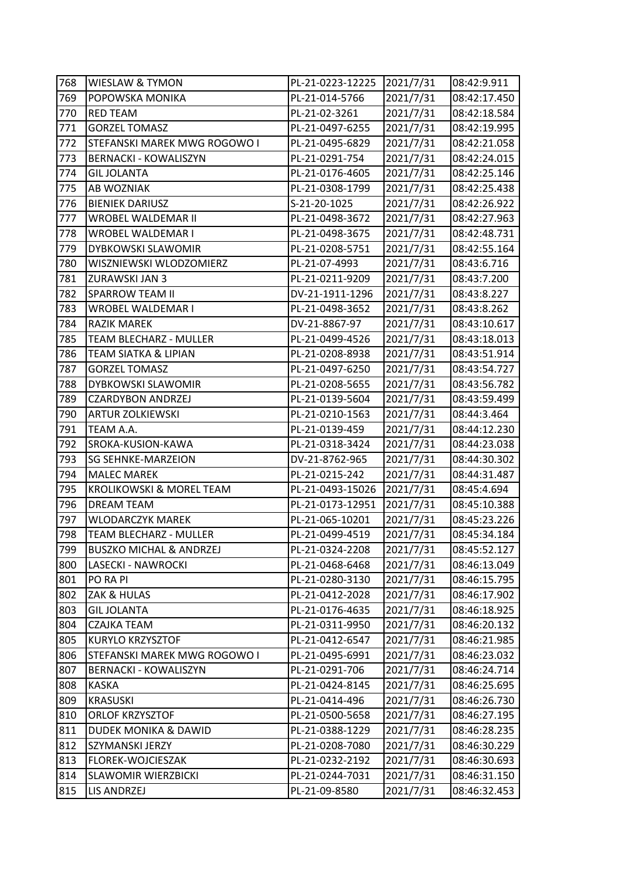| 768 | WIESLAW & TYMON | PL-21-0223-12225 | 2021/7/31 | 08:42:9.911 |
|---|---|---|---|---|
| 769 | POPOWSKA MONIKA | PL-21-014-5766 | 2021/7/31 | 08:42:17.450 |
| 770 | RED TEAM | PL-21-02-3261 | 2021/7/31 | 08:42:18.584 |
| 771 | GORZEL TOMASZ | PL-21-0497-6255 | 2021/7/31 | 08:42:19.995 |
| 772 | STEFANSKI MAREK MWG ROGOWO I | PL-21-0495-6829 | 2021/7/31 | 08:42:21.058 |
| 773 | BERNACKI - KOWALISZYN | PL-21-0291-754 | 2021/7/31 | 08:42:24.015 |
| 774 | GIL JOLANTA | PL-21-0176-4605 | 2021/7/31 | 08:42:25.146 |
| 775 | AB WOZNIAK | PL-21-0308-1799 | 2021/7/31 | 08:42:25.438 |
| 776 | BIENIEK DARIUSZ | S-21-20-1025 | 2021/7/31 | 08:42:26.922 |
| 777 | WROBEL WALDEMAR II | PL-21-0498-3672 | 2021/7/31 | 08:42:27.963 |
| 778 | WROBEL WALDEMAR I | PL-21-0498-3675 | 2021/7/31 | 08:42:48.731 |
| 779 | DYBKOWSKI SLAWOMIR | PL-21-0208-5751 | 2021/7/31 | 08:42:55.164 |
| 780 | WISZNIEWSKI WLODZOMIERZ | PL-21-07-4993 | 2021/7/31 | 08:43:6.716 |
| 781 | ZURAWSKI JAN 3 | PL-21-0211-9209 | 2021/7/31 | 08:43:7.200 |
| 782 | SPARROW TEAM II | DV-21-1911-1296 | 2021/7/31 | 08:43:8.227 |
| 783 | WROBEL WALDEMAR I | PL-21-0498-3652 | 2021/7/31 | 08:43:8.262 |
| 784 | RAZIK MAREK | DV-21-8867-97 | 2021/7/31 | 08:43:10.617 |
| 785 | TEAM BLECHARZ - MULLER | PL-21-0499-4526 | 2021/7/31 | 08:43:18.013 |
| 786 | TEAM SIATKA & LIPIAN | PL-21-0208-8938 | 2021/7/31 | 08:43:51.914 |
| 787 | GORZEL TOMASZ | PL-21-0497-6250 | 2021/7/31 | 08:43:54.727 |
| 788 | DYBKOWSKI SLAWOMIR | PL-21-0208-5655 | 2021/7/31 | 08:43:56.782 |
| 789 | CZARDYBON ANDRZEJ | PL-21-0139-5604 | 2021/7/31 | 08:43:59.499 |
| 790 | ARTUR ZOLKIEWSKI | PL-21-0210-1563 | 2021/7/31 | 08:44:3.464 |
| 791 | TEAM A.A. | PL-21-0139-459 | 2021/7/31 | 08:44:12.230 |
| 792 | SROKA-KUSION-KAWA | PL-21-0318-3424 | 2021/7/31 | 08:44:23.038 |
| 793 | SG SEHNKE-MARZEION | DV-21-8762-965 | 2021/7/31 | 08:44:30.302 |
| 794 | MALEC MAREK | PL-21-0215-242 | 2021/7/31 | 08:44:31.487 |
| 795 | KROLIKOWSKI & MOREL TEAM | PL-21-0493-15026 | 2021/7/31 | 08:45:4.694 |
| 796 | DREAM TEAM | PL-21-0173-12951 | 2021/7/31 | 08:45:10.388 |
| 797 | WLODARCZYK MAREK | PL-21-065-10201 | 2021/7/31 | 08:45:23.226 |
| 798 | TEAM BLECHARZ - MULLER | PL-21-0499-4519 | 2021/7/31 | 08:45:34.184 |
| 799 | BUSZKO MICHAL & ANDRZEJ | PL-21-0324-2208 | 2021/7/31 | 08:45:52.127 |
| 800 | LASECKI - NAWROCKI | PL-21-0468-6468 | 2021/7/31 | 08:46:13.049 |
| 801 | PO RA PI | PL-21-0280-3130 | 2021/7/31 | 08:46:15.795 |
| 802 | ZAK & HULAS | PL-21-0412-2028 | 2021/7/31 | 08:46:17.902 |
| 803 | GIL JOLANTA | PL-21-0176-4635 | 2021/7/31 | 08:46:18.925 |
| 804 | CZAJKA TEAM | PL-21-0311-9950 | 2021/7/31 | 08:46:20.132 |
| 805 | KURYLO KRZYSZTOF | PL-21-0412-6547 | 2021/7/31 | 08:46:21.985 |
| 806 | STEFANSKI MAREK MWG ROGOWO I | PL-21-0495-6991 | 2021/7/31 | 08:46:23.032 |
| 807 | BERNACKI - KOWALISZYN | PL-21-0291-706 | 2021/7/31 | 08:46:24.714 |
| 808 | KASKA | PL-21-0424-8145 | 2021/7/31 | 08:46:25.695 |
| 809 | KRASUSKI | PL-21-0414-496 | 2021/7/31 | 08:46:26.730 |
| 810 | ORLOF KRZYSZTOF | PL-21-0500-5658 | 2021/7/31 | 08:46:27.195 |
| 811 | DUDEK MONIKA & DAWID | PL-21-0388-1229 | 2021/7/31 | 08:46:28.235 |
| 812 | SZYMANSKI JERZY | PL-21-0208-7080 | 2021/7/31 | 08:46:30.229 |
| 813 | FLOREK-WOJCIESZAK | PL-21-0232-2192 | 2021/7/31 | 08:46:30.693 |
| 814 | SLAWOMIR WIERZBICKI | PL-21-0244-7031 | 2021/7/31 | 08:46:31.150 |
| 815 | LIS ANDRZEJ | PL-21-09-8580 | 2021/7/31 | 08:46:32.453 |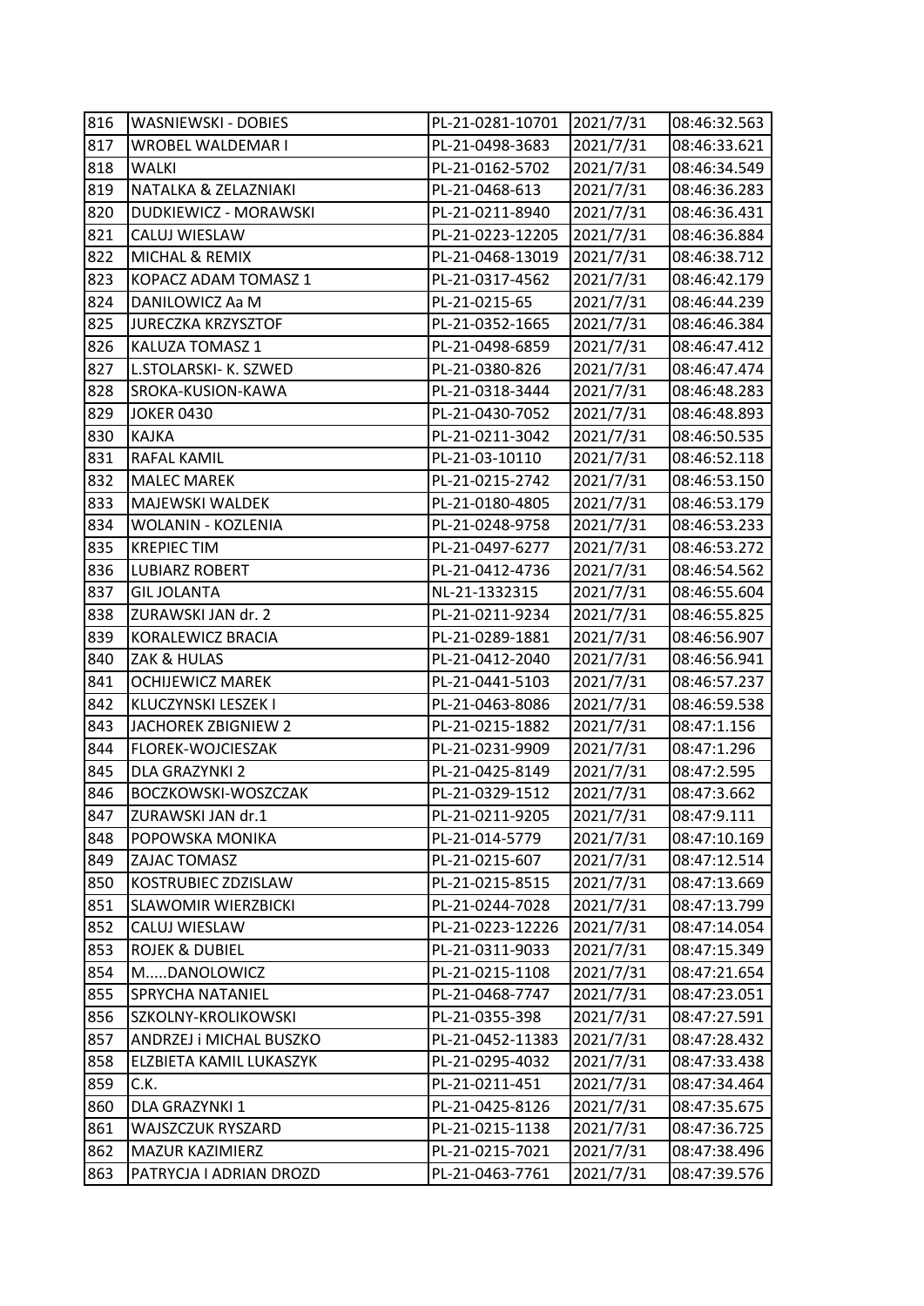| 816 | WASNIEWSKI - DOBIES | PL-21-0281-10701 | 2021/7/31 | 08:46:32.563 |
|---|---|---|---|---|
| 817 | WROBEL WALDEMAR I | PL-21-0498-3683 | 2021/7/31 | 08:46:33.621 |
| 818 | WALKI | PL-21-0162-5702 | 2021/7/31 | 08:46:34.549 |
| 819 | NATALKA & ZELAZNIAKI | PL-21-0468-613 | 2021/7/31 | 08:46:36.283 |
| 820 | DUDKIEWICZ - MORAWSKI | PL-21-0211-8940 | 2021/7/31 | 08:46:36.431 |
| 821 | CALUJ WIESLAW | PL-21-0223-12205 | 2021/7/31 | 08:46:36.884 |
| 822 | MICHAL & REMIX | PL-21-0468-13019 | 2021/7/31 | 08:46:38.712 |
| 823 | KOPACZ ADAM TOMASZ 1 | PL-21-0317-4562 | 2021/7/31 | 08:46:42.179 |
| 824 | DANILOWICZ Aa M | PL-21-0215-65 | 2021/7/31 | 08:46:44.239 |
| 825 | JURECZKA KRZYSZTOF | PL-21-0352-1665 | 2021/7/31 | 08:46:46.384 |
| 826 | KALUZA TOMASZ 1 | PL-21-0498-6859 | 2021/7/31 | 08:46:47.412 |
| 827 | L.STOLARSKI- K. SZWED | PL-21-0380-826 | 2021/7/31 | 08:46:47.474 |
| 828 | SROKA-KUSION-KAWA | PL-21-0318-3444 | 2021/7/31 | 08:46:48.283 |
| 829 | JOKER 0430 | PL-21-0430-7052 | 2021/7/31 | 08:46:48.893 |
| 830 | KAJKA | PL-21-0211-3042 | 2021/7/31 | 08:46:50.535 |
| 831 | RAFAL KAMIL | PL-21-03-10110 | 2021/7/31 | 08:46:52.118 |
| 832 | MALEC MAREK | PL-21-0215-2742 | 2021/7/31 | 08:46:53.150 |
| 833 | MAJEWSKI WALDEK | PL-21-0180-4805 | 2021/7/31 | 08:46:53.179 |
| 834 | WOLANIN - KOZLENIA | PL-21-0248-9758 | 2021/7/31 | 08:46:53.233 |
| 835 | KREPIEC TIM | PL-21-0497-6277 | 2021/7/31 | 08:46:53.272 |
| 836 | LUBIARZ ROBERT | PL-21-0412-4736 | 2021/7/31 | 08:46:54.562 |
| 837 | GIL JOLANTA | NL-21-1332315 | 2021/7/31 | 08:46:55.604 |
| 838 | ZURAWSKI JAN dr. 2 | PL-21-0211-9234 | 2021/7/31 | 08:46:55.825 |
| 839 | KORALEWICZ BRACIA | PL-21-0289-1881 | 2021/7/31 | 08:46:56.907 |
| 840 | ZAK & HULAS | PL-21-0412-2040 | 2021/7/31 | 08:46:56.941 |
| 841 | OCHIJEWICZ MAREK | PL-21-0441-5103 | 2021/7/31 | 08:46:57.237 |
| 842 | KLUCZYNSKI LESZEK I | PL-21-0463-8086 | 2021/7/31 | 08:46:59.538 |
| 843 | JACHOREK ZBIGNIEW 2 | PL-21-0215-1882 | 2021/7/31 | 08:47:1.156 |
| 844 | FLOREK-WOJCIESZAK | PL-21-0231-9909 | 2021/7/31 | 08:47:1.296 |
| 845 | DLA GRAZYNKI 2 | PL-21-0425-8149 | 2021/7/31 | 08:47:2.595 |
| 846 | BOCZKOWSKI-WOSZCZAK | PL-21-0329-1512 | 2021/7/31 | 08:47:3.662 |
| 847 | ZURAWSKI JAN dr.1 | PL-21-0211-9205 | 2021/7/31 | 08:47:9.111 |
| 848 | POPOWSKA MONIKA | PL-21-014-5779 | 2021/7/31 | 08:47:10.169 |
| 849 | ZAJAC TOMASZ | PL-21-0215-607 | 2021/7/31 | 08:47:12.514 |
| 850 | KOSTRUBIEC ZDZISLAW | PL-21-0215-8515 | 2021/7/31 | 08:47:13.669 |
| 851 | SLAWOMIR WIERZBICKI | PL-21-0244-7028 | 2021/7/31 | 08:47:13.799 |
| 852 | CALUJ WIESLAW | PL-21-0223-12226 | 2021/7/31 | 08:47:14.054 |
| 853 | ROJEK & DUBIEL | PL-21-0311-9033 | 2021/7/31 | 08:47:15.349 |
| 854 | M.....DANOLOWICZ | PL-21-0215-1108 | 2021/7/31 | 08:47:21.654 |
| 855 | SPRYCHA NATANIEL | PL-21-0468-7747 | 2021/7/31 | 08:47:23.051 |
| 856 | SZKOLNY-KROLIKOWSKI | PL-21-0355-398 | 2021/7/31 | 08:47:27.591 |
| 857 | ANDRZEJ i MICHAL BUSZKO | PL-21-0452-11383 | 2021/7/31 | 08:47:28.432 |
| 858 | ELZBIETA KAMIL LUKASZYK | PL-21-0295-4032 | 2021/7/31 | 08:47:33.438 |
| 859 | C.K. | PL-21-0211-451 | 2021/7/31 | 08:47:34.464 |
| 860 | DLA GRAZYNKI 1 | PL-21-0425-8126 | 2021/7/31 | 08:47:35.675 |
| 861 | WAJSZCZUK RYSZARD | PL-21-0215-1138 | 2021/7/31 | 08:47:36.725 |
| 862 | MAZUR KAZIMIERZ | PL-21-0215-7021 | 2021/7/31 | 08:47:38.496 |
| 863 | PATRYCJA I ADRIAN DROZD | PL-21-0463-7761 | 2021/7/31 | 08:47:39.576 |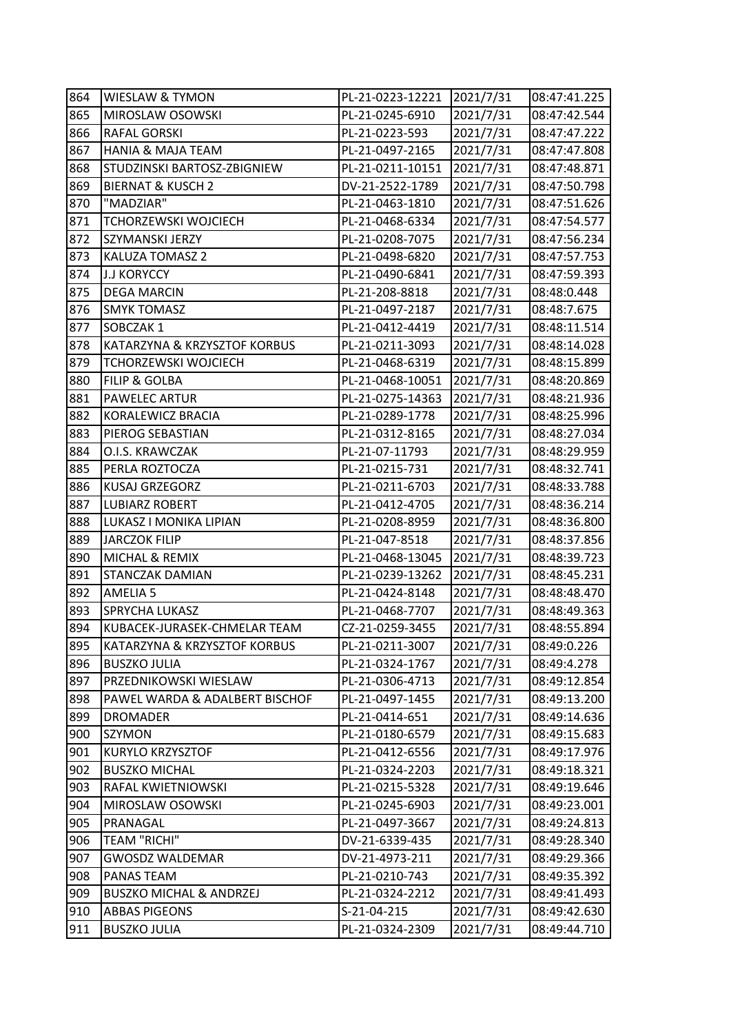| 864 | WIESLAW & TYMON | PL-21-0223-12221 | 2021/7/31 | 08:47:41.225 |
|---|---|---|---|---|
| 865 | MIROSLAW OSOWSKI | PL-21-0245-6910 | 2021/7/31 | 08:47:42.544 |
| 866 | RAFAL GORSKI | PL-21-0223-593 | 2021/7/31 | 08:47:47.222 |
| 867 | HANIA & MAJA TEAM | PL-21-0497-2165 | 2021/7/31 | 08:47:47.808 |
| 868 | STUDZINSKI BARTOSZ-ZBIGNIEW | PL-21-0211-10151 | 2021/7/31 | 08:47:48.871 |
| 869 | BIERNAT & KUSCH 2 | DV-21-2522-1789 | 2021/7/31 | 08:47:50.798 |
| 870 | "MADZIAR" | PL-21-0463-1810 | 2021/7/31 | 08:47:51.626 |
| 871 | TCHORZEWSKI WOJCIECH | PL-21-0468-6334 | 2021/7/31 | 08:47:54.577 |
| 872 | SZYMANSKI JERZY | PL-21-0208-7075 | 2021/7/31 | 08:47:56.234 |
| 873 | KALUZA TOMASZ 2 | PL-21-0498-6820 | 2021/7/31 | 08:47:57.753 |
| 874 | J.J KORYCCY | PL-21-0490-6841 | 2021/7/31 | 08:47:59.393 |
| 875 | DEGA MARCIN | PL-21-208-8818 | 2021/7/31 | 08:48:0.448 |
| 876 | SMYK TOMASZ | PL-21-0497-2187 | 2021/7/31 | 08:48:7.675 |
| 877 | SOBCZAK 1 | PL-21-0412-4419 | 2021/7/31 | 08:48:11.514 |
| 878 | KATARZYNA & KRZYSZTOF KORBUS | PL-21-0211-3093 | 2021/7/31 | 08:48:14.028 |
| 879 | TCHORZEWSKI WOJCIECH | PL-21-0468-6319 | 2021/7/31 | 08:48:15.899 |
| 880 | FILIP & GOLBA | PL-21-0468-10051 | 2021/7/31 | 08:48:20.869 |
| 881 | PAWELEC ARTUR | PL-21-0275-14363 | 2021/7/31 | 08:48:21.936 |
| 882 | KORALEWICZ BRACIA | PL-21-0289-1778 | 2021/7/31 | 08:48:25.996 |
| 883 | PIEROG SEBASTIAN | PL-21-0312-8165 | 2021/7/31 | 08:48:27.034 |
| 884 | O.I.S. KRAWCZAK | PL-21-07-11793 | 2021/7/31 | 08:48:29.959 |
| 885 | PERLA ROZTOCZA | PL-21-0215-731 | 2021/7/31 | 08:48:32.741 |
| 886 | KUSAJ GRZEGORZ | PL-21-0211-6703 | 2021/7/31 | 08:48:33.788 |
| 887 | LUBIARZ ROBERT | PL-21-0412-4705 | 2021/7/31 | 08:48:36.214 |
| 888 | LUKASZ I MONIKA LIPIAN | PL-21-0208-8959 | 2021/7/31 | 08:48:36.800 |
| 889 | JARCZOK FILIP | PL-21-047-8518 | 2021/7/31 | 08:48:37.856 |
| 890 | MICHAL & REMIX | PL-21-0468-13045 | 2021/7/31 | 08:48:39.723 |
| 891 | STANCZAK DAMIAN | PL-21-0239-13262 | 2021/7/31 | 08:48:45.231 |
| 892 | AMELIA 5 | PL-21-0424-8148 | 2021/7/31 | 08:48:48.470 |
| 893 | SPRYCHA LUKASZ | PL-21-0468-7707 | 2021/7/31 | 08:48:49.363 |
| 894 | KUBACEK-JURASEK-CHMELAR TEAM | CZ-21-0259-3455 | 2021/7/31 | 08:48:55.894 |
| 895 | KATARZYNA & KRZYSZTOF KORBUS | PL-21-0211-3007 | 2021/7/31 | 08:49:0.226 |
| 896 | BUSZKO JULIA | PL-21-0324-1767 | 2021/7/31 | 08:49:4.278 |
| 897 | PRZEDNIKOWSKI WIESLAW | PL-21-0306-4713 | 2021/7/31 | 08:49:12.854 |
| 898 | PAWEL WARDA & ADALBERT BISCHOF | PL-21-0497-1455 | 2021/7/31 | 08:49:13.200 |
| 899 | DROMADER | PL-21-0414-651 | 2021/7/31 | 08:49:14.636 |
| 900 | SZYMON | PL-21-0180-6579 | 2021/7/31 | 08:49:15.683 |
| 901 | KURYLO KRZYSZTOF | PL-21-0412-6556 | 2021/7/31 | 08:49:17.976 |
| 902 | BUSZKO MICHAL | PL-21-0324-2203 | 2021/7/31 | 08:49:18.321 |
| 903 | RAFAL KWIETNIOWSKI | PL-21-0215-5328 | 2021/7/31 | 08:49:19.646 |
| 904 | MIROSLAW OSOWSKI | PL-21-0245-6903 | 2021/7/31 | 08:49:23.001 |
| 905 | PRANAGAL | PL-21-0497-3667 | 2021/7/31 | 08:49:24.813 |
| 906 | TEAM "RICHI" | DV-21-6339-435 | 2021/7/31 | 08:49:28.340 |
| 907 | GWOSDZ WALDEMAR | DV-21-4973-211 | 2021/7/31 | 08:49:29.366 |
| 908 | PANAS TEAM | PL-21-0210-743 | 2021/7/31 | 08:49:35.392 |
| 909 | BUSZKO MICHAL & ANDRZEJ | PL-21-0324-2212 | 2021/7/31 | 08:49:41.493 |
| 910 | ABBAS PIGEONS | S-21-04-215 | 2021/7/31 | 08:49:42.630 |
| 911 | BUSZKO JULIA | PL-21-0324-2309 | 2021/7/31 | 08:49:44.710 |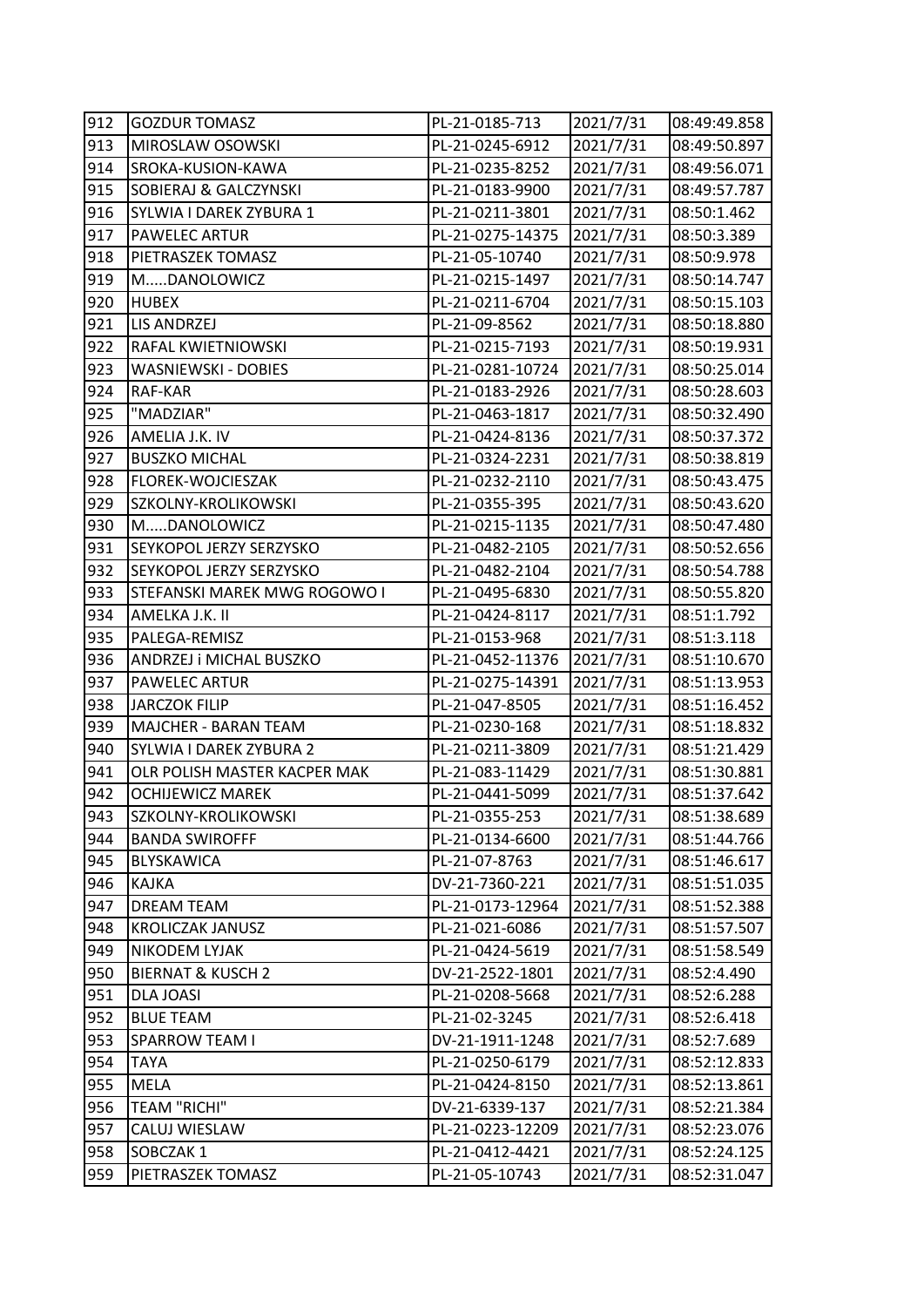| 912 | GOZDUR TOMASZ | PL-21-0185-713 | 2021/7/31 | 08:49:49.858 |
|---|---|---|---|---|
| 913 | MIROSLAW OSOWSKI | PL-21-0245-6912 | 2021/7/31 | 08:49:50.897 |
| 914 | SROKA-KUSION-KAWA | PL-21-0235-8252 | 2021/7/31 | 08:49:56.071 |
| 915 | SOBIERAJ & GALCZYNSKI | PL-21-0183-9900 | 2021/7/31 | 08:49:57.787 |
| 916 | SYLWIA I DAREK ZYBURA 1 | PL-21-0211-3801 | 2021/7/31 | 08:50:1.462 |
| 917 | PAWELEC ARTUR | PL-21-0275-14375 | 2021/7/31 | 08:50:3.389 |
| 918 | PIETRASZEK TOMASZ | PL-21-05-10740 | 2021/7/31 | 08:50:9.978 |
| 919 | M.....DANOLOWICZ | PL-21-0215-1497 | 2021/7/31 | 08:50:14.747 |
| 920 | HUBEX | PL-21-0211-6704 | 2021/7/31 | 08:50:15.103 |
| 921 | LIS ANDRZEJ | PL-21-09-8562 | 2021/7/31 | 08:50:18.880 |
| 922 | RAFAL KWIETNIOWSKI | PL-21-0215-7193 | 2021/7/31 | 08:50:19.931 |
| 923 | WASNIEWSKI - DOBIES | PL-21-0281-10724 | 2021/7/31 | 08:50:25.014 |
| 924 | RAF-KAR | PL-21-0183-2926 | 2021/7/31 | 08:50:28.603 |
| 925 | "MADZIAR" | PL-21-0463-1817 | 2021/7/31 | 08:50:32.490 |
| 926 | AMELIA J.K. IV | PL-21-0424-8136 | 2021/7/31 | 08:50:37.372 |
| 927 | BUSZKO MICHAL | PL-21-0324-2231 | 2021/7/31 | 08:50:38.819 |
| 928 | FLOREK-WOJCIESZAK | PL-21-0232-2110 | 2021/7/31 | 08:50:43.475 |
| 929 | SZKOLNY-KROLIKOWSKI | PL-21-0355-395 | 2021/7/31 | 08:50:43.620 |
| 930 | M.....DANOLOWICZ | PL-21-0215-1135 | 2021/7/31 | 08:50:47.480 |
| 931 | SEYKOPOL JERZY SERZYSKO | PL-21-0482-2105 | 2021/7/31 | 08:50:52.656 |
| 932 | SEYKOPOL JERZY SERZYSKO | PL-21-0482-2104 | 2021/7/31 | 08:50:54.788 |
| 933 | STEFANSKI MAREK MWG ROGOWO I | PL-21-0495-6830 | 2021/7/31 | 08:50:55.820 |
| 934 | AMELKA J.K. II | PL-21-0424-8117 | 2021/7/31 | 08:51:1.792 |
| 935 | PALEGA-REMISZ | PL-21-0153-968 | 2021/7/31 | 08:51:3.118 |
| 936 | ANDRZEJ i MICHAL BUSZKO | PL-21-0452-11376 | 2021/7/31 | 08:51:10.670 |
| 937 | PAWELEC ARTUR | PL-21-0275-14391 | 2021/7/31 | 08:51:13.953 |
| 938 | JARCZOK FILIP | PL-21-047-8505 | 2021/7/31 | 08:51:16.452 |
| 939 | MAJCHER - BARAN TEAM | PL-21-0230-168 | 2021/7/31 | 08:51:18.832 |
| 940 | SYLWIA I DAREK ZYBURA 2 | PL-21-0211-3809 | 2021/7/31 | 08:51:21.429 |
| 941 | OLR POLISH MASTER KACPER MAK | PL-21-083-11429 | 2021/7/31 | 08:51:30.881 |
| 942 | OCHIJEWICZ MAREK | PL-21-0441-5099 | 2021/7/31 | 08:51:37.642 |
| 943 | SZKOLNY-KROLIKOWSKI | PL-21-0355-253 | 2021/7/31 | 08:51:38.689 |
| 944 | BANDA SWIROFFF | PL-21-0134-6600 | 2021/7/31 | 08:51:44.766 |
| 945 | BLYSKAWICA | PL-21-07-8763 | 2021/7/31 | 08:51:46.617 |
| 946 | KAJKA | DV-21-7360-221 | 2021/7/31 | 08:51:51.035 |
| 947 | DREAM TEAM | PL-21-0173-12964 | 2021/7/31 | 08:51:52.388 |
| 948 | KROLICZAK JANUSZ | PL-21-021-6086 | 2021/7/31 | 08:51:57.507 |
| 949 | NIKODEM LYJAK | PL-21-0424-5619 | 2021/7/31 | 08:51:58.549 |
| 950 | BIERNAT & KUSCH 2 | DV-21-2522-1801 | 2021/7/31 | 08:52:4.490 |
| 951 | DLA JOASI | PL-21-0208-5668 | 2021/7/31 | 08:52:6.288 |
| 952 | BLUE TEAM | PL-21-02-3245 | 2021/7/31 | 08:52:6.418 |
| 953 | SPARROW TEAM I | DV-21-1911-1248 | 2021/7/31 | 08:52:7.689 |
| 954 | TAYA | PL-21-0250-6179 | 2021/7/31 | 08:52:12.833 |
| 955 | MELA | PL-21-0424-8150 | 2021/7/31 | 08:52:13.861 |
| 956 | TEAM "RICHI" | DV-21-6339-137 | 2021/7/31 | 08:52:21.384 |
| 957 | CALUJ WIESLAW | PL-21-0223-12209 | 2021/7/31 | 08:52:23.076 |
| 958 | SOBCZAK 1 | PL-21-0412-4421 | 2021/7/31 | 08:52:24.125 |
| 959 | PIETRASZEK TOMASZ | PL-21-05-10743 | 2021/7/31 | 08:52:31.047 |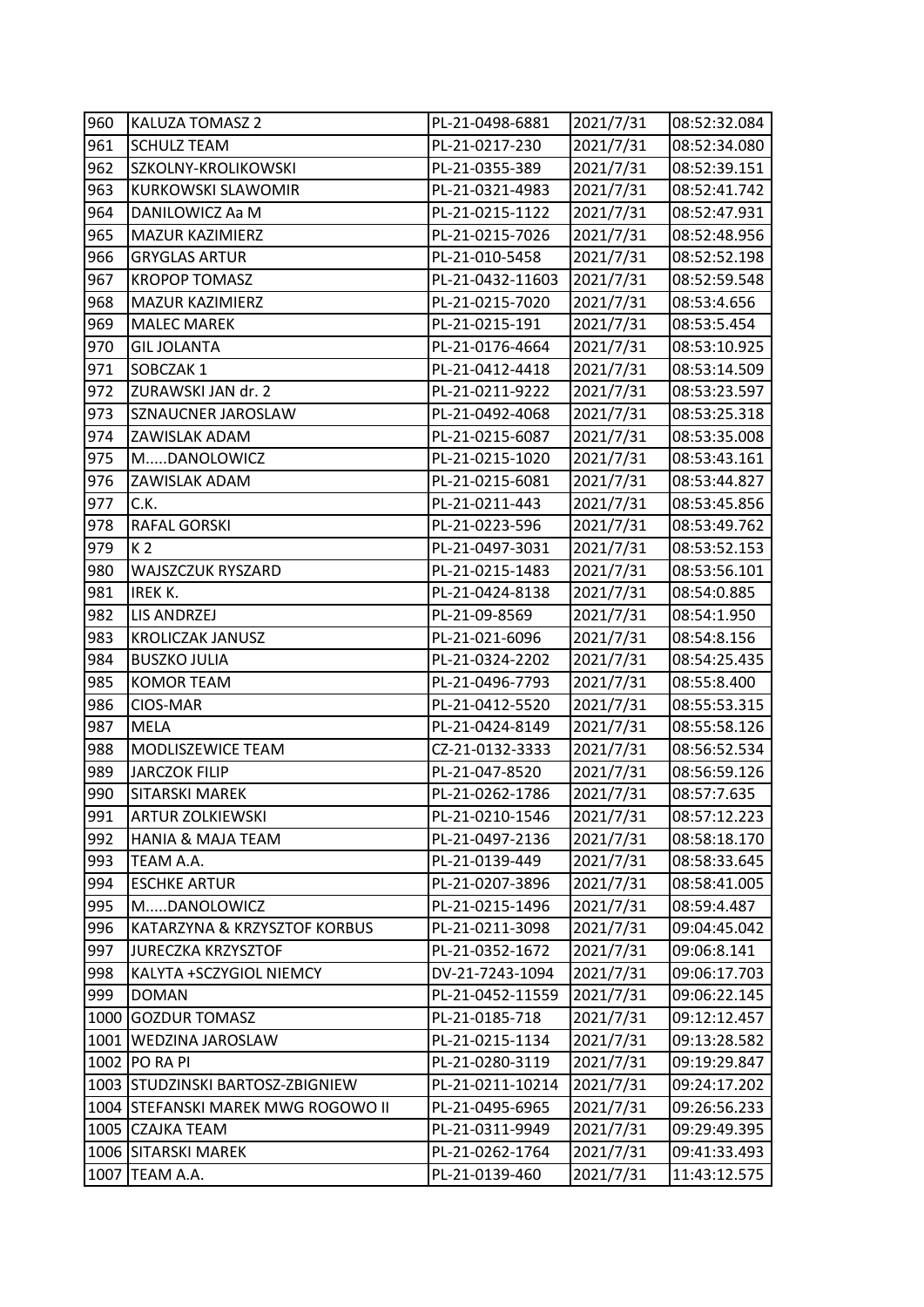| 960 | KALUZA TOMASZ 2 | PL-21-0498-6881 | 2021/7/31 | 08:52:32.084 |
|---|---|---|---|---|
| 961 | SCHULZ TEAM | PL-21-0217-230 | 2021/7/31 | 08:52:34.080 |
| 962 | SZKOLNY-KROLIKOWSKI | PL-21-0355-389 | 2021/7/31 | 08:52:39.151 |
| 963 | KURKOWSKI SLAWOMIR | PL-21-0321-4983 | 2021/7/31 | 08:52:41.742 |
| 964 | DANILOWICZ Aa M | PL-21-0215-1122 | 2021/7/31 | 08:52:47.931 |
| 965 | MAZUR KAZIMIERZ | PL-21-0215-7026 | 2021/7/31 | 08:52:48.956 |
| 966 | GRYGLAS ARTUR | PL-21-010-5458 | 2021/7/31 | 08:52:52.198 |
| 967 | KROPOP TOMASZ | PL-21-0432-11603 | 2021/7/31 | 08:52:59.548 |
| 968 | MAZUR KAZIMIERZ | PL-21-0215-7020 | 2021/7/31 | 08:53:4.656 |
| 969 | MALEC MAREK | PL-21-0215-191 | 2021/7/31 | 08:53:5.454 |
| 970 | GIL JOLANTA | PL-21-0176-4664 | 2021/7/31 | 08:53:10.925 |
| 971 | SOBCZAK 1 | PL-21-0412-4418 | 2021/7/31 | 08:53:14.509 |
| 972 | ZURAWSKI JAN dr. 2 | PL-21-0211-9222 | 2021/7/31 | 08:53:23.597 |
| 973 | SZNAUCNER JAROSLAW | PL-21-0492-4068 | 2021/7/31 | 08:53:25.318 |
| 974 | ZAWISLAK ADAM | PL-21-0215-6087 | 2021/7/31 | 08:53:35.008 |
| 975 | M.....DANOLOWICZ | PL-21-0215-1020 | 2021/7/31 | 08:53:43.161 |
| 976 | ZAWISLAK ADAM | PL-21-0215-6081 | 2021/7/31 | 08:53:44.827 |
| 977 | C.K. | PL-21-0211-443 | 2021/7/31 | 08:53:45.856 |
| 978 | RAFAL GORSKI | PL-21-0223-596 | 2021/7/31 | 08:53:49.762 |
| 979 | K 2 | PL-21-0497-3031 | 2021/7/31 | 08:53:52.153 |
| 980 | WAJSZCZUK RYSZARD | PL-21-0215-1483 | 2021/7/31 | 08:53:56.101 |
| 981 | IREK K. | PL-21-0424-8138 | 2021/7/31 | 08:54:0.885 |
| 982 | LIS ANDRZEJ | PL-21-09-8569 | 2021/7/31 | 08:54:1.950 |
| 983 | KROLICZAK JANUSZ | PL-21-021-6096 | 2021/7/31 | 08:54:8.156 |
| 984 | BUSZKO JULIA | PL-21-0324-2202 | 2021/7/31 | 08:54:25.435 |
| 985 | KOMOR TEAM | PL-21-0496-7793 | 2021/7/31 | 08:55:8.400 |
| 986 | CIOS-MAR | PL-21-0412-5520 | 2021/7/31 | 08:55:53.315 |
| 987 | MELA | PL-21-0424-8149 | 2021/7/31 | 08:55:58.126 |
| 988 | MODLISZEWICE TEAM | CZ-21-0132-3333 | 2021/7/31 | 08:56:52.534 |
| 989 | JARCZOK FILIP | PL-21-047-8520 | 2021/7/31 | 08:56:59.126 |
| 990 | SITARSKI MAREK | PL-21-0262-1786 | 2021/7/31 | 08:57:7.635 |
| 991 | ARTUR ZOLKIEWSKI | PL-21-0210-1546 | 2021/7/31 | 08:57:12.223 |
| 992 | HANIA & MAJA TEAM | PL-21-0497-2136 | 2021/7/31 | 08:58:18.170 |
| 993 | TEAM A.A. | PL-21-0139-449 | 2021/7/31 | 08:58:33.645 |
| 994 | ESCHKE ARTUR | PL-21-0207-3896 | 2021/7/31 | 08:58:41.005 |
| 995 | M.....DANOLOWICZ | PL-21-0215-1496 | 2021/7/31 | 08:59:4.487 |
| 996 | KATARZYNA & KRZYSZTOF KORBUS | PL-21-0211-3098 | 2021/7/31 | 09:04:45.042 |
| 997 | JURECZKA KRZYSZTOF | PL-21-0352-1672 | 2021/7/31 | 09:06:8.141 |
| 998 | KALYTA +SCZYGIOL NIEMCY | DV-21-7243-1094 | 2021/7/31 | 09:06:17.703 |
| 999 | DOMAN | PL-21-0452-11559 | 2021/7/31 | 09:06:22.145 |
| 1000 | GOZDUR TOMASZ | PL-21-0185-718 | 2021/7/31 | 09:12:12.457 |
| 1001 | WEDZINA JAROSLAW | PL-21-0215-1134 | 2021/7/31 | 09:13:28.582 |
| 1002 | PO RA PI | PL-21-0280-3119 | 2021/7/31 | 09:19:29.847 |
| 1003 | STUDZINSKI BARTOSZ-ZBIGNIEW | PL-21-0211-10214 | 2021/7/31 | 09:24:17.202 |
| 1004 | STEFANSKI MAREK MWG ROGOWO II | PL-21-0495-6965 | 2021/7/31 | 09:26:56.233 |
| 1005 | CZAJKA TEAM | PL-21-0311-9949 | 2021/7/31 | 09:29:49.395 |
| 1006 | SITARSKI MAREK | PL-21-0262-1764 | 2021/7/31 | 09:41:33.493 |
| 1007 | TEAM A.A. | PL-21-0139-460 | 2021/7/31 | 11:43:12.575 |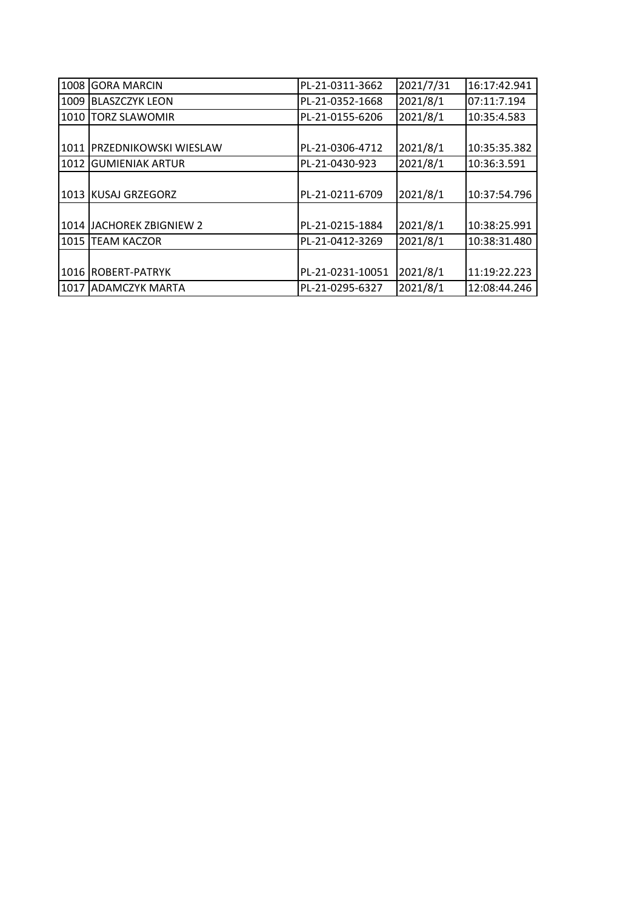| 1008 | GORA MARCIN | PL-21-0311-3662 | 2021/7/31 | 16:17:42.941 |
|---|---|---|---|---|
| 1009 | BLASZCZYK LEON | PL-21-0352-1668 | 2021/8/1 | 07:11:7.194 |
| 1010 | TORZ SLAWOMIR | PL-21-0155-6206 | 2021/8/1 | 10:35:4.583 |
| 1011 | PRZEDNIKOWSKI WIESLAW | PL-21-0306-4712 | 2021/8/1 | 10:35:35.382 |
| 1012 | GUMIENIAK ARTUR | PL-21-0430-923 | 2021/8/1 | 10:36:3.591 |
| 1013 | KUSAJ GRZEGORZ | PL-21-0211-6709 | 2021/8/1 | 10:37:54.796 |
| 1014 | JACHOREK ZBIGNIEW 2 | PL-21-0215-1884 | 2021/8/1 | 10:38:25.991 |
| 1015 | TEAM KACZOR | PL-21-0412-3269 | 2021/8/1 | 10:38:31.480 |
| 1016 | ROBERT-PATRYK | PL-21-0231-10051 | 2021/8/1 | 11:19:22.223 |
| 1017 | ADAMCZYK MARTA | PL-21-0295-6327 | 2021/8/1 | 12:08:44.246 |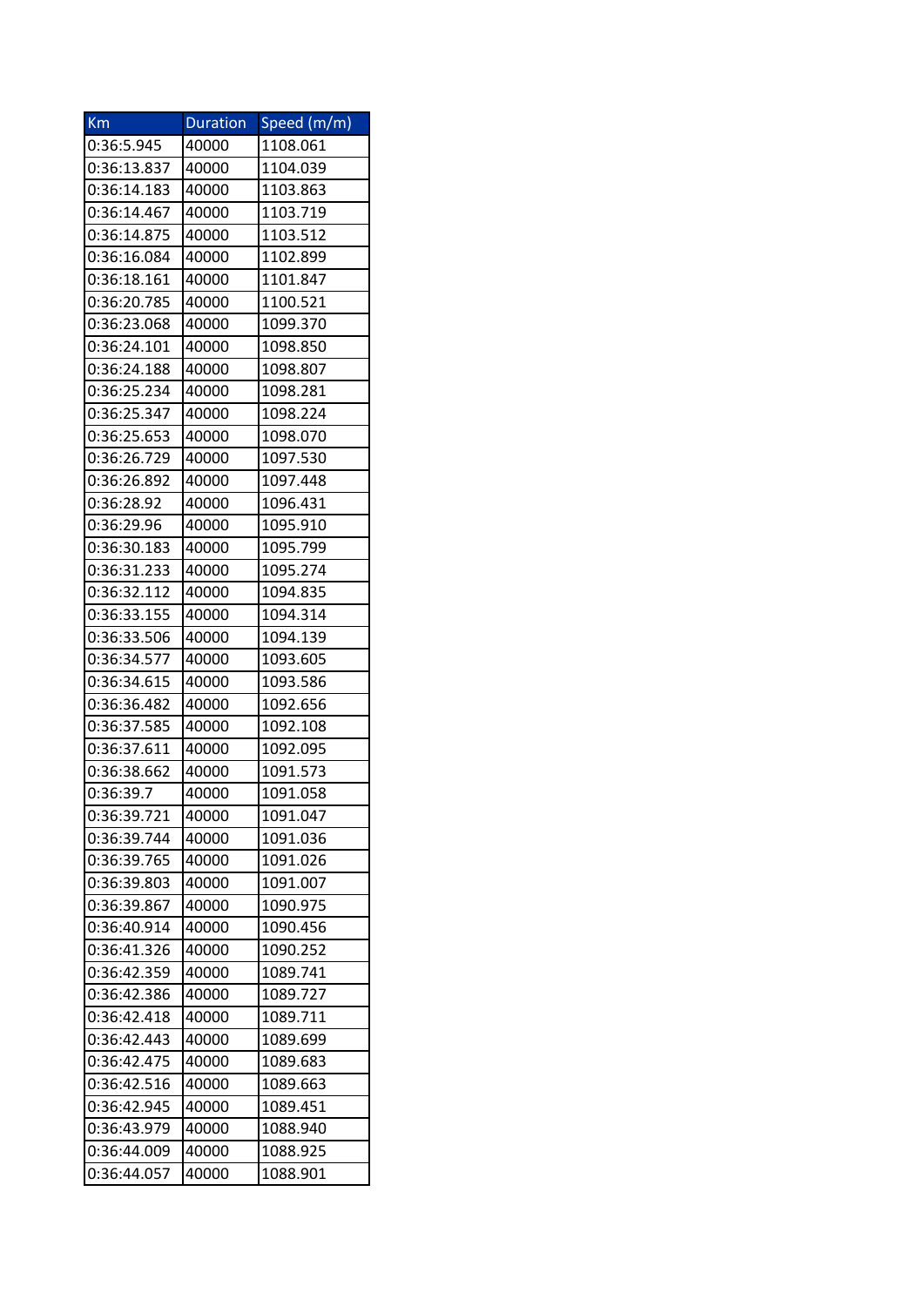| Km | Duration | Speed (m/m) |
|---|---|---|
| 0:36:5.945 | 40000 | 1108.061 |
| 0:36:13.837 | 40000 | 1104.039 |
| 0:36:14.183 | 40000 | 1103.863 |
| 0:36:14.467 | 40000 | 1103.719 |
| 0:36:14.875 | 40000 | 1103.512 |
| 0:36:16.084 | 40000 | 1102.899 |
| 0:36:18.161 | 40000 | 1101.847 |
| 0:36:20.785 | 40000 | 1100.521 |
| 0:36:23.068 | 40000 | 1099.370 |
| 0:36:24.101 | 40000 | 1098.850 |
| 0:36:24.188 | 40000 | 1098.807 |
| 0:36:25.234 | 40000 | 1098.281 |
| 0:36:25.347 | 40000 | 1098.224 |
| 0:36:25.653 | 40000 | 1098.070 |
| 0:36:26.729 | 40000 | 1097.530 |
| 0:36:26.892 | 40000 | 1097.448 |
| 0:36:28.92 | 40000 | 1096.431 |
| 0:36:29.96 | 40000 | 1095.910 |
| 0:36:30.183 | 40000 | 1095.799 |
| 0:36:31.233 | 40000 | 1095.274 |
| 0:36:32.112 | 40000 | 1094.835 |
| 0:36:33.155 | 40000 | 1094.314 |
| 0:36:33.506 | 40000 | 1094.139 |
| 0:36:34.577 | 40000 | 1093.605 |
| 0:36:34.615 | 40000 | 1093.586 |
| 0:36:36.482 | 40000 | 1092.656 |
| 0:36:37.585 | 40000 | 1092.108 |
| 0:36:37.611 | 40000 | 1092.095 |
| 0:36:38.662 | 40000 | 1091.573 |
| 0:36:39.7 | 40000 | 1091.058 |
| 0:36:39.721 | 40000 | 1091.047 |
| 0:36:39.744 | 40000 | 1091.036 |
| 0:36:39.765 | 40000 | 1091.026 |
| 0:36:39.803 | 40000 | 1091.007 |
| 0:36:39.867 | 40000 | 1090.975 |
| 0:36:40.914 | 40000 | 1090.456 |
| 0:36:41.326 | 40000 | 1090.252 |
| 0:36:42.359 | 40000 | 1089.741 |
| 0:36:42.386 | 40000 | 1089.727 |
| 0:36:42.418 | 40000 | 1089.711 |
| 0:36:42.443 | 40000 | 1089.699 |
| 0:36:42.475 | 40000 | 1089.683 |
| 0:36:42.516 | 40000 | 1089.663 |
| 0:36:42.945 | 40000 | 1089.451 |
| 0:36:43.979 | 40000 | 1088.940 |
| 0:36:44.009 | 40000 | 1088.925 |
| 0:36:44.057 | 40000 | 1088.901 |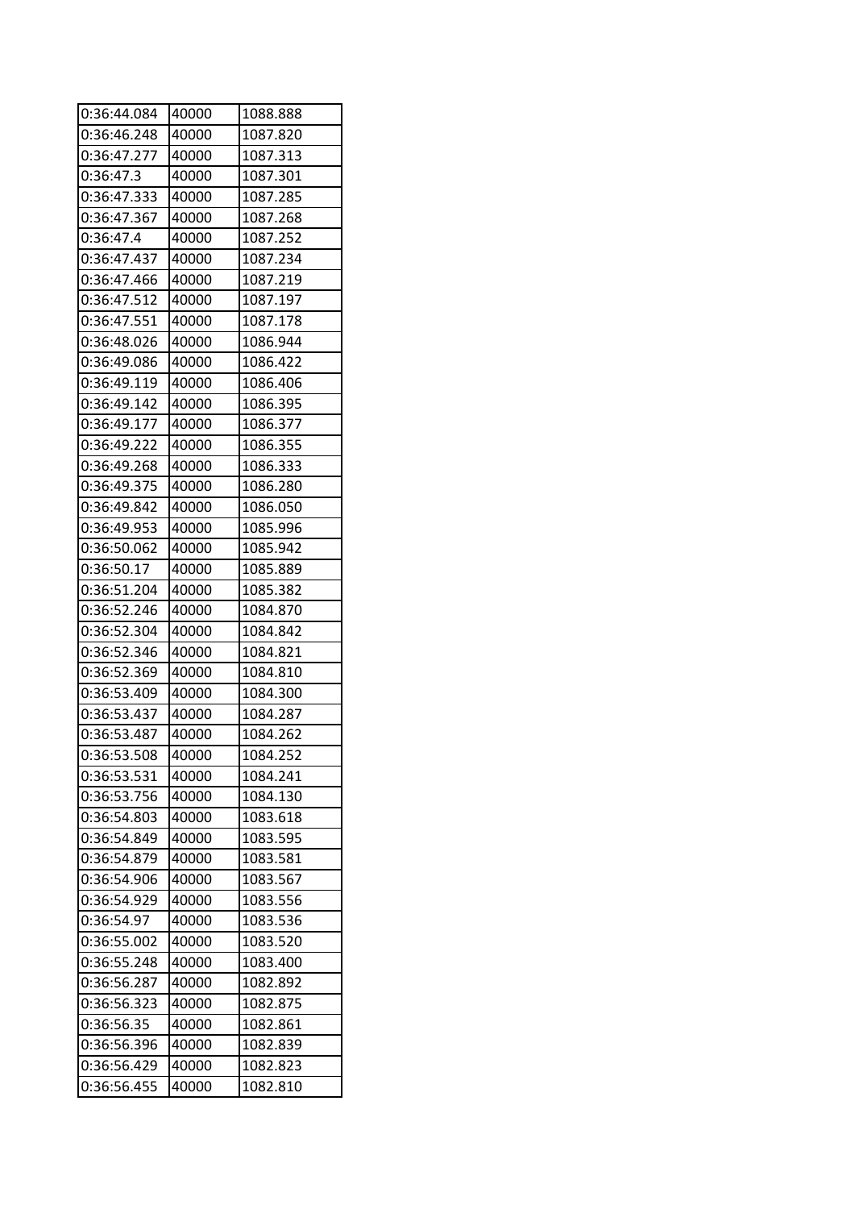| 0:36:44.084 | 40000 | 1088.888 |
|---|---|---|
| 0:36:46.248 | 40000 | 1087.820 |
| 0:36:47.277 | 40000 | 1087.313 |
| 0:36:47.3 | 40000 | 1087.301 |
| 0:36:47.333 | 40000 | 1087.285 |
| 0:36:47.367 | 40000 | 1087.268 |
| 0:36:47.4 | 40000 | 1087.252 |
| 0:36:47.437 | 40000 | 1087.234 |
| 0:36:47.466 | 40000 | 1087.219 |
| 0:36:47.512 | 40000 | 1087.197 |
| 0:36:47.551 | 40000 | 1087.178 |
| 0:36:48.026 | 40000 | 1086.944 |
| 0:36:49.086 | 40000 | 1086.422 |
| 0:36:49.119 | 40000 | 1086.406 |
| 0:36:49.142 | 40000 | 1086.395 |
| 0:36:49.177 | 40000 | 1086.377 |
| 0:36:49.222 | 40000 | 1086.355 |
| 0:36:49.268 | 40000 | 1086.333 |
| 0:36:49.375 | 40000 | 1086.280 |
| 0:36:49.842 | 40000 | 1086.050 |
| 0:36:49.953 | 40000 | 1085.996 |
| 0:36:50.062 | 40000 | 1085.942 |
| 0:36:50.17 | 40000 | 1085.889 |
| 0:36:51.204 | 40000 | 1085.382 |
| 0:36:52.246 | 40000 | 1084.870 |
| 0:36:52.304 | 40000 | 1084.842 |
| 0:36:52.346 | 40000 | 1084.821 |
| 0:36:52.369 | 40000 | 1084.810 |
| 0:36:53.409 | 40000 | 1084.300 |
| 0:36:53.437 | 40000 | 1084.287 |
| 0:36:53.487 | 40000 | 1084.262 |
| 0:36:53.508 | 40000 | 1084.252 |
| 0:36:53.531 | 40000 | 1084.241 |
| 0:36:53.756 | 40000 | 1084.130 |
| 0:36:54.803 | 40000 | 1083.618 |
| 0:36:54.849 | 40000 | 1083.595 |
| 0:36:54.879 | 40000 | 1083.581 |
| 0:36:54.906 | 40000 | 1083.567 |
| 0:36:54.929 | 40000 | 1083.556 |
| 0:36:54.97 | 40000 | 1083.536 |
| 0:36:55.002 | 40000 | 1083.520 |
| 0:36:55.248 | 40000 | 1083.400 |
| 0:36:56.287 | 40000 | 1082.892 |
| 0:36:56.323 | 40000 | 1082.875 |
| 0:36:56.35 | 40000 | 1082.861 |
| 0:36:56.396 | 40000 | 1082.839 |
| 0:36:56.429 | 40000 | 1082.823 |
| 0:36:56.455 | 40000 | 1082.810 |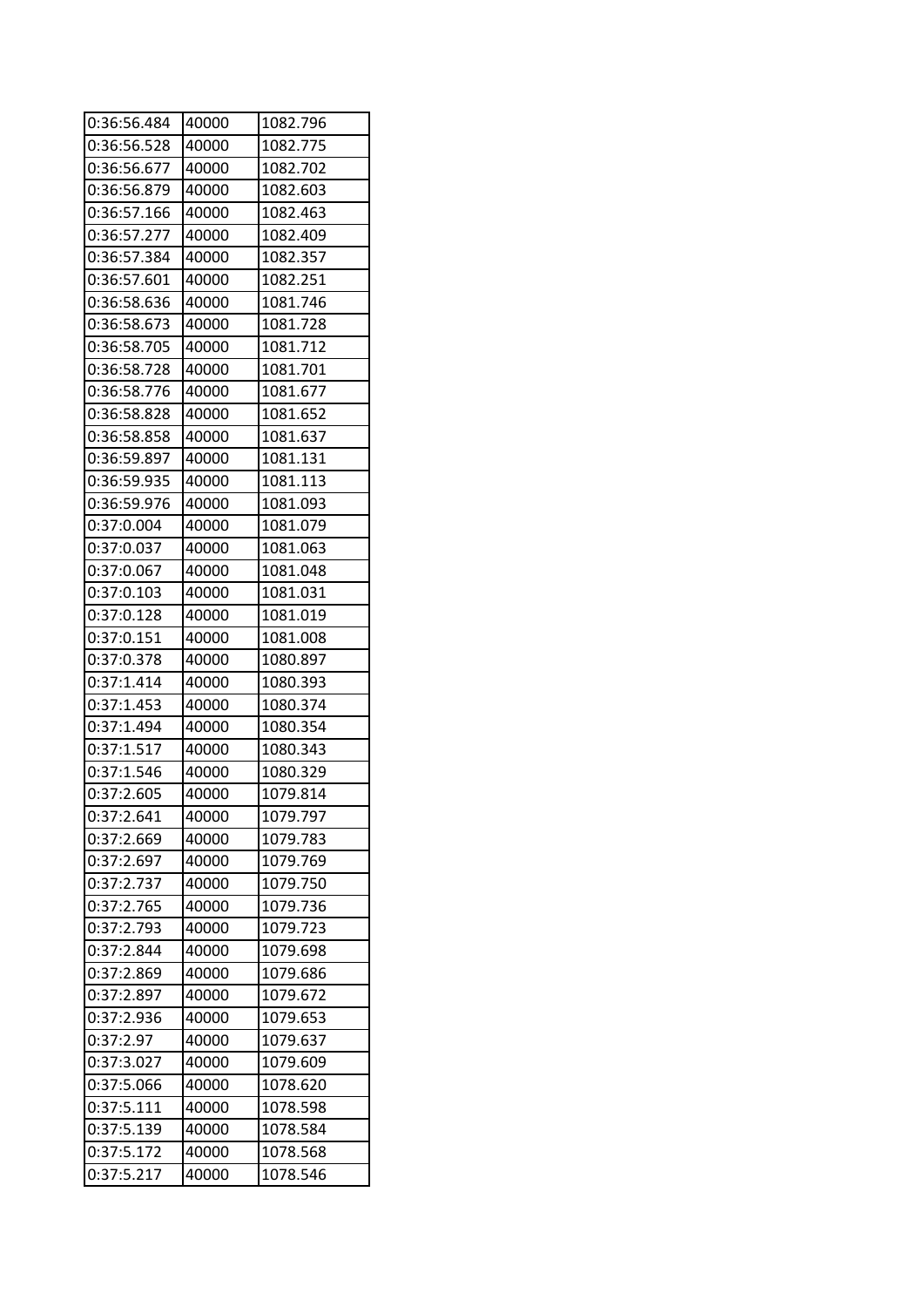| 0:36:56.484 | 40000 | 1082.796 |
|---|---|---|
| 0:36:56.528 | 40000 | 1082.775 |
| 0:36:56.677 | 40000 | 1082.702 |
| 0:36:56.879 | 40000 | 1082.603 |
| 0:36:57.166 | 40000 | 1082.463 |
| 0:36:57.277 | 40000 | 1082.409 |
| 0:36:57.384 | 40000 | 1082.357 |
| 0:36:57.601 | 40000 | 1082.251 |
| 0:36:58.636 | 40000 | 1081.746 |
| 0:36:58.673 | 40000 | 1081.728 |
| 0:36:58.705 | 40000 | 1081.712 |
| 0:36:58.728 | 40000 | 1081.701 |
| 0:36:58.776 | 40000 | 1081.677 |
| 0:36:58.828 | 40000 | 1081.652 |
| 0:36:58.858 | 40000 | 1081.637 |
| 0:36:59.897 | 40000 | 1081.131 |
| 0:36:59.935 | 40000 | 1081.113 |
| 0:36:59.976 | 40000 | 1081.093 |
| 0:37:0.004 | 40000 | 1081.079 |
| 0:37:0.037 | 40000 | 1081.063 |
| 0:37:0.067 | 40000 | 1081.048 |
| 0:37:0.103 | 40000 | 1081.031 |
| 0:37:0.128 | 40000 | 1081.019 |
| 0:37:0.151 | 40000 | 1081.008 |
| 0:37:0.378 | 40000 | 1080.897 |
| 0:37:1.414 | 40000 | 1080.393 |
| 0:37:1.453 | 40000 | 1080.374 |
| 0:37:1.494 | 40000 | 1080.354 |
| 0:37:1.517 | 40000 | 1080.343 |
| 0:37:1.546 | 40000 | 1080.329 |
| 0:37:2.605 | 40000 | 1079.814 |
| 0:37:2.641 | 40000 | 1079.797 |
| 0:37:2.669 | 40000 | 1079.783 |
| 0:37:2.697 | 40000 | 1079.769 |
| 0:37:2.737 | 40000 | 1079.750 |
| 0:37:2.765 | 40000 | 1079.736 |
| 0:37:2.793 | 40000 | 1079.723 |
| 0:37:2.844 | 40000 | 1079.698 |
| 0:37:2.869 | 40000 | 1079.686 |
| 0:37:2.897 | 40000 | 1079.672 |
| 0:37:2.936 | 40000 | 1079.653 |
| 0:37:2.97 | 40000 | 1079.637 |
| 0:37:3.027 | 40000 | 1079.609 |
| 0:37:5.066 | 40000 | 1078.620 |
| 0:37:5.111 | 40000 | 1078.598 |
| 0:37:5.139 | 40000 | 1078.584 |
| 0:37:5.172 | 40000 | 1078.568 |
| 0:37:5.217 | 40000 | 1078.546 |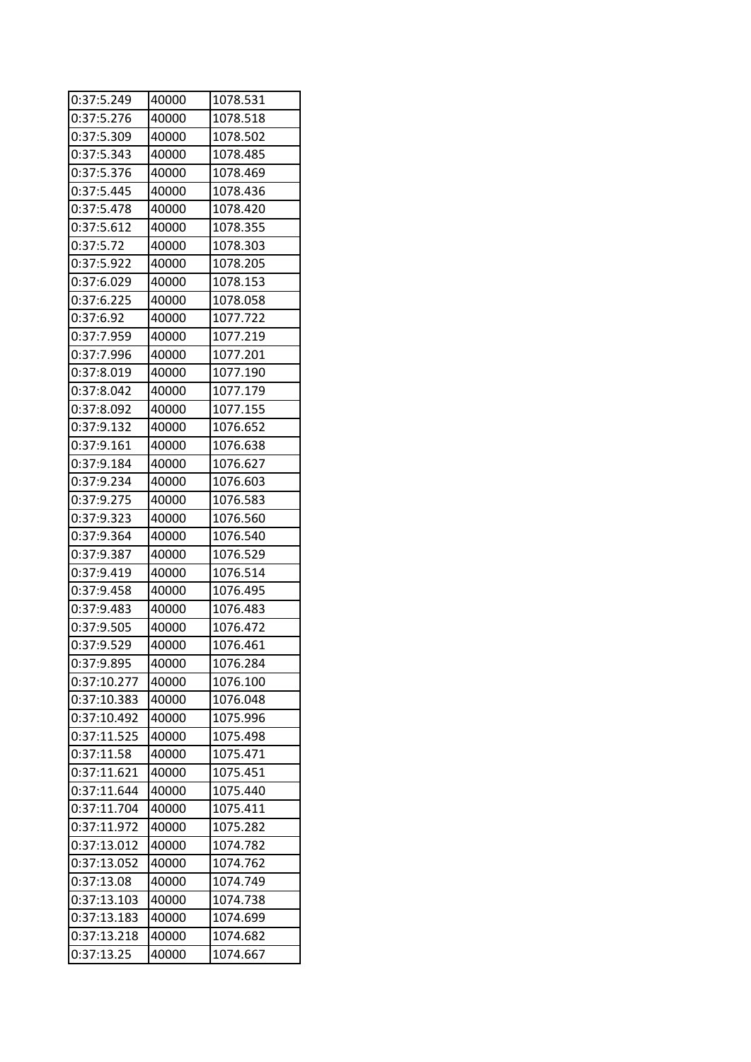| 0:37:5.249 | 40000 | 1078.531 |
|---|---|---|
| 0:37:5.276 | 40000 | 1078.518 |
| 0:37:5.309 | 40000 | 1078.502 |
| 0:37:5.343 | 40000 | 1078.485 |
| 0:37:5.376 | 40000 | 1078.469 |
| 0:37:5.445 | 40000 | 1078.436 |
| 0:37:5.478 | 40000 | 1078.420 |
| 0:37:5.612 | 40000 | 1078.355 |
| 0:37:5.72 | 40000 | 1078.303 |
| 0:37:5.922 | 40000 | 1078.205 |
| 0:37:6.029 | 40000 | 1078.153 |
| 0:37:6.225 | 40000 | 1078.058 |
| 0:37:6.92 | 40000 | 1077.722 |
| 0:37:7.959 | 40000 | 1077.219 |
| 0:37:7.996 | 40000 | 1077.201 |
| 0:37:8.019 | 40000 | 1077.190 |
| 0:37:8.042 | 40000 | 1077.179 |
| 0:37:8.092 | 40000 | 1077.155 |
| 0:37:9.132 | 40000 | 1076.652 |
| 0:37:9.161 | 40000 | 1076.638 |
| 0:37:9.184 | 40000 | 1076.627 |
| 0:37:9.234 | 40000 | 1076.603 |
| 0:37:9.275 | 40000 | 1076.583 |
| 0:37:9.323 | 40000 | 1076.560 |
| 0:37:9.364 | 40000 | 1076.540 |
| 0:37:9.387 | 40000 | 1076.529 |
| 0:37:9.419 | 40000 | 1076.514 |
| 0:37:9.458 | 40000 | 1076.495 |
| 0:37:9.483 | 40000 | 1076.483 |
| 0:37:9.505 | 40000 | 1076.472 |
| 0:37:9.529 | 40000 | 1076.461 |
| 0:37:9.895 | 40000 | 1076.284 |
| 0:37:10.277 | 40000 | 1076.100 |
| 0:37:10.383 | 40000 | 1076.048 |
| 0:37:10.492 | 40000 | 1075.996 |
| 0:37:11.525 | 40000 | 1075.498 |
| 0:37:11.58 | 40000 | 1075.471 |
| 0:37:11.621 | 40000 | 1075.451 |
| 0:37:11.644 | 40000 | 1075.440 |
| 0:37:11.704 | 40000 | 1075.411 |
| 0:37:11.972 | 40000 | 1075.282 |
| 0:37:13.012 | 40000 | 1074.782 |
| 0:37:13.052 | 40000 | 1074.762 |
| 0:37:13.08 | 40000 | 1074.749 |
| 0:37:13.103 | 40000 | 1074.738 |
| 0:37:13.183 | 40000 | 1074.699 |
| 0:37:13.218 | 40000 | 1074.682 |
| 0:37:13.25 | 40000 | 1074.667 |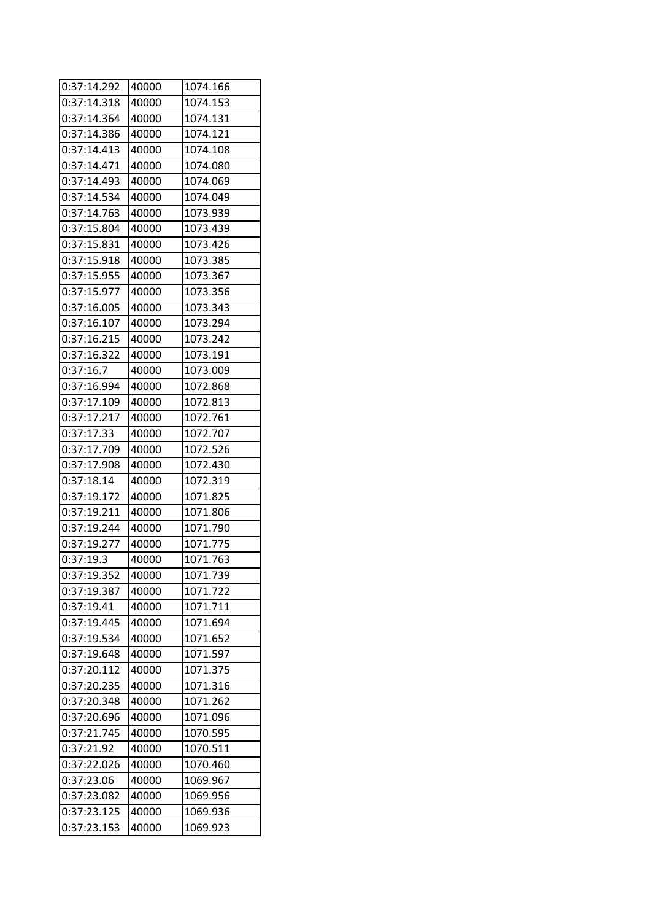| 0:37:14.292 | 40000 | 1074.166 |
|---|---|---|
| 0:37:14.318 | 40000 | 1074.153 |
| 0:37:14.364 | 40000 | 1074.131 |
| 0:37:14.386 | 40000 | 1074.121 |
| 0:37:14.413 | 40000 | 1074.108 |
| 0:37:14.471 | 40000 | 1074.080 |
| 0:37:14.493 | 40000 | 1074.069 |
| 0:37:14.534 | 40000 | 1074.049 |
| 0:37:14.763 | 40000 | 1073.939 |
| 0:37:15.804 | 40000 | 1073.439 |
| 0:37:15.831 | 40000 | 1073.426 |
| 0:37:15.918 | 40000 | 1073.385 |
| 0:37:15.955 | 40000 | 1073.367 |
| 0:37:15.977 | 40000 | 1073.356 |
| 0:37:16.005 | 40000 | 1073.343 |
| 0:37:16.107 | 40000 | 1073.294 |
| 0:37:16.215 | 40000 | 1073.242 |
| 0:37:16.322 | 40000 | 1073.191 |
| 0:37:16.7 | 40000 | 1073.009 |
| 0:37:16.994 | 40000 | 1072.868 |
| 0:37:17.109 | 40000 | 1072.813 |
| 0:37:17.217 | 40000 | 1072.761 |
| 0:37:17.33 | 40000 | 1072.707 |
| 0:37:17.709 | 40000 | 1072.526 |
| 0:37:17.908 | 40000 | 1072.430 |
| 0:37:18.14 | 40000 | 1072.319 |
| 0:37:19.172 | 40000 | 1071.825 |
| 0:37:19.211 | 40000 | 1071.806 |
| 0:37:19.244 | 40000 | 1071.790 |
| 0:37:19.277 | 40000 | 1071.775 |
| 0:37:19.3 | 40000 | 1071.763 |
| 0:37:19.352 | 40000 | 1071.739 |
| 0:37:19.387 | 40000 | 1071.722 |
| 0:37:19.41 | 40000 | 1071.711 |
| 0:37:19.445 | 40000 | 1071.694 |
| 0:37:19.534 | 40000 | 1071.652 |
| 0:37:19.648 | 40000 | 1071.597 |
| 0:37:20.112 | 40000 | 1071.375 |
| 0:37:20.235 | 40000 | 1071.316 |
| 0:37:20.348 | 40000 | 1071.262 |
| 0:37:20.696 | 40000 | 1071.096 |
| 0:37:21.745 | 40000 | 1070.595 |
| 0:37:21.92 | 40000 | 1070.511 |
| 0:37:22.026 | 40000 | 1070.460 |
| 0:37:23.06 | 40000 | 1069.967 |
| 0:37:23.082 | 40000 | 1069.956 |
| 0:37:23.125 | 40000 | 1069.936 |
| 0:37:23.153 | 40000 | 1069.923 |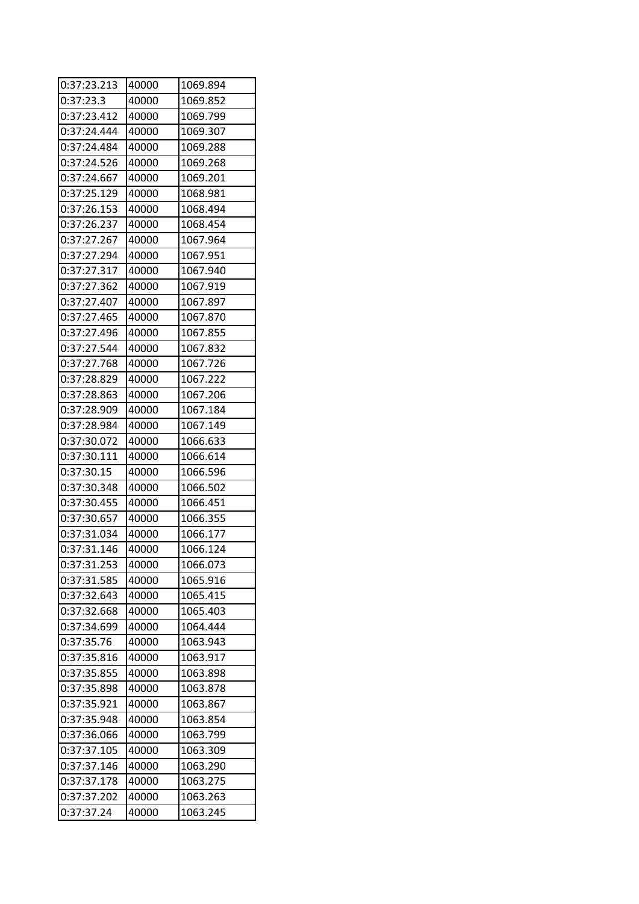| 0:37:23.213 | 40000 | 1069.894 |
|---|---|---|
| 0:37:23.3 | 40000 | 1069.852 |
| 0:37:23.412 | 40000 | 1069.799 |
| 0:37:24.444 | 40000 | 1069.307 |
| 0:37:24.484 | 40000 | 1069.288 |
| 0:37:24.526 | 40000 | 1069.268 |
| 0:37:24.667 | 40000 | 1069.201 |
| 0:37:25.129 | 40000 | 1068.981 |
| 0:37:26.153 | 40000 | 1068.494 |
| 0:37:26.237 | 40000 | 1068.454 |
| 0:37:27.267 | 40000 | 1067.964 |
| 0:37:27.294 | 40000 | 1067.951 |
| 0:37:27.317 | 40000 | 1067.940 |
| 0:37:27.362 | 40000 | 1067.919 |
| 0:37:27.407 | 40000 | 1067.897 |
| 0:37:27.465 | 40000 | 1067.870 |
| 0:37:27.496 | 40000 | 1067.855 |
| 0:37:27.544 | 40000 | 1067.832 |
| 0:37:27.768 | 40000 | 1067.726 |
| 0:37:28.829 | 40000 | 1067.222 |
| 0:37:28.863 | 40000 | 1067.206 |
| 0:37:28.909 | 40000 | 1067.184 |
| 0:37:28.984 | 40000 | 1067.149 |
| 0:37:30.072 | 40000 | 1066.633 |
| 0:37:30.111 | 40000 | 1066.614 |
| 0:37:30.15 | 40000 | 1066.596 |
| 0:37:30.348 | 40000 | 1066.502 |
| 0:37:30.455 | 40000 | 1066.451 |
| 0:37:30.657 | 40000 | 1066.355 |
| 0:37:31.034 | 40000 | 1066.177 |
| 0:37:31.146 | 40000 | 1066.124 |
| 0:37:31.253 | 40000 | 1066.073 |
| 0:37:31.585 | 40000 | 1065.916 |
| 0:37:32.643 | 40000 | 1065.415 |
| 0:37:32.668 | 40000 | 1065.403 |
| 0:37:34.699 | 40000 | 1064.444 |
| 0:37:35.76 | 40000 | 1063.943 |
| 0:37:35.816 | 40000 | 1063.917 |
| 0:37:35.855 | 40000 | 1063.898 |
| 0:37:35.898 | 40000 | 1063.878 |
| 0:37:35.921 | 40000 | 1063.867 |
| 0:37:35.948 | 40000 | 1063.854 |
| 0:37:36.066 | 40000 | 1063.799 |
| 0:37:37.105 | 40000 | 1063.309 |
| 0:37:37.146 | 40000 | 1063.290 |
| 0:37:37.178 | 40000 | 1063.275 |
| 0:37:37.202 | 40000 | 1063.263 |
| 0:37:37.24 | 40000 | 1063.245 |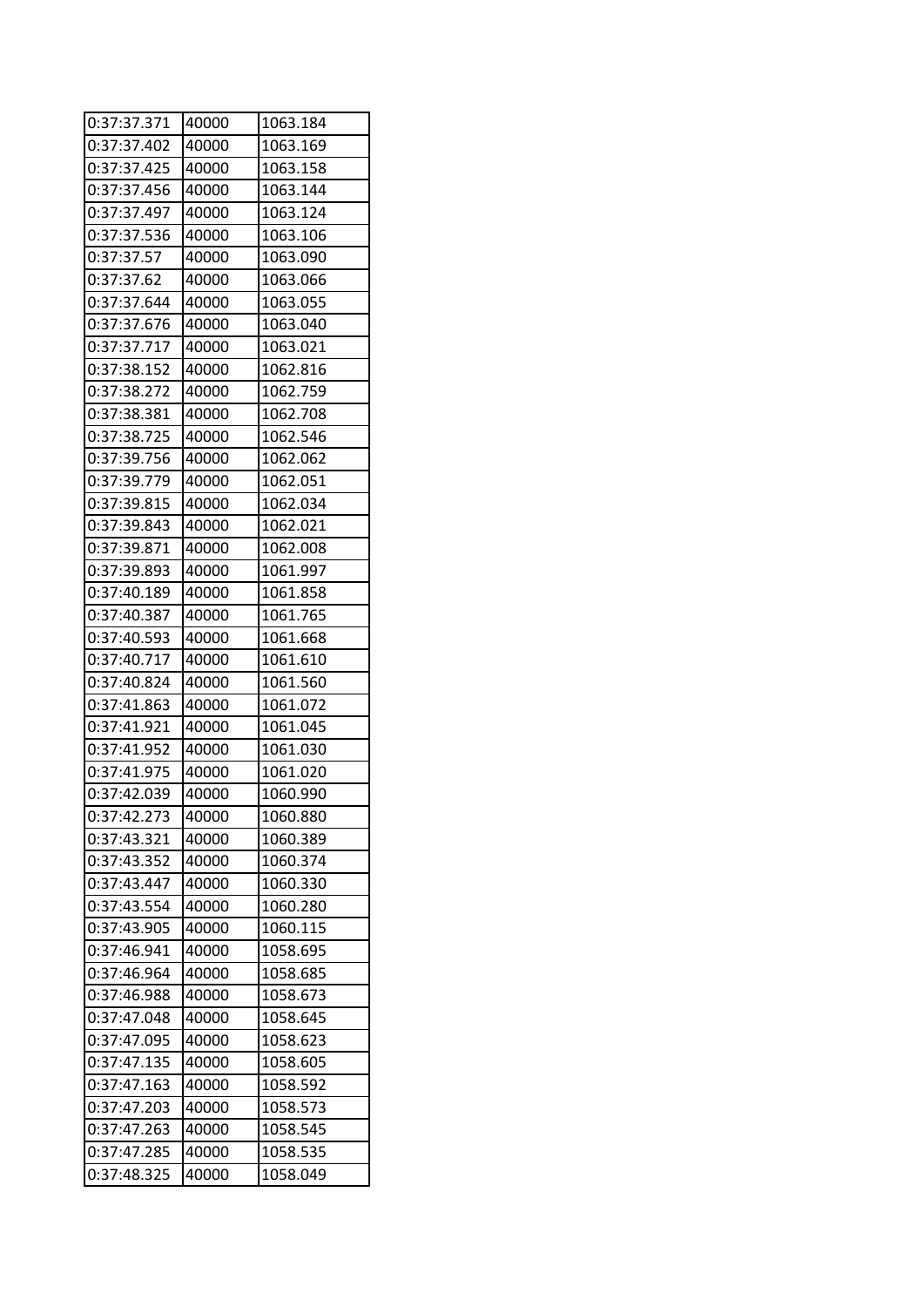| | | |
|---|---|---|
| 0:37:37.371 | 40000 | 1063.184 |
| 0:37:37.402 | 40000 | 1063.169 |
| 0:37:37.425 | 40000 | 1063.158 |
| 0:37:37.456 | 40000 | 1063.144 |
| 0:37:37.497 | 40000 | 1063.124 |
| 0:37:37.536 | 40000 | 1063.106 |
| 0:37:37.57 | 40000 | 1063.090 |
| 0:37:37.62 | 40000 | 1063.066 |
| 0:37:37.644 | 40000 | 1063.055 |
| 0:37:37.676 | 40000 | 1063.040 |
| 0:37:37.717 | 40000 | 1063.021 |
| 0:37:38.152 | 40000 | 1062.816 |
| 0:37:38.272 | 40000 | 1062.759 |
| 0:37:38.381 | 40000 | 1062.708 |
| 0:37:38.725 | 40000 | 1062.546 |
| 0:37:39.756 | 40000 | 1062.062 |
| 0:37:39.779 | 40000 | 1062.051 |
| 0:37:39.815 | 40000 | 1062.034 |
| 0:37:39.843 | 40000 | 1062.021 |
| 0:37:39.871 | 40000 | 1062.008 |
| 0:37:39.893 | 40000 | 1061.997 |
| 0:37:40.189 | 40000 | 1061.858 |
| 0:37:40.387 | 40000 | 1061.765 |
| 0:37:40.593 | 40000 | 1061.668 |
| 0:37:40.717 | 40000 | 1061.610 |
| 0:37:40.824 | 40000 | 1061.560 |
| 0:37:41.863 | 40000 | 1061.072 |
| 0:37:41.921 | 40000 | 1061.045 |
| 0:37:41.952 | 40000 | 1061.030 |
| 0:37:41.975 | 40000 | 1061.020 |
| 0:37:42.039 | 40000 | 1060.990 |
| 0:37:42.273 | 40000 | 1060.880 |
| 0:37:43.321 | 40000 | 1060.389 |
| 0:37:43.352 | 40000 | 1060.374 |
| 0:37:43.447 | 40000 | 1060.330 |
| 0:37:43.554 | 40000 | 1060.280 |
| 0:37:43.905 | 40000 | 1060.115 |
| 0:37:46.941 | 40000 | 1058.695 |
| 0:37:46.964 | 40000 | 1058.685 |
| 0:37:46.988 | 40000 | 1058.673 |
| 0:37:47.048 | 40000 | 1058.645 |
| 0:37:47.095 | 40000 | 1058.623 |
| 0:37:47.135 | 40000 | 1058.605 |
| 0:37:47.163 | 40000 | 1058.592 |
| 0:37:47.203 | 40000 | 1058.573 |
| 0:37:47.263 | 40000 | 1058.545 |
| 0:37:47.285 | 40000 | 1058.535 |
| 0:37:48.325 | 40000 | 1058.049 |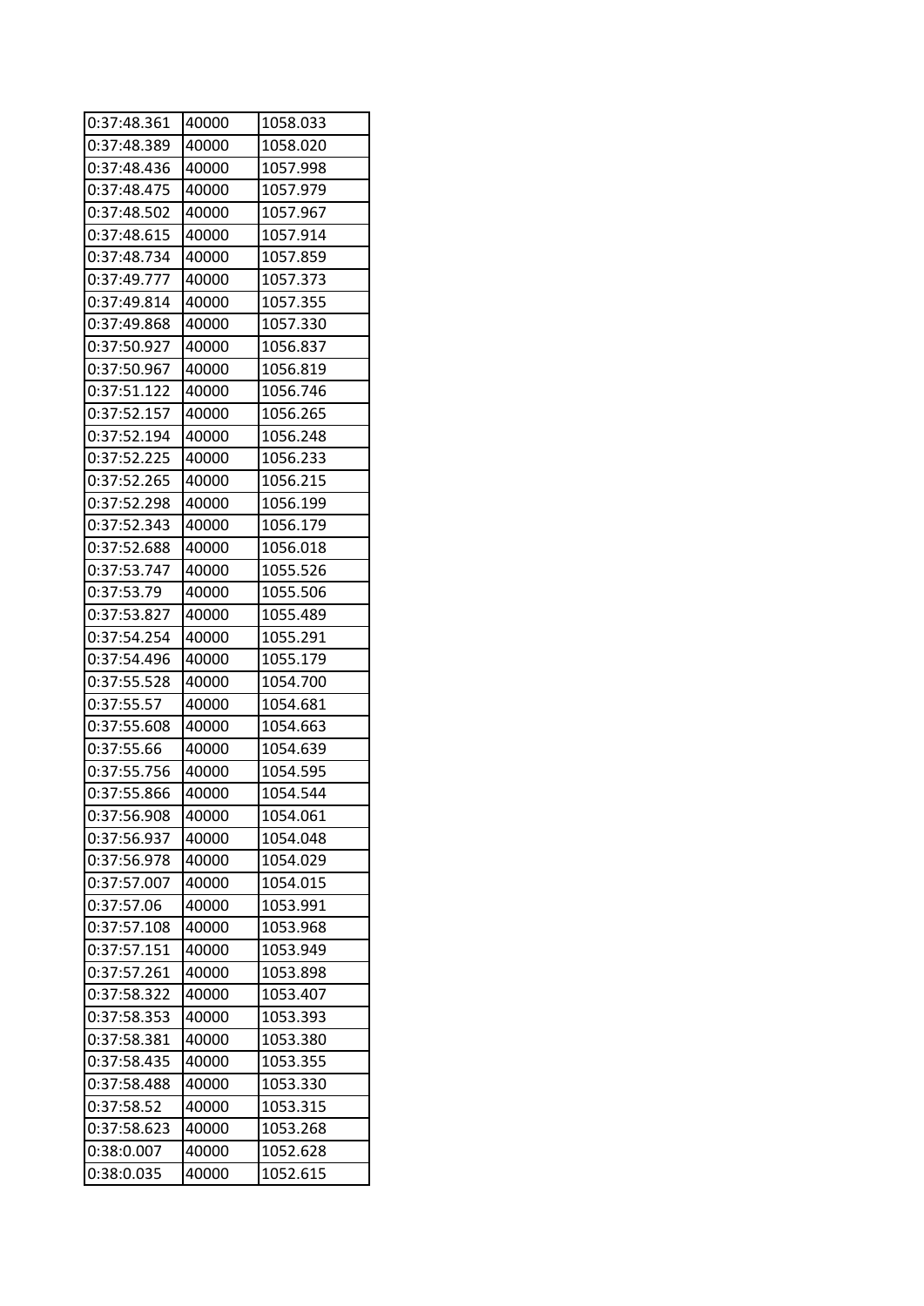| 0:37:48.361 | 40000 | 1058.033 |
|---|---|---|
| 0:37:48.389 | 40000 | 1058.020 |
| 0:37:48.436 | 40000 | 1057.998 |
| 0:37:48.475 | 40000 | 1057.979 |
| 0:37:48.502 | 40000 | 1057.967 |
| 0:37:48.615 | 40000 | 1057.914 |
| 0:37:48.734 | 40000 | 1057.859 |
| 0:37:49.777 | 40000 | 1057.373 |
| 0:37:49.814 | 40000 | 1057.355 |
| 0:37:49.868 | 40000 | 1057.330 |
| 0:37:50.927 | 40000 | 1056.837 |
| 0:37:50.967 | 40000 | 1056.819 |
| 0:37:51.122 | 40000 | 1056.746 |
| 0:37:52.157 | 40000 | 1056.265 |
| 0:37:52.194 | 40000 | 1056.248 |
| 0:37:52.225 | 40000 | 1056.233 |
| 0:37:52.265 | 40000 | 1056.215 |
| 0:37:52.298 | 40000 | 1056.199 |
| 0:37:52.343 | 40000 | 1056.179 |
| 0:37:52.688 | 40000 | 1056.018 |
| 0:37:53.747 | 40000 | 1055.526 |
| 0:37:53.79 | 40000 | 1055.506 |
| 0:37:53.827 | 40000 | 1055.489 |
| 0:37:54.254 | 40000 | 1055.291 |
| 0:37:54.496 | 40000 | 1055.179 |
| 0:37:55.528 | 40000 | 1054.700 |
| 0:37:55.57 | 40000 | 1054.681 |
| 0:37:55.608 | 40000 | 1054.663 |
| 0:37:55.66 | 40000 | 1054.639 |
| 0:37:55.756 | 40000 | 1054.595 |
| 0:37:55.866 | 40000 | 1054.544 |
| 0:37:56.908 | 40000 | 1054.061 |
| 0:37:56.937 | 40000 | 1054.048 |
| 0:37:56.978 | 40000 | 1054.029 |
| 0:37:57.007 | 40000 | 1054.015 |
| 0:37:57.06 | 40000 | 1053.991 |
| 0:37:57.108 | 40000 | 1053.968 |
| 0:37:57.151 | 40000 | 1053.949 |
| 0:37:57.261 | 40000 | 1053.898 |
| 0:37:58.322 | 40000 | 1053.407 |
| 0:37:58.353 | 40000 | 1053.393 |
| 0:37:58.381 | 40000 | 1053.380 |
| 0:37:58.435 | 40000 | 1053.355 |
| 0:37:58.488 | 40000 | 1053.330 |
| 0:37:58.52 | 40000 | 1053.315 |
| 0:37:58.623 | 40000 | 1053.268 |
| 0:38:0.007 | 40000 | 1052.628 |
| 0:38:0.035 | 40000 | 1052.615 |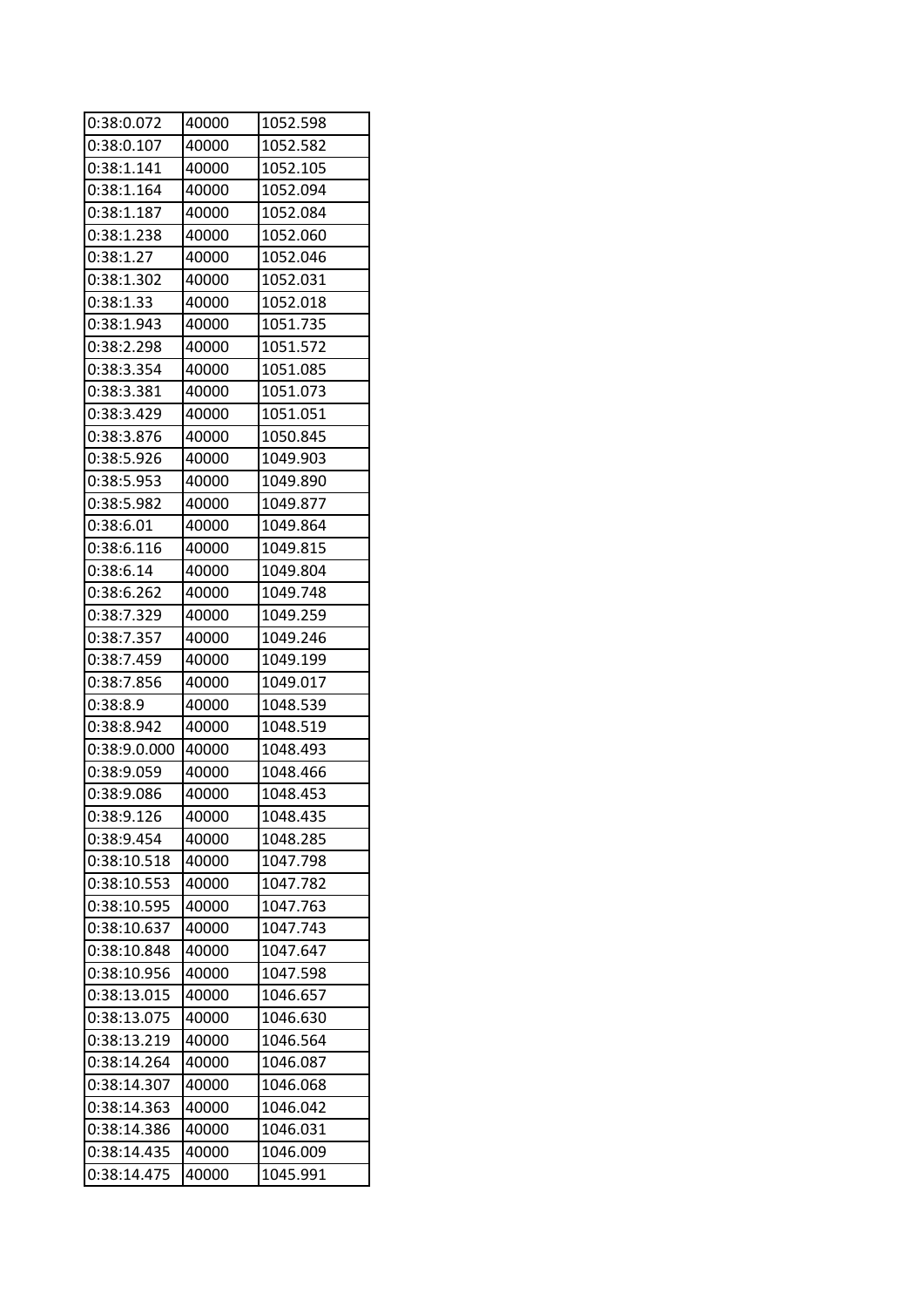| 0:38:0.072 | 40000 | 1052.598 |
|---|---|---|
| 0:38:0.107 | 40000 | 1052.582 |
| 0:38:1.141 | 40000 | 1052.105 |
| 0:38:1.164 | 40000 | 1052.094 |
| 0:38:1.187 | 40000 | 1052.084 |
| 0:38:1.238 | 40000 | 1052.060 |
| 0:38:1.27 | 40000 | 1052.046 |
| 0:38:1.302 | 40000 | 1052.031 |
| 0:38:1.33 | 40000 | 1052.018 |
| 0:38:1.943 | 40000 | 1051.735 |
| 0:38:2.298 | 40000 | 1051.572 |
| 0:38:3.354 | 40000 | 1051.085 |
| 0:38:3.381 | 40000 | 1051.073 |
| 0:38:3.429 | 40000 | 1051.051 |
| 0:38:3.876 | 40000 | 1050.845 |
| 0:38:5.926 | 40000 | 1049.903 |
| 0:38:5.953 | 40000 | 1049.890 |
| 0:38:5.982 | 40000 | 1049.877 |
| 0:38:6.01 | 40000 | 1049.864 |
| 0:38:6.116 | 40000 | 1049.815 |
| 0:38:6.14 | 40000 | 1049.804 |
| 0:38:6.262 | 40000 | 1049.748 |
| 0:38:7.329 | 40000 | 1049.259 |
| 0:38:7.357 | 40000 | 1049.246 |
| 0:38:7.459 | 40000 | 1049.199 |
| 0:38:7.856 | 40000 | 1049.017 |
| 0:38:8.9 | 40000 | 1048.539 |
| 0:38:8.942 | 40000 | 1048.519 |
| 0:38:9.0.000 | 40000 | 1048.493 |
| 0:38:9.059 | 40000 | 1048.466 |
| 0:38:9.086 | 40000 | 1048.453 |
| 0:38:9.126 | 40000 | 1048.435 |
| 0:38:9.454 | 40000 | 1048.285 |
| 0:38:10.518 | 40000 | 1047.798 |
| 0:38:10.553 | 40000 | 1047.782 |
| 0:38:10.595 | 40000 | 1047.763 |
| 0:38:10.637 | 40000 | 1047.743 |
| 0:38:10.848 | 40000 | 1047.647 |
| 0:38:10.956 | 40000 | 1047.598 |
| 0:38:13.015 | 40000 | 1046.657 |
| 0:38:13.075 | 40000 | 1046.630 |
| 0:38:13.219 | 40000 | 1046.564 |
| 0:38:14.264 | 40000 | 1046.087 |
| 0:38:14.307 | 40000 | 1046.068 |
| 0:38:14.363 | 40000 | 1046.042 |
| 0:38:14.386 | 40000 | 1046.031 |
| 0:38:14.435 | 40000 | 1046.009 |
| 0:38:14.475 | 40000 | 1045.991 |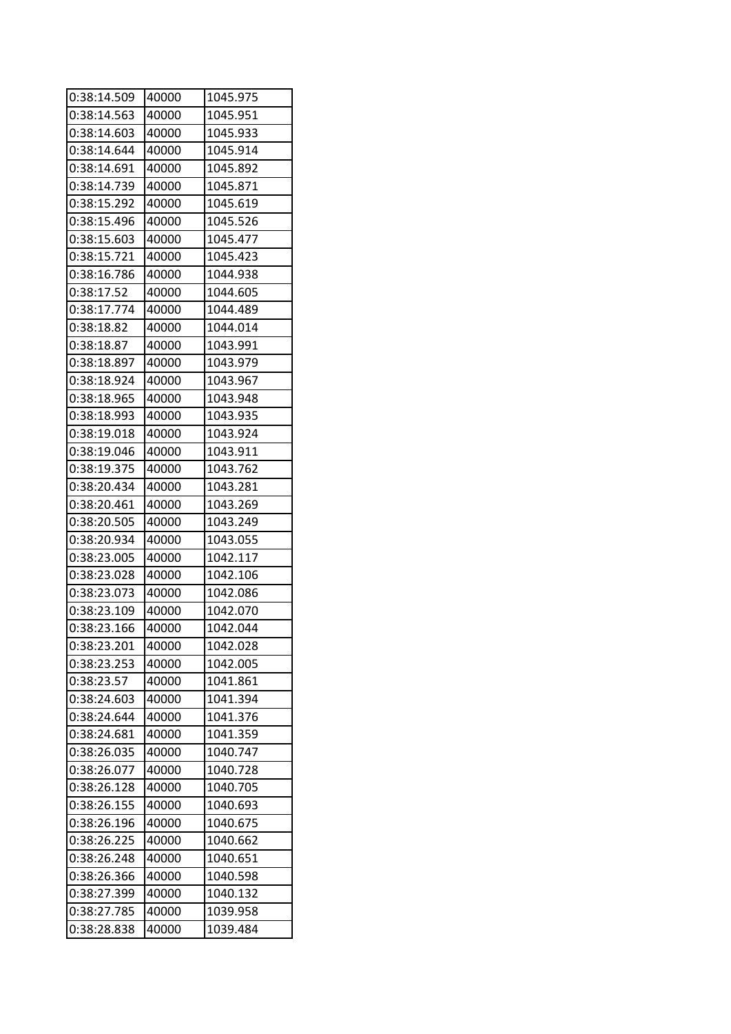| 0:38:14.509 | 40000 | 1045.975 |
|---|---|---|
| 0:38:14.563 | 40000 | 1045.951 |
| 0:38:14.603 | 40000 | 1045.933 |
| 0:38:14.644 | 40000 | 1045.914 |
| 0:38:14.691 | 40000 | 1045.892 |
| 0:38:14.739 | 40000 | 1045.871 |
| 0:38:15.292 | 40000 | 1045.619 |
| 0:38:15.496 | 40000 | 1045.526 |
| 0:38:15.603 | 40000 | 1045.477 |
| 0:38:15.721 | 40000 | 1045.423 |
| 0:38:16.786 | 40000 | 1044.938 |
| 0:38:17.52 | 40000 | 1044.605 |
| 0:38:17.774 | 40000 | 1044.489 |
| 0:38:18.82 | 40000 | 1044.014 |
| 0:38:18.87 | 40000 | 1043.991 |
| 0:38:18.897 | 40000 | 1043.979 |
| 0:38:18.924 | 40000 | 1043.967 |
| 0:38:18.965 | 40000 | 1043.948 |
| 0:38:18.993 | 40000 | 1043.935 |
| 0:38:19.018 | 40000 | 1043.924 |
| 0:38:19.046 | 40000 | 1043.911 |
| 0:38:19.375 | 40000 | 1043.762 |
| 0:38:20.434 | 40000 | 1043.281 |
| 0:38:20.461 | 40000 | 1043.269 |
| 0:38:20.505 | 40000 | 1043.249 |
| 0:38:20.934 | 40000 | 1043.055 |
| 0:38:23.005 | 40000 | 1042.117 |
| 0:38:23.028 | 40000 | 1042.106 |
| 0:38:23.073 | 40000 | 1042.086 |
| 0:38:23.109 | 40000 | 1042.070 |
| 0:38:23.166 | 40000 | 1042.044 |
| 0:38:23.201 | 40000 | 1042.028 |
| 0:38:23.253 | 40000 | 1042.005 |
| 0:38:23.57 | 40000 | 1041.861 |
| 0:38:24.603 | 40000 | 1041.394 |
| 0:38:24.644 | 40000 | 1041.376 |
| 0:38:24.681 | 40000 | 1041.359 |
| 0:38:26.035 | 40000 | 1040.747 |
| 0:38:26.077 | 40000 | 1040.728 |
| 0:38:26.128 | 40000 | 1040.705 |
| 0:38:26.155 | 40000 | 1040.693 |
| 0:38:26.196 | 40000 | 1040.675 |
| 0:38:26.225 | 40000 | 1040.662 |
| 0:38:26.248 | 40000 | 1040.651 |
| 0:38:26.366 | 40000 | 1040.598 |
| 0:38:27.399 | 40000 | 1040.132 |
| 0:38:27.785 | 40000 | 1039.958 |
| 0:38:28.838 | 40000 | 1039.484 |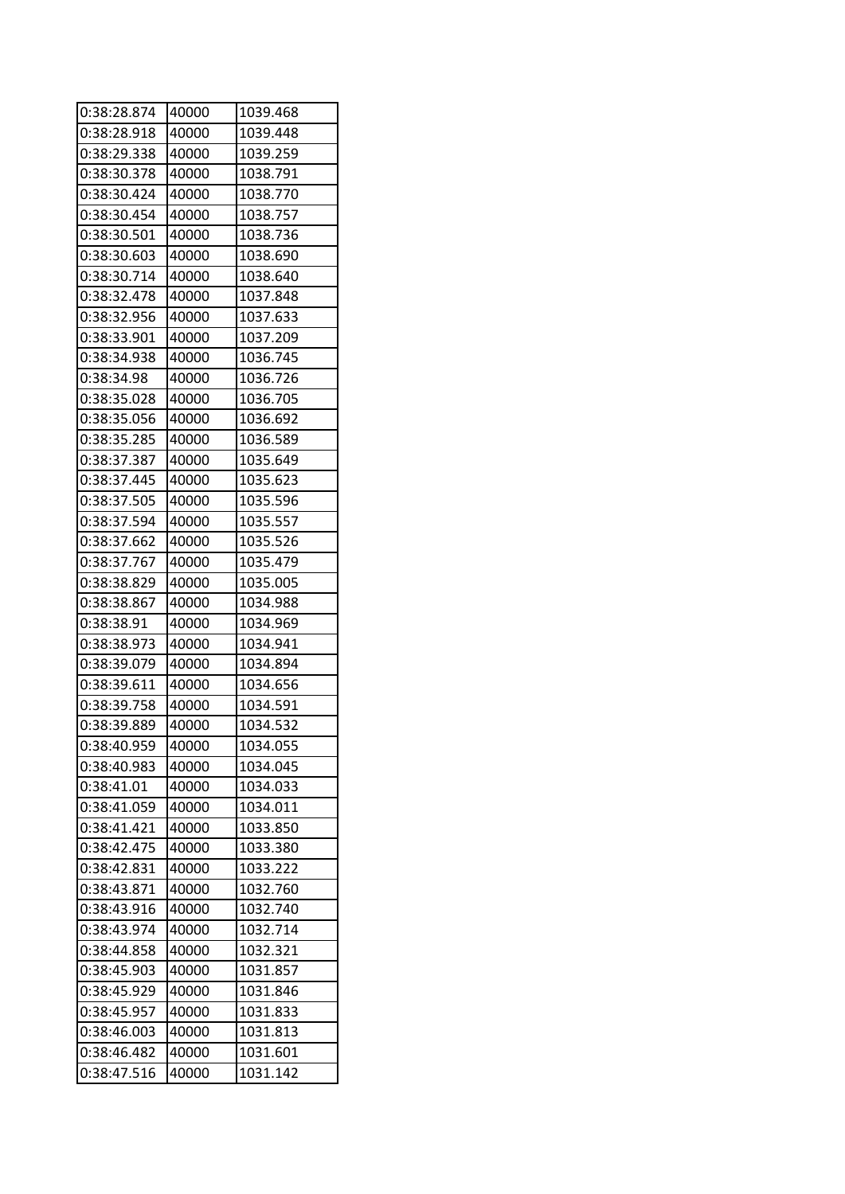| | | |
|---|---|---|
| 0:38:28.874 | 40000 | 1039.468 |
| 0:38:28.918 | 40000 | 1039.448 |
| 0:38:29.338 | 40000 | 1039.259 |
| 0:38:30.378 | 40000 | 1038.791 |
| 0:38:30.424 | 40000 | 1038.770 |
| 0:38:30.454 | 40000 | 1038.757 |
| 0:38:30.501 | 40000 | 1038.736 |
| 0:38:30.603 | 40000 | 1038.690 |
| 0:38:30.714 | 40000 | 1038.640 |
| 0:38:32.478 | 40000 | 1037.848 |
| 0:38:32.956 | 40000 | 1037.633 |
| 0:38:33.901 | 40000 | 1037.209 |
| 0:38:34.938 | 40000 | 1036.745 |
| 0:38:34.98 | 40000 | 1036.726 |
| 0:38:35.028 | 40000 | 1036.705 |
| 0:38:35.056 | 40000 | 1036.692 |
| 0:38:35.285 | 40000 | 1036.589 |
| 0:38:37.387 | 40000 | 1035.649 |
| 0:38:37.445 | 40000 | 1035.623 |
| 0:38:37.505 | 40000 | 1035.596 |
| 0:38:37.594 | 40000 | 1035.557 |
| 0:38:37.662 | 40000 | 1035.526 |
| 0:38:37.767 | 40000 | 1035.479 |
| 0:38:38.829 | 40000 | 1035.005 |
| 0:38:38.867 | 40000 | 1034.988 |
| 0:38:38.91 | 40000 | 1034.969 |
| 0:38:38.973 | 40000 | 1034.941 |
| 0:38:39.079 | 40000 | 1034.894 |
| 0:38:39.611 | 40000 | 1034.656 |
| 0:38:39.758 | 40000 | 1034.591 |
| 0:38:39.889 | 40000 | 1034.532 |
| 0:38:40.959 | 40000 | 1034.055 |
| 0:38:40.983 | 40000 | 1034.045 |
| 0:38:41.01 | 40000 | 1034.033 |
| 0:38:41.059 | 40000 | 1034.011 |
| 0:38:41.421 | 40000 | 1033.850 |
| 0:38:42.475 | 40000 | 1033.380 |
| 0:38:42.831 | 40000 | 1033.222 |
| 0:38:43.871 | 40000 | 1032.760 |
| 0:38:43.916 | 40000 | 1032.740 |
| 0:38:43.974 | 40000 | 1032.714 |
| 0:38:44.858 | 40000 | 1032.321 |
| 0:38:45.903 | 40000 | 1031.857 |
| 0:38:45.929 | 40000 | 1031.846 |
| 0:38:45.957 | 40000 | 1031.833 |
| 0:38:46.003 | 40000 | 1031.813 |
| 0:38:46.482 | 40000 | 1031.601 |
| 0:38:47.516 | 40000 | 1031.142 |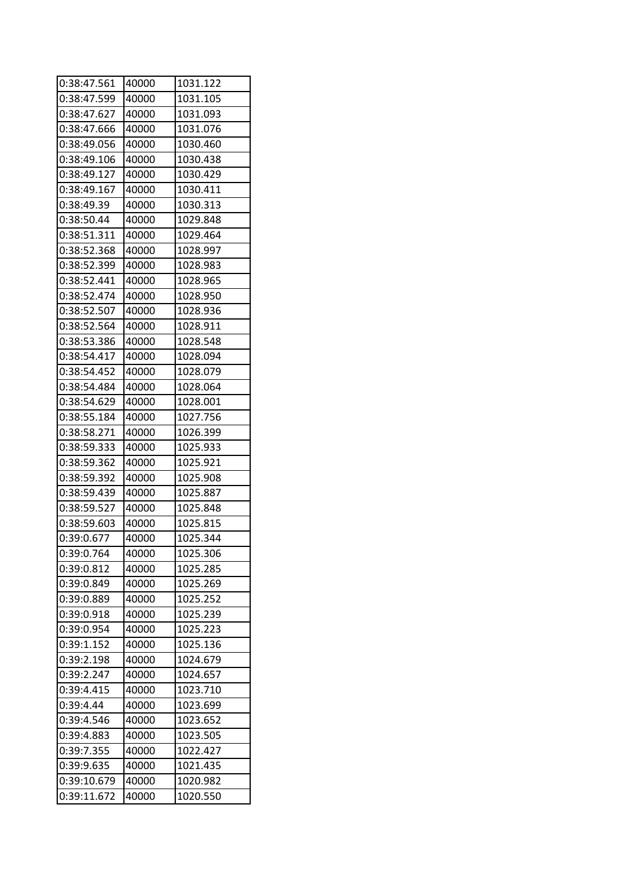| 0:38:47.561 | 40000 | 1031.122 |
|---|---|---|
| 0:38:47.599 | 40000 | 1031.105 |
| 0:38:47.627 | 40000 | 1031.093 |
| 0:38:47.666 | 40000 | 1031.076 |
| 0:38:49.056 | 40000 | 1030.460 |
| 0:38:49.106 | 40000 | 1030.438 |
| 0:38:49.127 | 40000 | 1030.429 |
| 0:38:49.167 | 40000 | 1030.411 |
| 0:38:49.39 | 40000 | 1030.313 |
| 0:38:50.44 | 40000 | 1029.848 |
| 0:38:51.311 | 40000 | 1029.464 |
| 0:38:52.368 | 40000 | 1028.997 |
| 0:38:52.399 | 40000 | 1028.983 |
| 0:38:52.441 | 40000 | 1028.965 |
| 0:38:52.474 | 40000 | 1028.950 |
| 0:38:52.507 | 40000 | 1028.936 |
| 0:38:52.564 | 40000 | 1028.911 |
| 0:38:53.386 | 40000 | 1028.548 |
| 0:38:54.417 | 40000 | 1028.094 |
| 0:38:54.452 | 40000 | 1028.079 |
| 0:38:54.484 | 40000 | 1028.064 |
| 0:38:54.629 | 40000 | 1028.001 |
| 0:38:55.184 | 40000 | 1027.756 |
| 0:38:58.271 | 40000 | 1026.399 |
| 0:38:59.333 | 40000 | 1025.933 |
| 0:38:59.362 | 40000 | 1025.921 |
| 0:38:59.392 | 40000 | 1025.908 |
| 0:38:59.439 | 40000 | 1025.887 |
| 0:38:59.527 | 40000 | 1025.848 |
| 0:38:59.603 | 40000 | 1025.815 |
| 0:39:0.677 | 40000 | 1025.344 |
| 0:39:0.764 | 40000 | 1025.306 |
| 0:39:0.812 | 40000 | 1025.285 |
| 0:39:0.849 | 40000 | 1025.269 |
| 0:39:0.889 | 40000 | 1025.252 |
| 0:39:0.918 | 40000 | 1025.239 |
| 0:39:0.954 | 40000 | 1025.223 |
| 0:39:1.152 | 40000 | 1025.136 |
| 0:39:2.198 | 40000 | 1024.679 |
| 0:39:2.247 | 40000 | 1024.657 |
| 0:39:4.415 | 40000 | 1023.710 |
| 0:39:4.44 | 40000 | 1023.699 |
| 0:39:4.546 | 40000 | 1023.652 |
| 0:39:4.883 | 40000 | 1023.505 |
| 0:39:7.355 | 40000 | 1022.427 |
| 0:39:9.635 | 40000 | 1021.435 |
| 0:39:10.679 | 40000 | 1020.982 |
| 0:39:11.672 | 40000 | 1020.550 |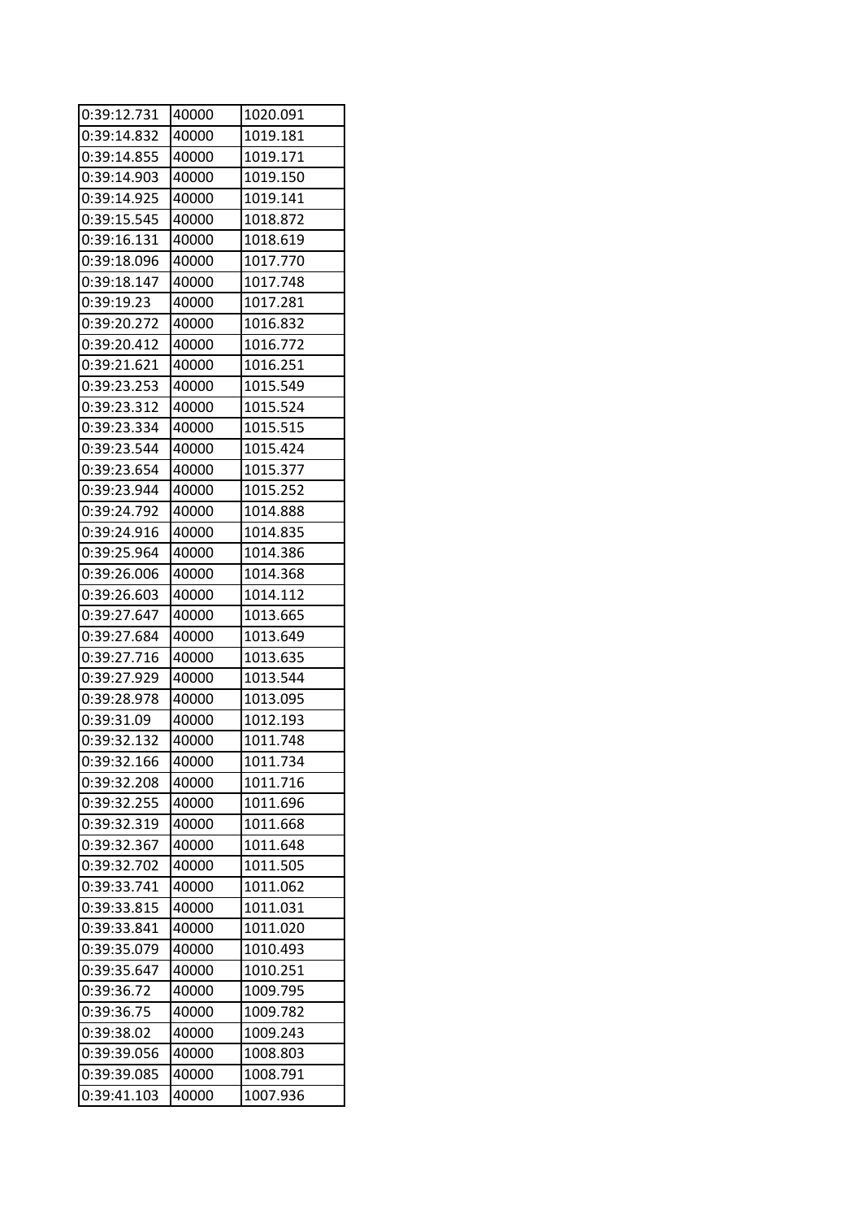| 0:39:12.731 | 40000 | 1020.091 |
|---|---|---|
| 0:39:14.832 | 40000 | 1019.181 |
| 0:39:14.855 | 40000 | 1019.171 |
| 0:39:14.903 | 40000 | 1019.150 |
| 0:39:14.925 | 40000 | 1019.141 |
| 0:39:15.545 | 40000 | 1018.872 |
| 0:39:16.131 | 40000 | 1018.619 |
| 0:39:18.096 | 40000 | 1017.770 |
| 0:39:18.147 | 40000 | 1017.748 |
| 0:39:19.23 | 40000 | 1017.281 |
| 0:39:20.272 | 40000 | 1016.832 |
| 0:39:20.412 | 40000 | 1016.772 |
| 0:39:21.621 | 40000 | 1016.251 |
| 0:39:23.253 | 40000 | 1015.549 |
| 0:39:23.312 | 40000 | 1015.524 |
| 0:39:23.334 | 40000 | 1015.515 |
| 0:39:23.544 | 40000 | 1015.424 |
| 0:39:23.654 | 40000 | 1015.377 |
| 0:39:23.944 | 40000 | 1015.252 |
| 0:39:24.792 | 40000 | 1014.888 |
| 0:39:24.916 | 40000 | 1014.835 |
| 0:39:25.964 | 40000 | 1014.386 |
| 0:39:26.006 | 40000 | 1014.368 |
| 0:39:26.603 | 40000 | 1014.112 |
| 0:39:27.647 | 40000 | 1013.665 |
| 0:39:27.684 | 40000 | 1013.649 |
| 0:39:27.716 | 40000 | 1013.635 |
| 0:39:27.929 | 40000 | 1013.544 |
| 0:39:28.978 | 40000 | 1013.095 |
| 0:39:31.09 | 40000 | 1012.193 |
| 0:39:32.132 | 40000 | 1011.748 |
| 0:39:32.166 | 40000 | 1011.734 |
| 0:39:32.208 | 40000 | 1011.716 |
| 0:39:32.255 | 40000 | 1011.696 |
| 0:39:32.319 | 40000 | 1011.668 |
| 0:39:32.367 | 40000 | 1011.648 |
| 0:39:32.702 | 40000 | 1011.505 |
| 0:39:33.741 | 40000 | 1011.062 |
| 0:39:33.815 | 40000 | 1011.031 |
| 0:39:33.841 | 40000 | 1011.020 |
| 0:39:35.079 | 40000 | 1010.493 |
| 0:39:35.647 | 40000 | 1010.251 |
| 0:39:36.72 | 40000 | 1009.795 |
| 0:39:36.75 | 40000 | 1009.782 |
| 0:39:38.02 | 40000 | 1009.243 |
| 0:39:39.056 | 40000 | 1008.803 |
| 0:39:39.085 | 40000 | 1008.791 |
| 0:39:41.103 | 40000 | 1007.936 |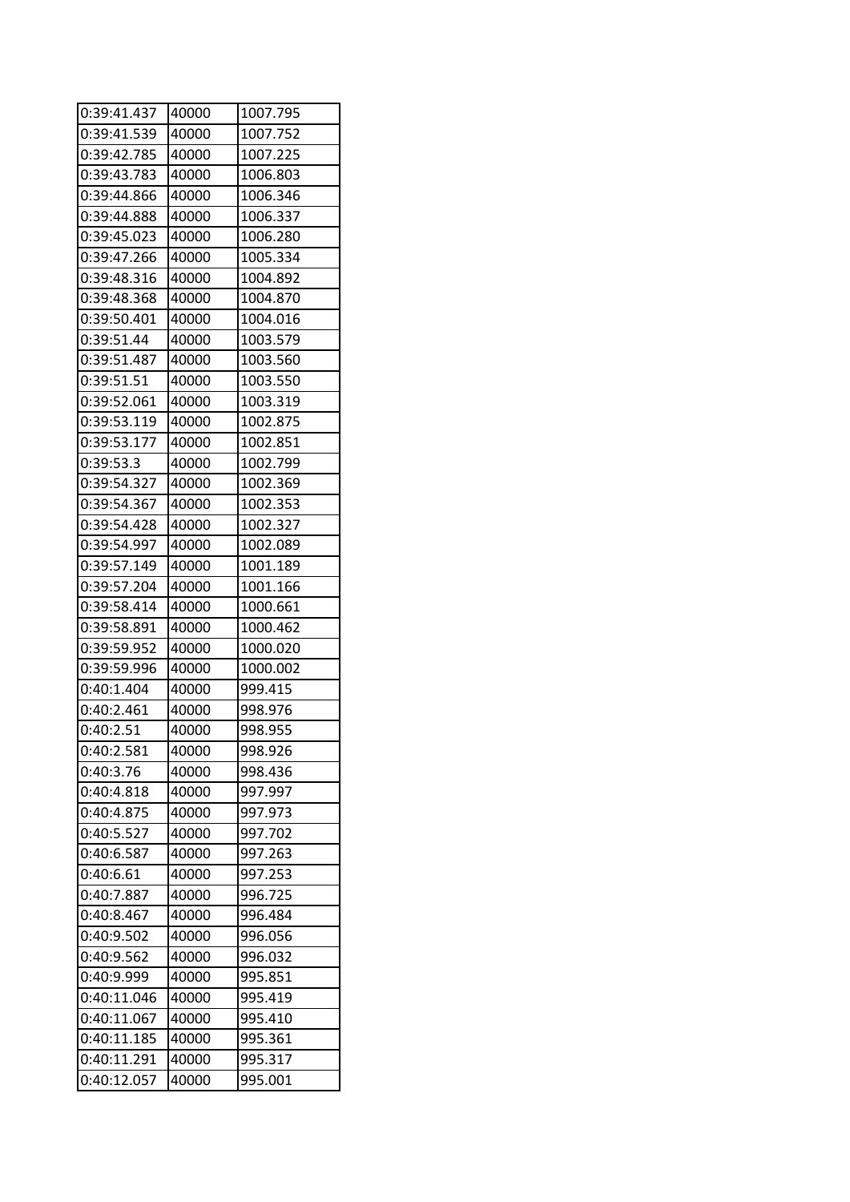| 0:39:41.437 | 40000 | 1007.795 |
|---|---|---|
| 0:39:41.539 | 40000 | 1007.752 |
| 0:39:42.785 | 40000 | 1007.225 |
| 0:39:43.783 | 40000 | 1006.803 |
| 0:39:44.866 | 40000 | 1006.346 |
| 0:39:44.888 | 40000 | 1006.337 |
| 0:39:45.023 | 40000 | 1006.280 |
| 0:39:47.266 | 40000 | 1005.334 |
| 0:39:48.316 | 40000 | 1004.892 |
| 0:39:48.368 | 40000 | 1004.870 |
| 0:39:50.401 | 40000 | 1004.016 |
| 0:39:51.44 | 40000 | 1003.579 |
| 0:39:51.487 | 40000 | 1003.560 |
| 0:39:51.51 | 40000 | 1003.550 |
| 0:39:52.061 | 40000 | 1003.319 |
| 0:39:53.119 | 40000 | 1002.875 |
| 0:39:53.177 | 40000 | 1002.851 |
| 0:39:53.3 | 40000 | 1002.799 |
| 0:39:54.327 | 40000 | 1002.369 |
| 0:39:54.367 | 40000 | 1002.353 |
| 0:39:54.428 | 40000 | 1002.327 |
| 0:39:54.997 | 40000 | 1002.089 |
| 0:39:57.149 | 40000 | 1001.189 |
| 0:39:57.204 | 40000 | 1001.166 |
| 0:39:58.414 | 40000 | 1000.661 |
| 0:39:58.891 | 40000 | 1000.462 |
| 0:39:59.952 | 40000 | 1000.020 |
| 0:39:59.996 | 40000 | 1000.002 |
| 0:40:1.404 | 40000 | 999.415 |
| 0:40:2.461 | 40000 | 998.976 |
| 0:40:2.51 | 40000 | 998.955 |
| 0:40:2.581 | 40000 | 998.926 |
| 0:40:3.76 | 40000 | 998.436 |
| 0:40:4.818 | 40000 | 997.997 |
| 0:40:4.875 | 40000 | 997.973 |
| 0:40:5.527 | 40000 | 997.702 |
| 0:40:6.587 | 40000 | 997.263 |
| 0:40:6.61 | 40000 | 997.253 |
| 0:40:7.887 | 40000 | 996.725 |
| 0:40:8.467 | 40000 | 996.484 |
| 0:40:9.502 | 40000 | 996.056 |
| 0:40:9.562 | 40000 | 996.032 |
| 0:40:9.999 | 40000 | 995.851 |
| 0:40:11.046 | 40000 | 995.419 |
| 0:40:11.067 | 40000 | 995.410 |
| 0:40:11.185 | 40000 | 995.361 |
| 0:40:11.291 | 40000 | 995.317 |
| 0:40:12.057 | 40000 | 995.001 |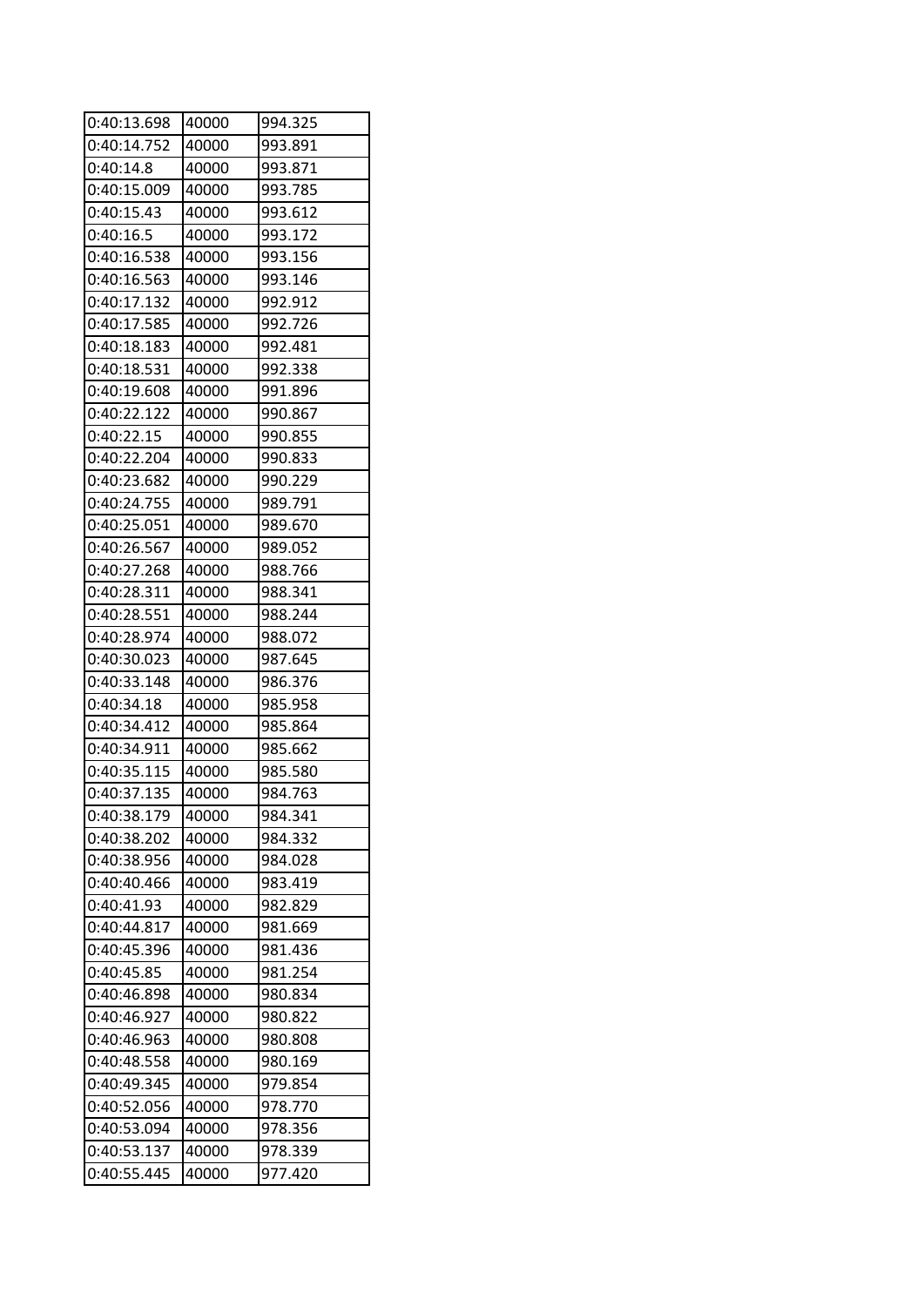| 0:40:13.698 | 40000 | 994.325 |
|---|---|---|
| 0:40:14.752 | 40000 | 993.891 |
| 0:40:14.8 | 40000 | 993.871 |
| 0:40:15.009 | 40000 | 993.785 |
| 0:40:15.43 | 40000 | 993.612 |
| 0:40:16.5 | 40000 | 993.172 |
| 0:40:16.538 | 40000 | 993.156 |
| 0:40:16.563 | 40000 | 993.146 |
| 0:40:17.132 | 40000 | 992.912 |
| 0:40:17.585 | 40000 | 992.726 |
| 0:40:18.183 | 40000 | 992.481 |
| 0:40:18.531 | 40000 | 992.338 |
| 0:40:19.608 | 40000 | 991.896 |
| 0:40:22.122 | 40000 | 990.867 |
| 0:40:22.15 | 40000 | 990.855 |
| 0:40:22.204 | 40000 | 990.833 |
| 0:40:23.682 | 40000 | 990.229 |
| 0:40:24.755 | 40000 | 989.791 |
| 0:40:25.051 | 40000 | 989.670 |
| 0:40:26.567 | 40000 | 989.052 |
| 0:40:27.268 | 40000 | 988.766 |
| 0:40:28.311 | 40000 | 988.341 |
| 0:40:28.551 | 40000 | 988.244 |
| 0:40:28.974 | 40000 | 988.072 |
| 0:40:30.023 | 40000 | 987.645 |
| 0:40:33.148 | 40000 | 986.376 |
| 0:40:34.18 | 40000 | 985.958 |
| 0:40:34.412 | 40000 | 985.864 |
| 0:40:34.911 | 40000 | 985.662 |
| 0:40:35.115 | 40000 | 985.580 |
| 0:40:37.135 | 40000 | 984.763 |
| 0:40:38.179 | 40000 | 984.341 |
| 0:40:38.202 | 40000 | 984.332 |
| 0:40:38.956 | 40000 | 984.028 |
| 0:40:40.466 | 40000 | 983.419 |
| 0:40:41.93 | 40000 | 982.829 |
| 0:40:44.817 | 40000 | 981.669 |
| 0:40:45.396 | 40000 | 981.436 |
| 0:40:45.85 | 40000 | 981.254 |
| 0:40:46.898 | 40000 | 980.834 |
| 0:40:46.927 | 40000 | 980.822 |
| 0:40:46.963 | 40000 | 980.808 |
| 0:40:48.558 | 40000 | 980.169 |
| 0:40:49.345 | 40000 | 979.854 |
| 0:40:52.056 | 40000 | 978.770 |
| 0:40:53.094 | 40000 | 978.356 |
| 0:40:53.137 | 40000 | 978.339 |
| 0:40:55.445 | 40000 | 977.420 |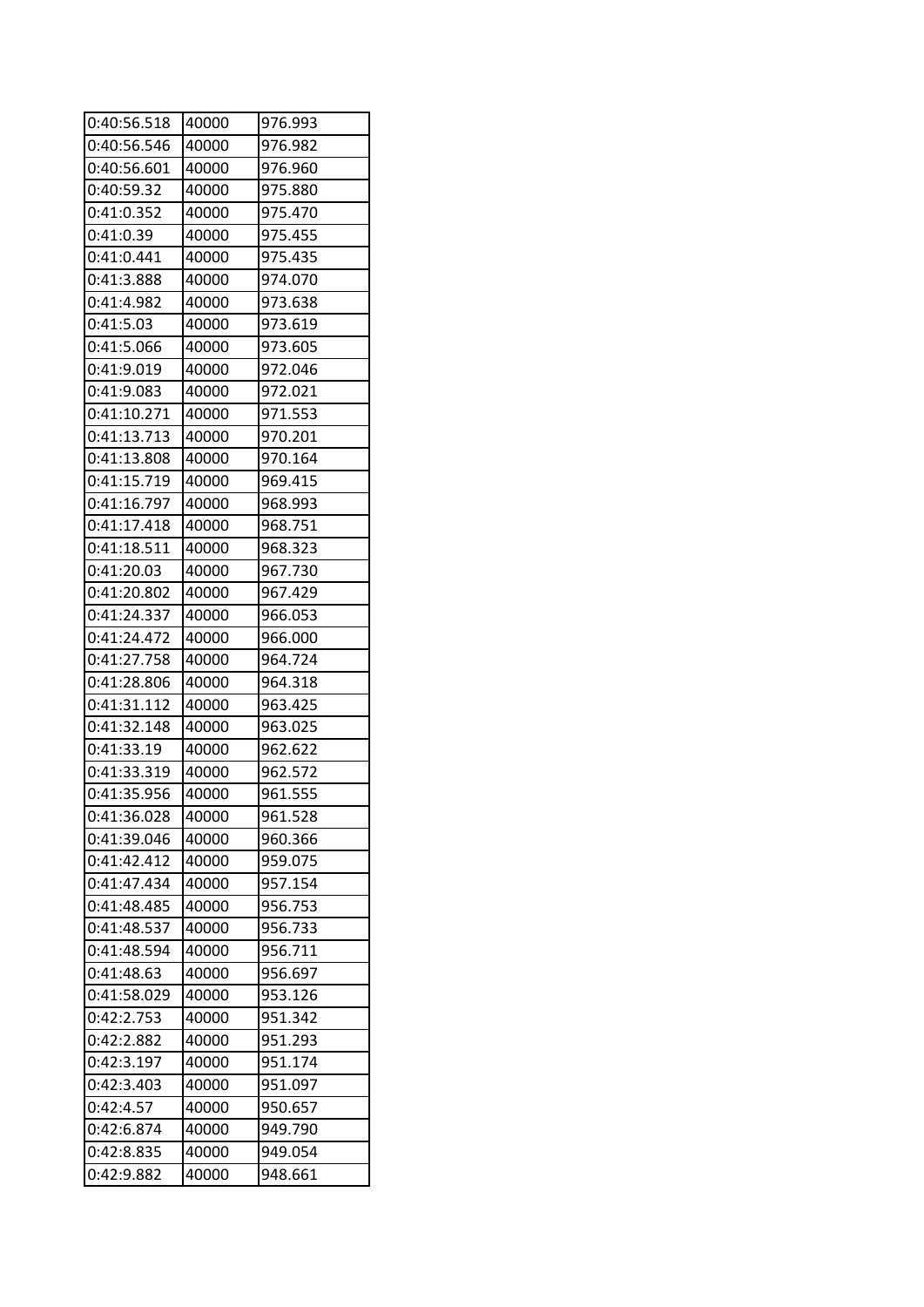| 0:40:56.518 | 40000 | 976.993 |
|---|---|---|
| 0:40:56.546 | 40000 | 976.982 |
| 0:40:56.601 | 40000 | 976.960 |
| 0:40:59.32 | 40000 | 975.880 |
| 0:41:0.352 | 40000 | 975.470 |
| 0:41:0.39 | 40000 | 975.455 |
| 0:41:0.441 | 40000 | 975.435 |
| 0:41:3.888 | 40000 | 974.070 |
| 0:41:4.982 | 40000 | 973.638 |
| 0:41:5.03 | 40000 | 973.619 |
| 0:41:5.066 | 40000 | 973.605 |
| 0:41:9.019 | 40000 | 972.046 |
| 0:41:9.083 | 40000 | 972.021 |
| 0:41:10.271 | 40000 | 971.553 |
| 0:41:13.713 | 40000 | 970.201 |
| 0:41:13.808 | 40000 | 970.164 |
| 0:41:15.719 | 40000 | 969.415 |
| 0:41:16.797 | 40000 | 968.993 |
| 0:41:17.418 | 40000 | 968.751 |
| 0:41:18.511 | 40000 | 968.323 |
| 0:41:20.03 | 40000 | 967.730 |
| 0:41:20.802 | 40000 | 967.429 |
| 0:41:24.337 | 40000 | 966.053 |
| 0:41:24.472 | 40000 | 966.000 |
| 0:41:27.758 | 40000 | 964.724 |
| 0:41:28.806 | 40000 | 964.318 |
| 0:41:31.112 | 40000 | 963.425 |
| 0:41:32.148 | 40000 | 963.025 |
| 0:41:33.19 | 40000 | 962.622 |
| 0:41:33.319 | 40000 | 962.572 |
| 0:41:35.956 | 40000 | 961.555 |
| 0:41:36.028 | 40000 | 961.528 |
| 0:41:39.046 | 40000 | 960.366 |
| 0:41:42.412 | 40000 | 959.075 |
| 0:41:47.434 | 40000 | 957.154 |
| 0:41:48.485 | 40000 | 956.753 |
| 0:41:48.537 | 40000 | 956.733 |
| 0:41:48.594 | 40000 | 956.711 |
| 0:41:48.63 | 40000 | 956.697 |
| 0:41:58.029 | 40000 | 953.126 |
| 0:42:2.753 | 40000 | 951.342 |
| 0:42:2.882 | 40000 | 951.293 |
| 0:42:3.197 | 40000 | 951.174 |
| 0:42:3.403 | 40000 | 951.097 |
| 0:42:4.57 | 40000 | 950.657 |
| 0:42:6.874 | 40000 | 949.790 |
| 0:42:8.835 | 40000 | 949.054 |
| 0:42:9.882 | 40000 | 948.661 |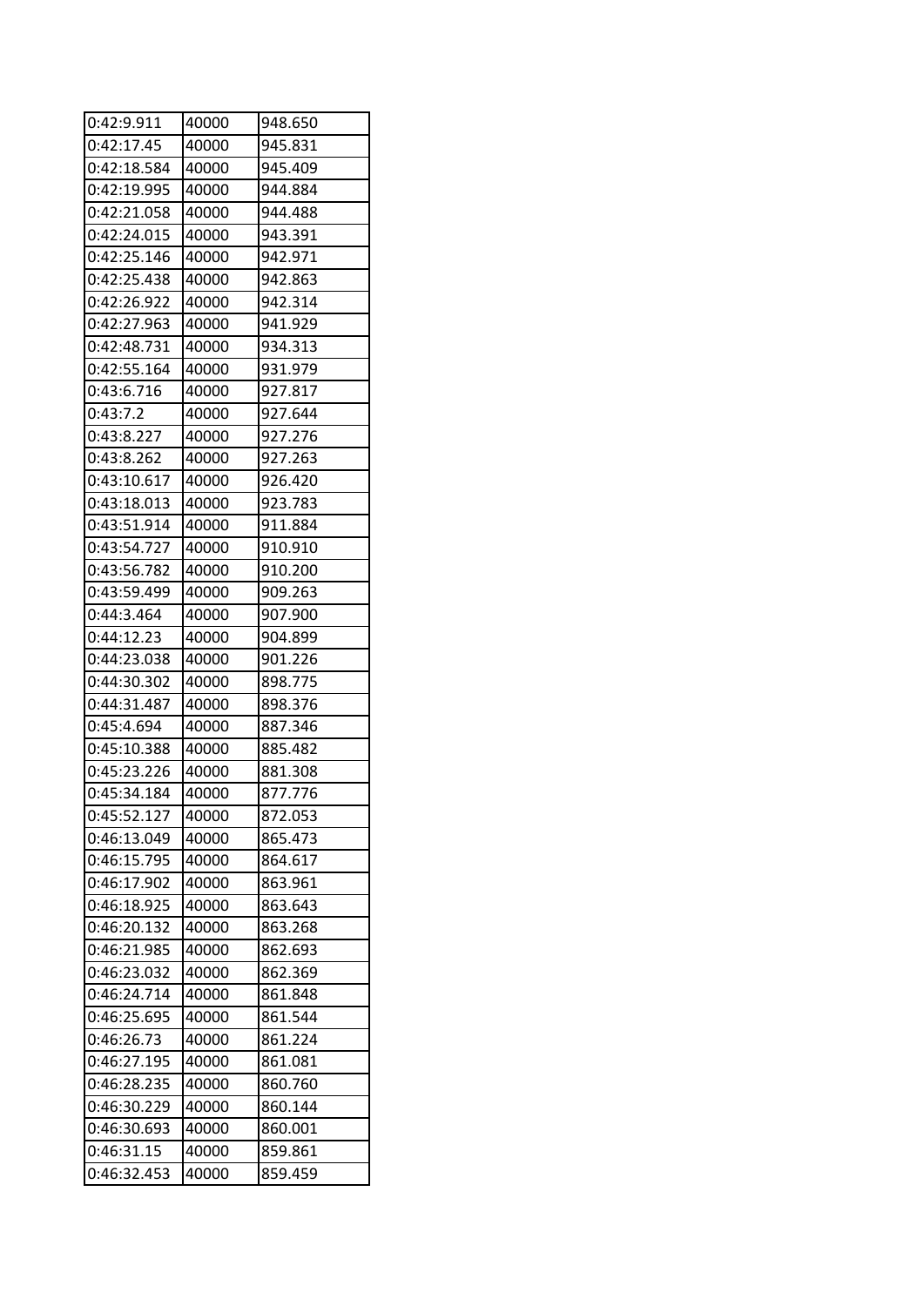| 0:42:9.911 | 40000 | 948.650 |
|---|---|---|
| 0:42:17.45 | 40000 | 945.831 |
| 0:42:18.584 | 40000 | 945.409 |
| 0:42:19.995 | 40000 | 944.884 |
| 0:42:21.058 | 40000 | 944.488 |
| 0:42:24.015 | 40000 | 943.391 |
| 0:42:25.146 | 40000 | 942.971 |
| 0:42:25.438 | 40000 | 942.863 |
| 0:42:26.922 | 40000 | 942.314 |
| 0:42:27.963 | 40000 | 941.929 |
| 0:42:48.731 | 40000 | 934.313 |
| 0:42:55.164 | 40000 | 931.979 |
| 0:43:6.716 | 40000 | 927.817 |
| 0:43:7.2 | 40000 | 927.644 |
| 0:43:8.227 | 40000 | 927.276 |
| 0:43:8.262 | 40000 | 927.263 |
| 0:43:10.617 | 40000 | 926.420 |
| 0:43:18.013 | 40000 | 923.783 |
| 0:43:51.914 | 40000 | 911.884 |
| 0:43:54.727 | 40000 | 910.910 |
| 0:43:56.782 | 40000 | 910.200 |
| 0:43:59.499 | 40000 | 909.263 |
| 0:44:3.464 | 40000 | 907.900 |
| 0:44:12.23 | 40000 | 904.899 |
| 0:44:23.038 | 40000 | 901.226 |
| 0:44:30.302 | 40000 | 898.775 |
| 0:44:31.487 | 40000 | 898.376 |
| 0:45:4.694 | 40000 | 887.346 |
| 0:45:10.388 | 40000 | 885.482 |
| 0:45:23.226 | 40000 | 881.308 |
| 0:45:34.184 | 40000 | 877.776 |
| 0:45:52.127 | 40000 | 872.053 |
| 0:46:13.049 | 40000 | 865.473 |
| 0:46:15.795 | 40000 | 864.617 |
| 0:46:17.902 | 40000 | 863.961 |
| 0:46:18.925 | 40000 | 863.643 |
| 0:46:20.132 | 40000 | 863.268 |
| 0:46:21.985 | 40000 | 862.693 |
| 0:46:23.032 | 40000 | 862.369 |
| 0:46:24.714 | 40000 | 861.848 |
| 0:46:25.695 | 40000 | 861.544 |
| 0:46:26.73 | 40000 | 861.224 |
| 0:46:27.195 | 40000 | 861.081 |
| 0:46:28.235 | 40000 | 860.760 |
| 0:46:30.229 | 40000 | 860.144 |
| 0:46:30.693 | 40000 | 860.001 |
| 0:46:31.15 | 40000 | 859.861 |
| 0:46:32.453 | 40000 | 859.459 |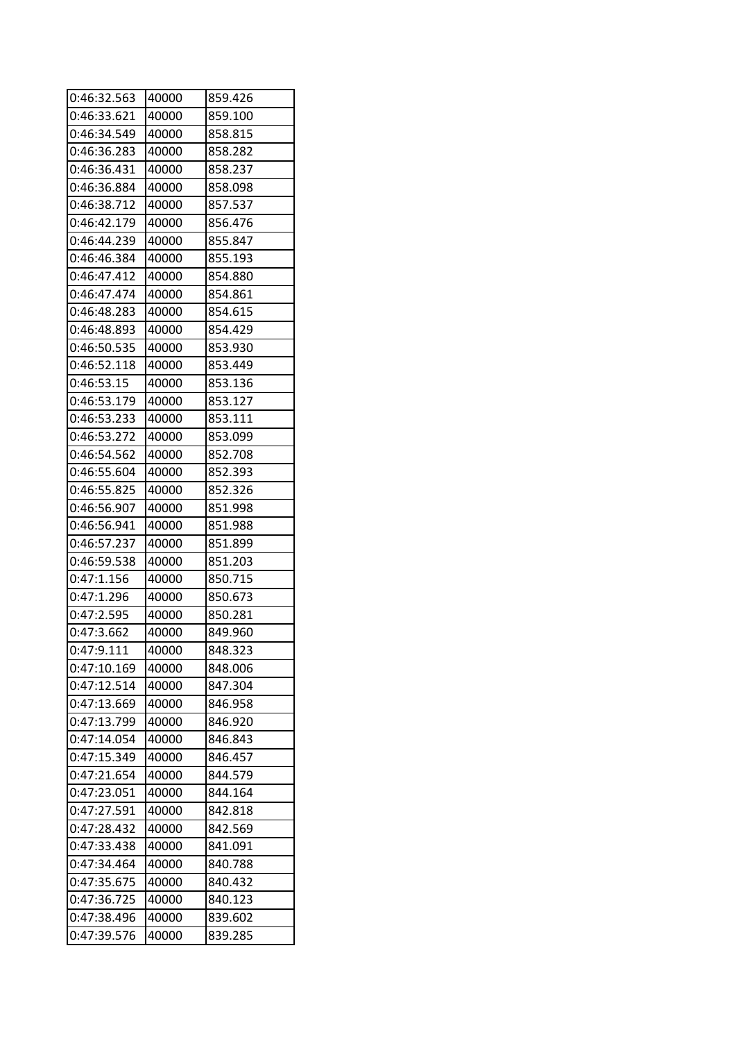| 0:46:32.563 | 40000 | 859.426 |
|---|---|---|
| 0:46:33.621 | 40000 | 859.100 |
| 0:46:34.549 | 40000 | 858.815 |
| 0:46:36.283 | 40000 | 858.282 |
| 0:46:36.431 | 40000 | 858.237 |
| 0:46:36.884 | 40000 | 858.098 |
| 0:46:38.712 | 40000 | 857.537 |
| 0:46:42.179 | 40000 | 856.476 |
| 0:46:44.239 | 40000 | 855.847 |
| 0:46:46.384 | 40000 | 855.193 |
| 0:46:47.412 | 40000 | 854.880 |
| 0:46:47.474 | 40000 | 854.861 |
| 0:46:48.283 | 40000 | 854.615 |
| 0:46:48.893 | 40000 | 854.429 |
| 0:46:50.535 | 40000 | 853.930 |
| 0:46:52.118 | 40000 | 853.449 |
| 0:46:53.15 | 40000 | 853.136 |
| 0:46:53.179 | 40000 | 853.127 |
| 0:46:53.233 | 40000 | 853.111 |
| 0:46:53.272 | 40000 | 853.099 |
| 0:46:54.562 | 40000 | 852.708 |
| 0:46:55.604 | 40000 | 852.393 |
| 0:46:55.825 | 40000 | 852.326 |
| 0:46:56.907 | 40000 | 851.998 |
| 0:46:56.941 | 40000 | 851.988 |
| 0:46:57.237 | 40000 | 851.899 |
| 0:46:59.538 | 40000 | 851.203 |
| 0:47:1.156 | 40000 | 850.715 |
| 0:47:1.296 | 40000 | 850.673 |
| 0:47:2.595 | 40000 | 850.281 |
| 0:47:3.662 | 40000 | 849.960 |
| 0:47:9.111 | 40000 | 848.323 |
| 0:47:10.169 | 40000 | 848.006 |
| 0:47:12.514 | 40000 | 847.304 |
| 0:47:13.669 | 40000 | 846.958 |
| 0:47:13.799 | 40000 | 846.920 |
| 0:47:14.054 | 40000 | 846.843 |
| 0:47:15.349 | 40000 | 846.457 |
| 0:47:21.654 | 40000 | 844.579 |
| 0:47:23.051 | 40000 | 844.164 |
| 0:47:27.591 | 40000 | 842.818 |
| 0:47:28.432 | 40000 | 842.569 |
| 0:47:33.438 | 40000 | 841.091 |
| 0:47:34.464 | 40000 | 840.788 |
| 0:47:35.675 | 40000 | 840.432 |
| 0:47:36.725 | 40000 | 840.123 |
| 0:47:38.496 | 40000 | 839.602 |
| 0:47:39.576 | 40000 | 839.285 |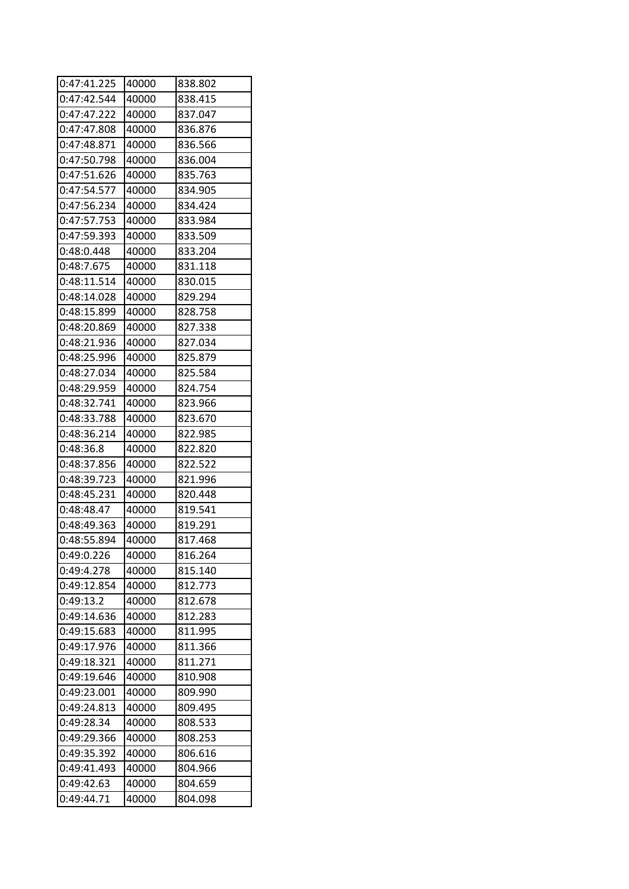| 0:47:41.225 | 40000 | 838.802 |
|---|---|---|
| 0:47:42.544 | 40000 | 838.415 |
| 0:47:47.222 | 40000 | 837.047 |
| 0:47:47.808 | 40000 | 836.876 |
| 0:47:48.871 | 40000 | 836.566 |
| 0:47:50.798 | 40000 | 836.004 |
| 0:47:51.626 | 40000 | 835.763 |
| 0:47:54.577 | 40000 | 834.905 |
| 0:47:56.234 | 40000 | 834.424 |
| 0:47:57.753 | 40000 | 833.984 |
| 0:47:59.393 | 40000 | 833.509 |
| 0:48:0.448 | 40000 | 833.204 |
| 0:48:7.675 | 40000 | 831.118 |
| 0:48:11.514 | 40000 | 830.015 |
| 0:48:14.028 | 40000 | 829.294 |
| 0:48:15.899 | 40000 | 828.758 |
| 0:48:20.869 | 40000 | 827.338 |
| 0:48:21.936 | 40000 | 827.034 |
| 0:48:25.996 | 40000 | 825.879 |
| 0:48:27.034 | 40000 | 825.584 |
| 0:48:29.959 | 40000 | 824.754 |
| 0:48:32.741 | 40000 | 823.966 |
| 0:48:33.788 | 40000 | 823.670 |
| 0:48:36.214 | 40000 | 822.985 |
| 0:48:36.8 | 40000 | 822.820 |
| 0:48:37.856 | 40000 | 822.522 |
| 0:48:39.723 | 40000 | 821.996 |
| 0:48:45.231 | 40000 | 820.448 |
| 0:48:48.47 | 40000 | 819.541 |
| 0:48:49.363 | 40000 | 819.291 |
| 0:48:55.894 | 40000 | 817.468 |
| 0:49:0.226 | 40000 | 816.264 |
| 0:49:4.278 | 40000 | 815.140 |
| 0:49:12.854 | 40000 | 812.773 |
| 0:49:13.2 | 40000 | 812.678 |
| 0:49:14.636 | 40000 | 812.283 |
| 0:49:15.683 | 40000 | 811.995 |
| 0:49:17.976 | 40000 | 811.366 |
| 0:49:18.321 | 40000 | 811.271 |
| 0:49:19.646 | 40000 | 810.908 |
| 0:49:23.001 | 40000 | 809.990 |
| 0:49:24.813 | 40000 | 809.495 |
| 0:49:28.34 | 40000 | 808.533 |
| 0:49:29.366 | 40000 | 808.253 |
| 0:49:35.392 | 40000 | 806.616 |
| 0:49:41.493 | 40000 | 804.966 |
| 0:49:42.63 | 40000 | 804.659 |
| 0:49:44.71 | 40000 | 804.098 |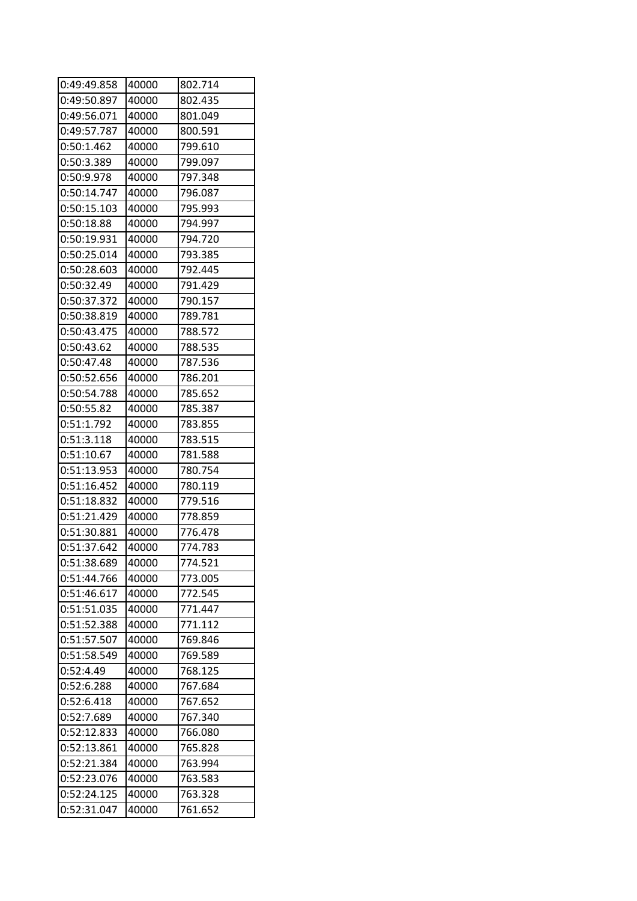| 0:49:49.858 | 40000 | 802.714 |
|---|---|---|
| 0:49:50.897 | 40000 | 802.435 |
| 0:49:56.071 | 40000 | 801.049 |
| 0:49:57.787 | 40000 | 800.591 |
| 0:50:1.462 | 40000 | 799.610 |
| 0:50:3.389 | 40000 | 799.097 |
| 0:50:9.978 | 40000 | 797.348 |
| 0:50:14.747 | 40000 | 796.087 |
| 0:50:15.103 | 40000 | 795.993 |
| 0:50:18.88 | 40000 | 794.997 |
| 0:50:19.931 | 40000 | 794.720 |
| 0:50:25.014 | 40000 | 793.385 |
| 0:50:28.603 | 40000 | 792.445 |
| 0:50:32.49 | 40000 | 791.429 |
| 0:50:37.372 | 40000 | 790.157 |
| 0:50:38.819 | 40000 | 789.781 |
| 0:50:43.475 | 40000 | 788.572 |
| 0:50:43.62 | 40000 | 788.535 |
| 0:50:47.48 | 40000 | 787.536 |
| 0:50:52.656 | 40000 | 786.201 |
| 0:50:54.788 | 40000 | 785.652 |
| 0:50:55.82 | 40000 | 785.387 |
| 0:51:1.792 | 40000 | 783.855 |
| 0:51:3.118 | 40000 | 783.515 |
| 0:51:10.67 | 40000 | 781.588 |
| 0:51:13.953 | 40000 | 780.754 |
| 0:51:16.452 | 40000 | 780.119 |
| 0:51:18.832 | 40000 | 779.516 |
| 0:51:21.429 | 40000 | 778.859 |
| 0:51:30.881 | 40000 | 776.478 |
| 0:51:37.642 | 40000 | 774.783 |
| 0:51:38.689 | 40000 | 774.521 |
| 0:51:44.766 | 40000 | 773.005 |
| 0:51:46.617 | 40000 | 772.545 |
| 0:51:51.035 | 40000 | 771.447 |
| 0:51:52.388 | 40000 | 771.112 |
| 0:51:57.507 | 40000 | 769.846 |
| 0:51:58.549 | 40000 | 769.589 |
| 0:52:4.49 | 40000 | 768.125 |
| 0:52:6.288 | 40000 | 767.684 |
| 0:52:6.418 | 40000 | 767.652 |
| 0:52:7.689 | 40000 | 767.340 |
| 0:52:12.833 | 40000 | 766.080 |
| 0:52:13.861 | 40000 | 765.828 |
| 0:52:21.384 | 40000 | 763.994 |
| 0:52:23.076 | 40000 | 763.583 |
| 0:52:24.125 | 40000 | 763.328 |
| 0:52:31.047 | 40000 | 761.652 |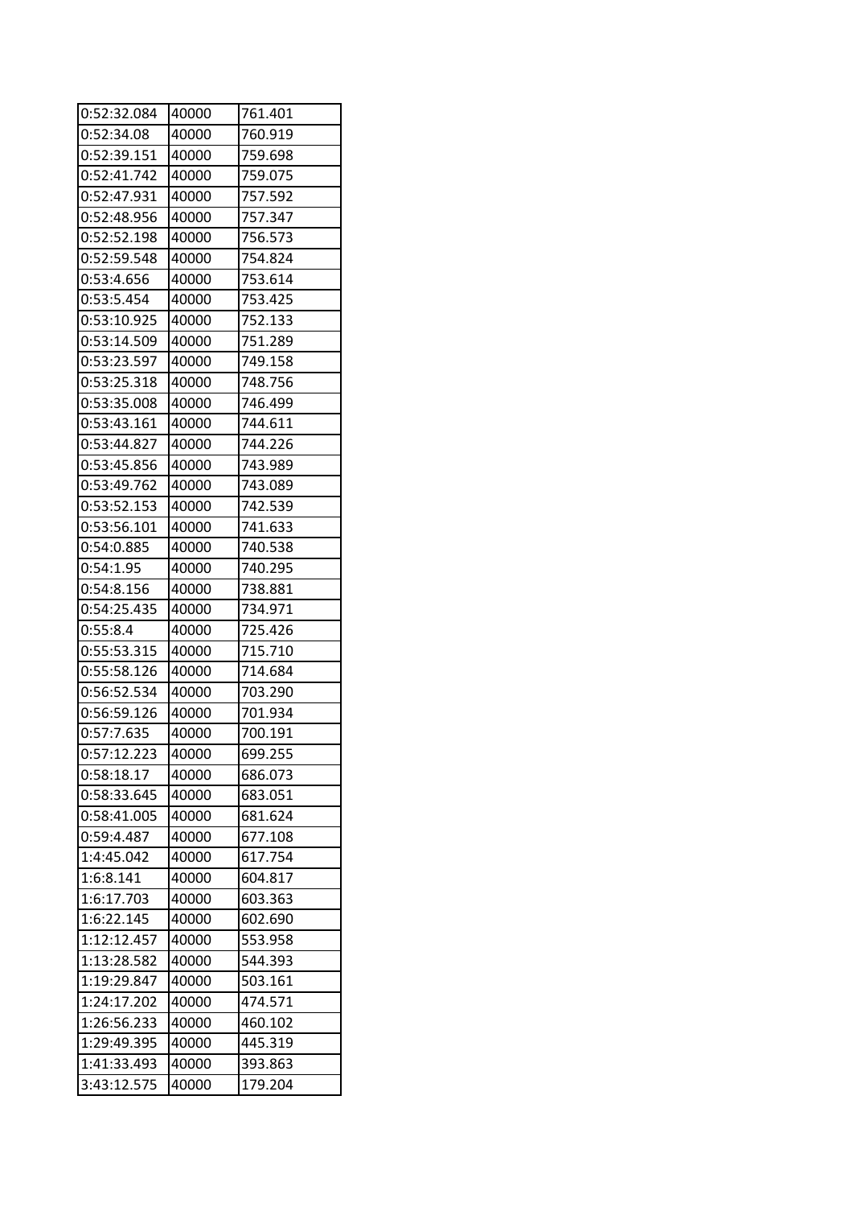| 0:52:32.084 | 40000 | 761.401 |
|---|---|---|
| 0:52:34.08 | 40000 | 760.919 |
| 0:52:39.151 | 40000 | 759.698 |
| 0:52:41.742 | 40000 | 759.075 |
| 0:52:47.931 | 40000 | 757.592 |
| 0:52:48.956 | 40000 | 757.347 |
| 0:52:52.198 | 40000 | 756.573 |
| 0:52:59.548 | 40000 | 754.824 |
| 0:53:4.656 | 40000 | 753.614 |
| 0:53:5.454 | 40000 | 753.425 |
| 0:53:10.925 | 40000 | 752.133 |
| 0:53:14.509 | 40000 | 751.289 |
| 0:53:23.597 | 40000 | 749.158 |
| 0:53:25.318 | 40000 | 748.756 |
| 0:53:35.008 | 40000 | 746.499 |
| 0:53:43.161 | 40000 | 744.611 |
| 0:53:44.827 | 40000 | 744.226 |
| 0:53:45.856 | 40000 | 743.989 |
| 0:53:49.762 | 40000 | 743.089 |
| 0:53:52.153 | 40000 | 742.539 |
| 0:53:56.101 | 40000 | 741.633 |
| 0:54:0.885 | 40000 | 740.538 |
| 0:54:1.95 | 40000 | 740.295 |
| 0:54:8.156 | 40000 | 738.881 |
| 0:54:25.435 | 40000 | 734.971 |
| 0:55:8.4 | 40000 | 725.426 |
| 0:55:53.315 | 40000 | 715.710 |
| 0:55:58.126 | 40000 | 714.684 |
| 0:56:52.534 | 40000 | 703.290 |
| 0:56:59.126 | 40000 | 701.934 |
| 0:57:7.635 | 40000 | 700.191 |
| 0:57:12.223 | 40000 | 699.255 |
| 0:58:18.17 | 40000 | 686.073 |
| 0:58:33.645 | 40000 | 683.051 |
| 0:58:41.005 | 40000 | 681.624 |
| 0:59:4.487 | 40000 | 677.108 |
| 1:4:45.042 | 40000 | 617.754 |
| 1:6:8.141 | 40000 | 604.817 |
| 1:6:17.703 | 40000 | 603.363 |
| 1:6:22.145 | 40000 | 602.690 |
| 1:12:12.457 | 40000 | 553.958 |
| 1:13:28.582 | 40000 | 544.393 |
| 1:19:29.847 | 40000 | 503.161 |
| 1:24:17.202 | 40000 | 474.571 |
| 1:26:56.233 | 40000 | 460.102 |
| 1:29:49.395 | 40000 | 445.319 |
| 1:41:33.493 | 40000 | 393.863 |
| 3:43:12.575 | 40000 | 179.204 |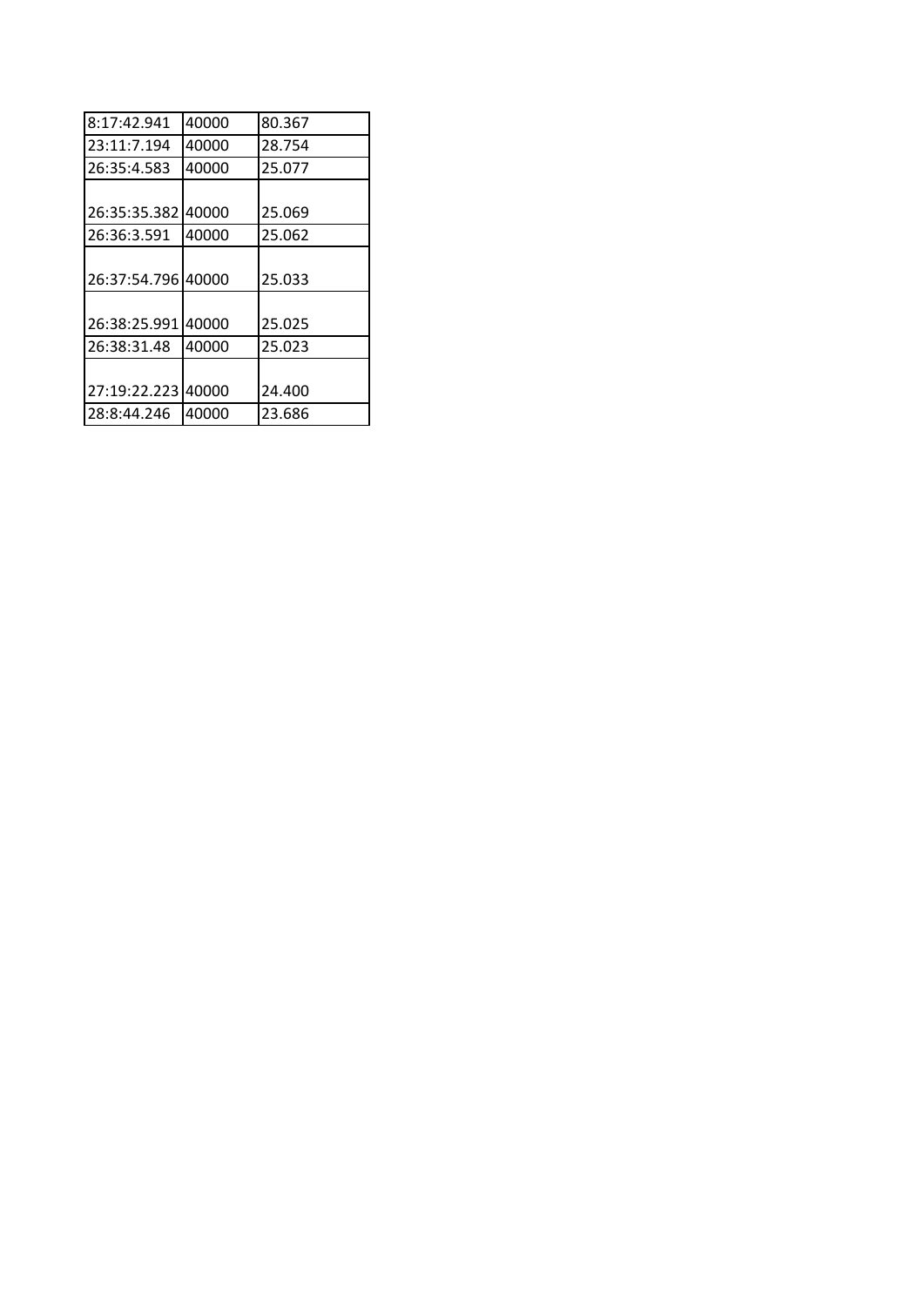| | | |
|---|---|---|
| 8:17:42.941 | 40000 | 80.367 |
| 23:11:7.194 | 40000 | 28.754 |
| 26:35:4.583 | 40000 | 25.077 |
| 26:35:35.382 | 40000 | 25.069 |
| 26:36:3.591 | 40000 | 25.062 |
| 26:37:54.796 | 40000 | 25.033 |
| 26:38:25.991 | 40000 | 25.025 |
| 26:38:31.48 | 40000 | 25.023 |
| 27:19:22.223 | 40000 | 24.400 |
| 28:8:44.246 | 40000 | 23.686 |